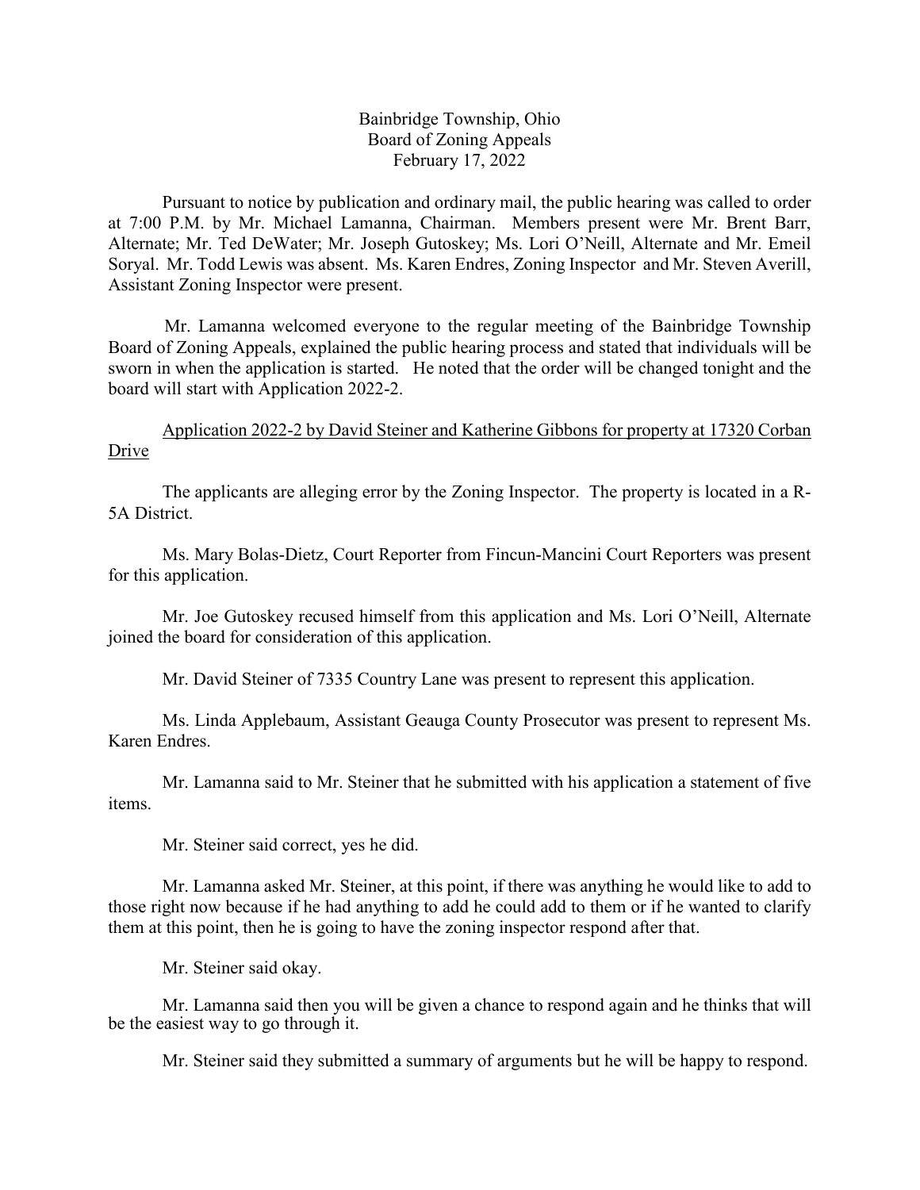Bainbridge Township, Ohio
Board of Zoning Appeals
February 17, 2022

Pursuant to notice by publication and ordinary mail, the public hearing was called to order at 7:00 P.M. by Mr. Michael Lamanna, Chairman. Members present were Mr. Brent Barr, Alternate; Mr. Ted DeWater; Mr. Joseph Gutoskey; Ms. Lori O'Neill, Alternate and Mr. Emeil Soryal. Mr. Todd Lewis was absent. Ms. Karen Endres, Zoning Inspector and Mr. Steven Averill, Assistant Zoning Inspector were present.

Mr. Lamanna welcomed everyone to the regular meeting of the Bainbridge Township Board of Zoning Appeals, explained the public hearing process and stated that individuals will be sworn in when the application is started. He noted that the order will be changed tonight and the board will start with Application 2022-2.

Application 2022-2 by David Steiner and Katherine Gibbons for property at 17320 Corban Drive

The applicants are alleging error by the Zoning Inspector. The property is located in a R-5A District.

Ms. Mary Bolas-Dietz, Court Reporter from Fincun-Mancini Court Reporters was present for this application.

Mr. Joe Gutoskey recused himself from this application and Ms. Lori O'Neill, Alternate joined the board for consideration of this application.

Mr. David Steiner of 7335 Country Lane was present to represent this application.

Ms. Linda Applebaum, Assistant Geauga County Prosecutor was present to represent Ms. Karen Endres.

Mr. Lamanna said to Mr. Steiner that he submitted with his application a statement of five items.

Mr. Steiner said correct, yes he did.

Mr. Lamanna asked Mr. Steiner, at this point, if there was anything he would like to add to those right now because if he had anything to add he could add to them or if he wanted to clarify them at this point, then he is going to have the zoning inspector respond after that.

Mr. Steiner said okay.

Mr. Lamanna said then you will be given a chance to respond again and he thinks that will be the easiest way to go through it.

Mr. Steiner said they submitted a summary of arguments but he will be happy to respond.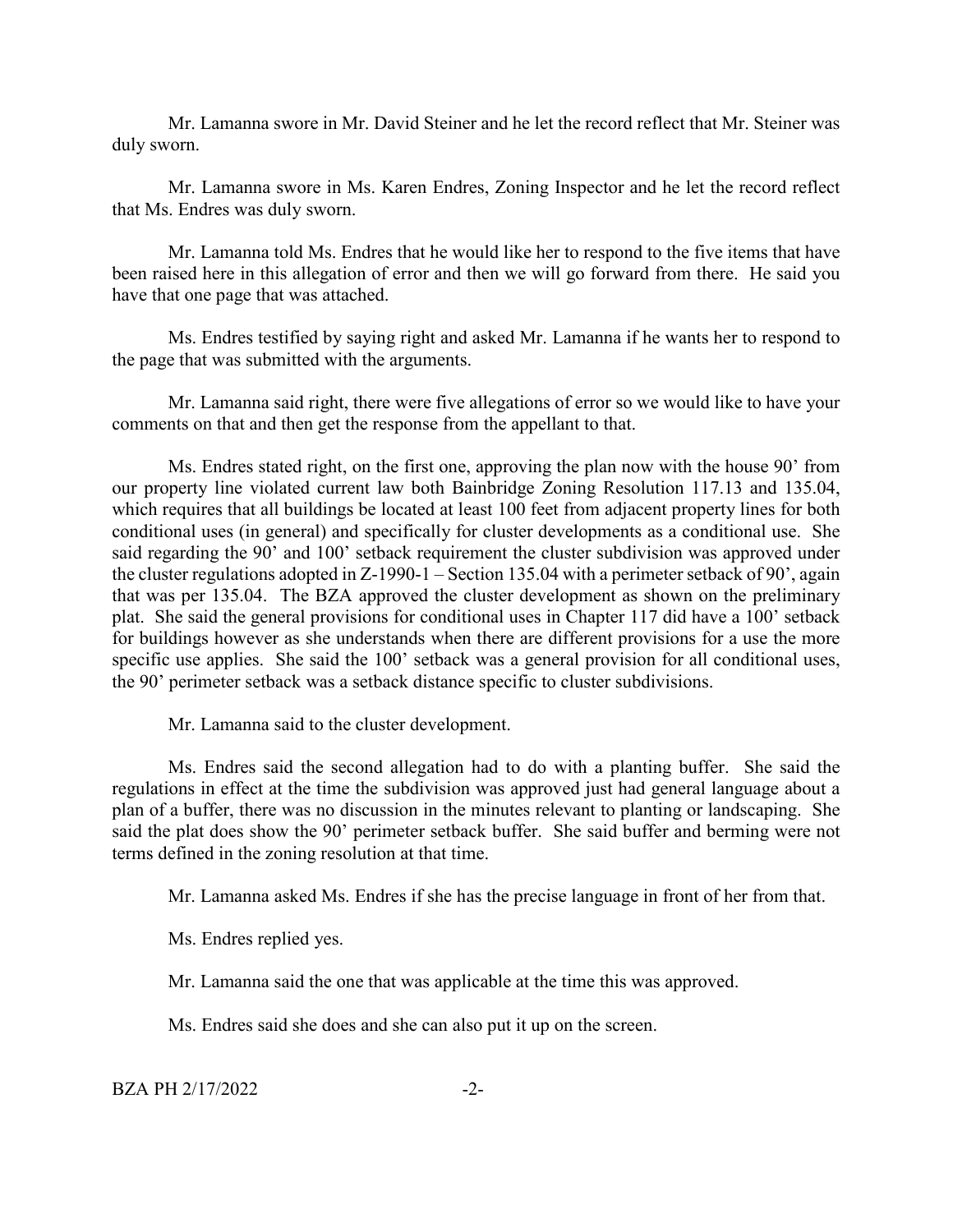Mr. Lamanna swore in Mr. David Steiner and he let the record reflect that Mr. Steiner was duly sworn.

Mr. Lamanna swore in Ms. Karen Endres, Zoning Inspector and he let the record reflect that Ms. Endres was duly sworn.

Mr. Lamanna told Ms. Endres that he would like her to respond to the five items that have been raised here in this allegation of error and then we will go forward from there. He said you have that one page that was attached.

Ms. Endres testified by saying right and asked Mr. Lamanna if he wants her to respond to the page that was submitted with the arguments.

Mr. Lamanna said right, there were five allegations of error so we would like to have your comments on that and then get the response from the appellant to that.

Ms. Endres stated right, on the first one, approving the plan now with the house 90' from our property line violated current law both Bainbridge Zoning Resolution 117.13 and 135.04, which requires that all buildings be located at least 100 feet from adjacent property lines for both conditional uses (in general) and specifically for cluster developments as a conditional use. She said regarding the 90' and 100' setback requirement the cluster subdivision was approved under the cluster regulations adopted in Z-1990-1 – Section 135.04 with a perimeter setback of 90', again that was per 135.04. The BZA approved the cluster development as shown on the preliminary plat. She said the general provisions for conditional uses in Chapter 117 did have a 100' setback for buildings however as she understands when there are different provisions for a use the more specific use applies. She said the 100' setback was a general provision for all conditional uses, the 90' perimeter setback was a setback distance specific to cluster subdivisions.

Mr. Lamanna said to the cluster development.

Ms. Endres said the second allegation had to do with a planting buffer. She said the regulations in effect at the time the subdivision was approved just had general language about a plan of a buffer, there was no discussion in the minutes relevant to planting or landscaping. She said the plat does show the 90' perimeter setback buffer. She said buffer and berming were not terms defined in the zoning resolution at that time.

Mr. Lamanna asked Ms. Endres if she has the precise language in front of her from that.

Ms. Endres replied yes.

Mr. Lamanna said the one that was applicable at the time this was approved.

Ms. Endres said she does and she can also put it up on the screen.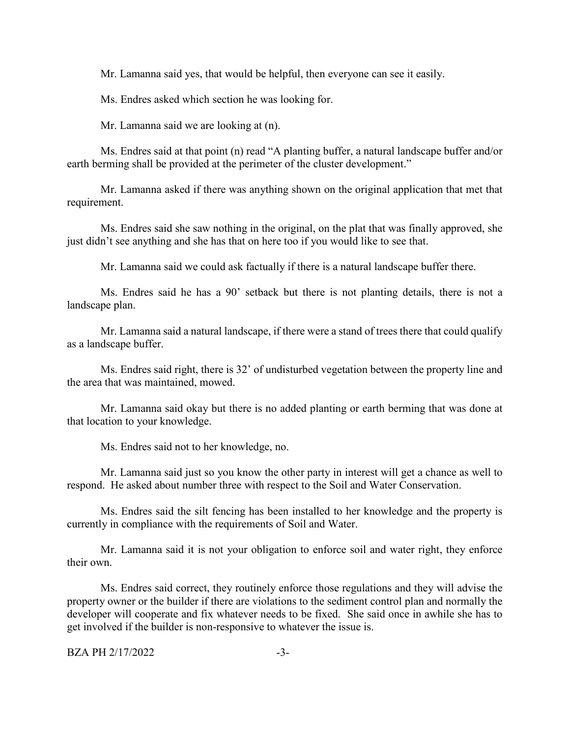Mr. Lamanna said yes, that would be helpful, then everyone can see it easily.

Ms. Endres asked which section he was looking for.

Mr. Lamanna said we are looking at (n).

Ms. Endres said at that point (n) read "A planting buffer, a natural landscape buffer and/or earth berming shall be provided at the perimeter of the cluster development."

Mr. Lamanna asked if there was anything shown on the original application that met that requirement.

Ms. Endres said she saw nothing in the original, on the plat that was finally approved, she just didn't see anything and she has that on here too if you would like to see that.

Mr. Lamanna said we could ask factually if there is a natural landscape buffer there.

Ms. Endres said he has a 90' setback but there is not planting details, there is not a landscape plan.

Mr. Lamanna said a natural landscape, if there were a stand of trees there that could qualify as a landscape buffer.

Ms. Endres said right, there is 32' of undisturbed vegetation between the property line and the area that was maintained, mowed.

Mr. Lamanna said okay but there is no added planting or earth berming that was done at that location to your knowledge.

Ms. Endres said not to her knowledge, no.

Mr. Lamanna said just so you know the other party in interest will get a chance as well to respond. He asked about number three with respect to the Soil and Water Conservation.

Ms. Endres said the silt fencing has been installed to her knowledge and the property is currently in compliance with the requirements of Soil and Water.

Mr. Lamanna said it is not your obligation to enforce soil and water right, they enforce their own.

Ms. Endres said correct, they routinely enforce those regulations and they will advise the property owner or the builder if there are violations to the sediment control plan and normally the developer will cooperate and fix whatever needs to be fixed. She said once in awhile she has to get involved if the builder is non-responsive to whatever the issue is.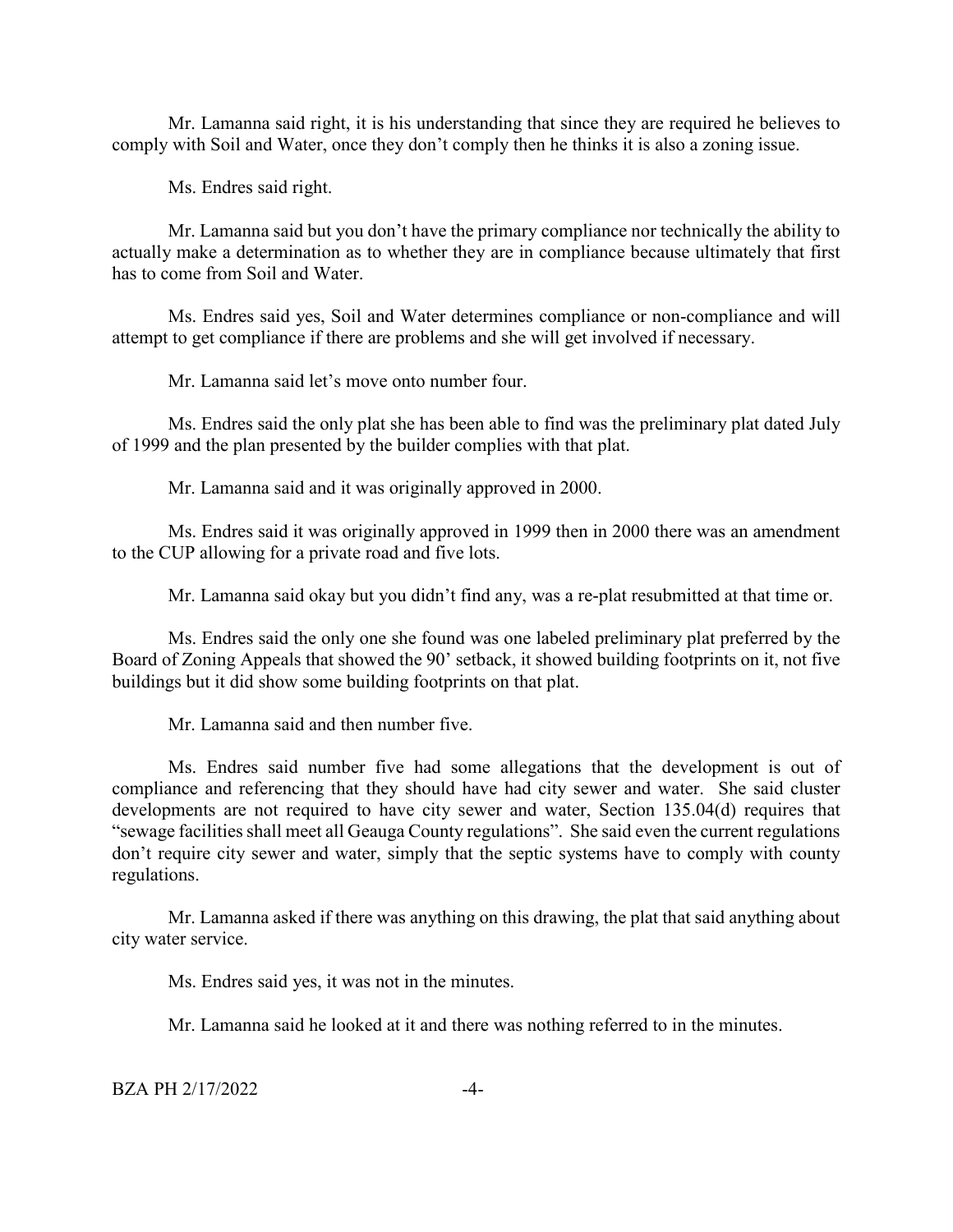Mr. Lamanna said right, it is his understanding that since they are required he believes to comply with Soil and Water, once they don't comply then he thinks it is also a zoning issue.

Ms. Endres said right.

Mr. Lamanna said but you don't have the primary compliance nor technically the ability to actually make a determination as to whether they are in compliance because ultimately that first has to come from Soil and Water.

Ms. Endres said yes, Soil and Water determines compliance or non-compliance and will attempt to get compliance if there are problems and she will get involved if necessary.

Mr. Lamanna said let's move onto number four.

Ms. Endres said the only plat she has been able to find was the preliminary plat dated July of 1999 and the plan presented by the builder complies with that plat.

Mr. Lamanna said and it was originally approved in 2000.

Ms. Endres said it was originally approved in 1999 then in 2000 there was an amendment to the CUP allowing for a private road and five lots.

Mr. Lamanna said okay but you didn't find any, was a re-plat resubmitted at that time or.

Ms. Endres said the only one she found was one labeled preliminary plat preferred by the Board of Zoning Appeals that showed the 90' setback, it showed building footprints on it, not five buildings but it did show some building footprints on that plat.

Mr. Lamanna said and then number five.

Ms. Endres said number five had some allegations that the development is out of compliance and referencing that they should have had city sewer and water. She said cluster developments are not required to have city sewer and water, Section 135.04(d) requires that "sewage facilities shall meet all Geauga County regulations". She said even the current regulations don't require city sewer and water, simply that the septic systems have to comply with county regulations.

Mr. Lamanna asked if there was anything on this drawing, the plat that said anything about city water service.

Ms. Endres said yes, it was not in the minutes.

Mr. Lamanna said he looked at it and there was nothing referred to in the minutes.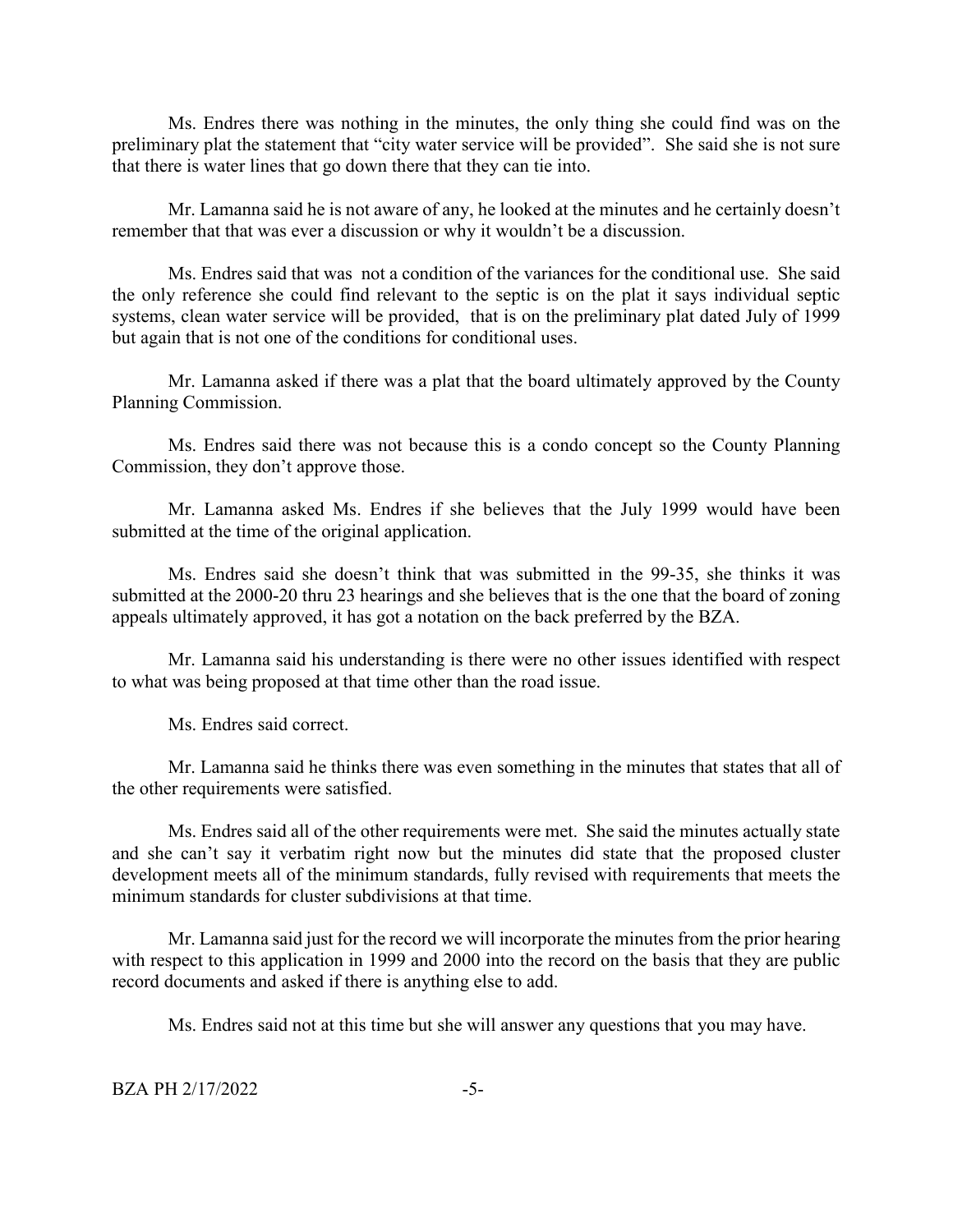Ms. Endres there was nothing in the minutes, the only thing she could find was on the preliminary plat the statement that "city water service will be provided". She said she is not sure that there is water lines that go down there that they can tie into.

Mr. Lamanna said he is not aware of any, he looked at the minutes and he certainly doesn't remember that that was ever a discussion or why it wouldn't be a discussion.

Ms. Endres said that was not a condition of the variances for the conditional use. She said the only reference she could find relevant to the septic is on the plat it says individual septic systems, clean water service will be provided, that is on the preliminary plat dated July of 1999 but again that is not one of the conditions for conditional uses.

Mr. Lamanna asked if there was a plat that the board ultimately approved by the County Planning Commission.

Ms. Endres said there was not because this is a condo concept so the County Planning Commission, they don't approve those.

Mr. Lamanna asked Ms. Endres if she believes that the July 1999 would have been submitted at the time of the original application.

Ms. Endres said she doesn't think that was submitted in the 99-35, she thinks it was submitted at the 2000-20 thru 23 hearings and she believes that is the one that the board of zoning appeals ultimately approved, it has got a notation on the back preferred by the BZA.

Mr. Lamanna said his understanding is there were no other issues identified with respect to what was being proposed at that time other than the road issue.

Ms. Endres said correct.

Mr. Lamanna said he thinks there was even something in the minutes that states that all of the other requirements were satisfied.

Ms. Endres said all of the other requirements were met. She said the minutes actually state and she can't say it verbatim right now but the minutes did state that the proposed cluster development meets all of the minimum standards, fully revised with requirements that meets the minimum standards for cluster subdivisions at that time.

Mr. Lamanna said just for the record we will incorporate the minutes from the prior hearing with respect to this application in 1999 and 2000 into the record on the basis that they are public record documents and asked if there is anything else to add.

Ms. Endres said not at this time but she will answer any questions that you may have.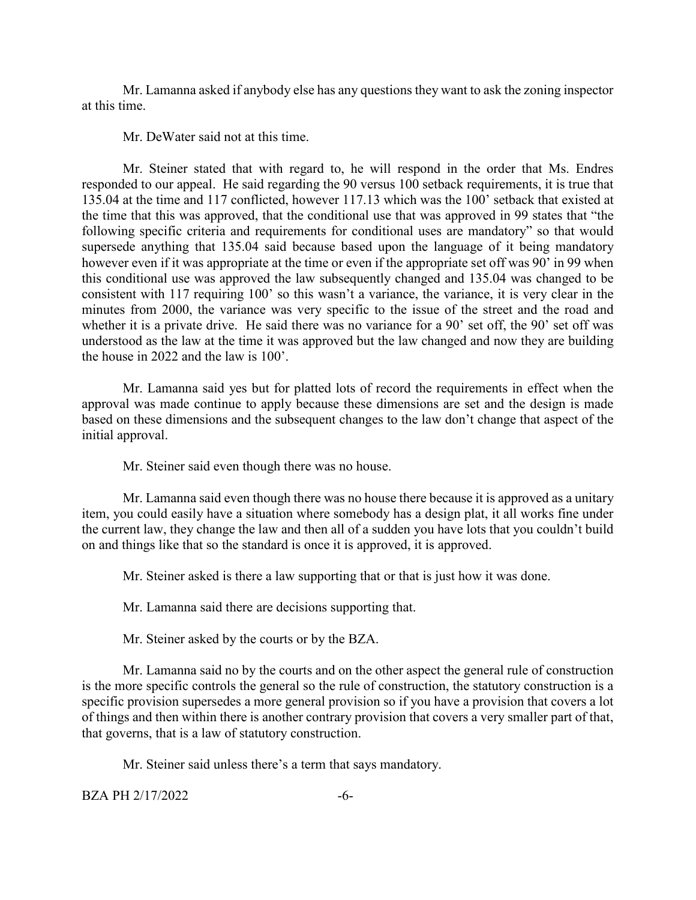Mr. Lamanna asked if anybody else has any questions they want to ask the zoning inspector at this time.

Mr. DeWater said not at this time.

Mr. Steiner stated that with regard to, he will respond in the order that Ms. Endres responded to our appeal. He said regarding the 90 versus 100 setback requirements, it is true that 135.04 at the time and 117 conflicted, however 117.13 which was the 100' setback that existed at the time that this was approved, that the conditional use that was approved in 99 states that "the following specific criteria and requirements for conditional uses are mandatory" so that would supersede anything that 135.04 said because based upon the language of it being mandatory however even if it was appropriate at the time or even if the appropriate set off was 90' in 99 when this conditional use was approved the law subsequently changed and 135.04 was changed to be consistent with 117 requiring 100' so this wasn't a variance, the variance, it is very clear in the minutes from 2000, the variance was very specific to the issue of the street and the road and whether it is a private drive. He said there was no variance for a 90' set off, the 90' set off was understood as the law at the time it was approved but the law changed and now they are building the house in 2022 and the law is 100'.

Mr. Lamanna said yes but for platted lots of record the requirements in effect when the approval was made continue to apply because these dimensions are set and the design is made based on these dimensions and the subsequent changes to the law don't change that aspect of the initial approval.

Mr. Steiner said even though there was no house.

Mr. Lamanna said even though there was no house there because it is approved as a unitary item, you could easily have a situation where somebody has a design plat, it all works fine under the current law, they change the law and then all of a sudden you have lots that you couldn't build on and things like that so the standard is once it is approved, it is approved.

Mr. Steiner asked is there a law supporting that or that is just how it was done.

Mr. Lamanna said there are decisions supporting that.

Mr. Steiner asked by the courts or by the BZA.

Mr. Lamanna said no by the courts and on the other aspect the general rule of construction is the more specific controls the general so the rule of construction, the statutory construction is a specific provision supersedes a more general provision so if you have a provision that covers a lot of things and then within there is another contrary provision that covers a very smaller part of that, that governs, that is a law of statutory construction.

Mr. Steiner said unless there's a term that says mandatory.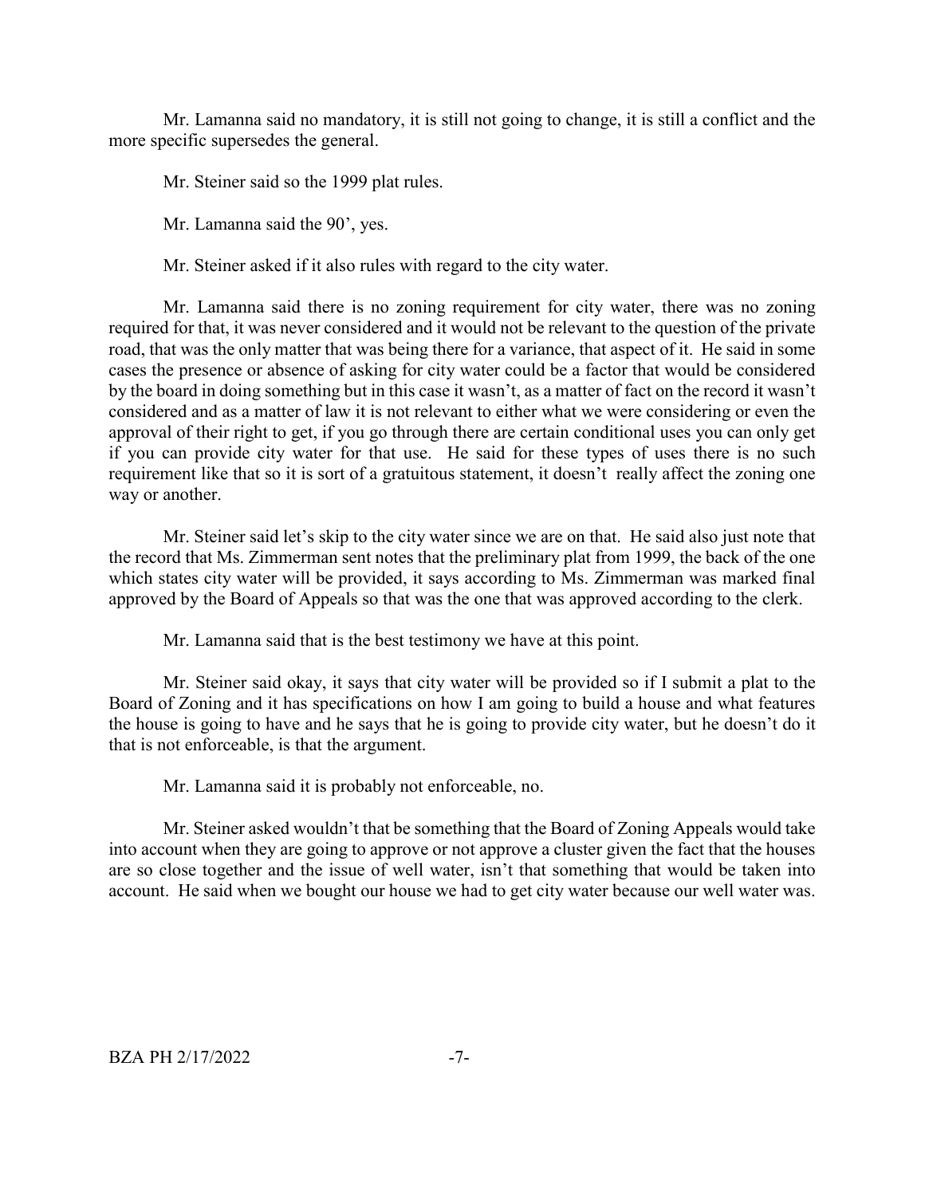Mr. Lamanna said no mandatory, it is still not going to change, it is still a conflict and the more specific supersedes the general.

Mr. Steiner said so the 1999 plat rules.

Mr. Lamanna said the 90', yes.

Mr. Steiner asked if it also rules with regard to the city water.

Mr. Lamanna said there is no zoning requirement for city water, there was no zoning required for that, it was never considered and it would not be relevant to the question of the private road, that was the only matter that was being there for a variance, that aspect of it. He said in some cases the presence or absence of asking for city water could be a factor that would be considered by the board in doing something but in this case it wasn't, as a matter of fact on the record it wasn't considered and as a matter of law it is not relevant to either what we were considering or even the approval of their right to get, if you go through there are certain conditional uses you can only get if you can provide city water for that use. He said for these types of uses there is no such requirement like that so it is sort of a gratuitous statement, it doesn't really affect the zoning one way or another.

Mr. Steiner said let's skip to the city water since we are on that. He said also just note that the record that Ms. Zimmerman sent notes that the preliminary plat from 1999, the back of the one which states city water will be provided, it says according to Ms. Zimmerman was marked final approved by the Board of Appeals so that was the one that was approved according to the clerk.

Mr. Lamanna said that is the best testimony we have at this point.

Mr. Steiner said okay, it says that city water will be provided so if I submit a plat to the Board of Zoning and it has specifications on how I am going to build a house and what features the house is going to have and he says that he is going to provide city water, but he doesn't do it that is not enforceable, is that the argument.

Mr. Lamanna said it is probably not enforceable, no.

Mr. Steiner asked wouldn't that be something that the Board of Zoning Appeals would take into account when they are going to approve or not approve a cluster given the fact that the houses are so close together and the issue of well water, isn't that something that would be taken into account. He said when we bought our house we had to get city water because our well water was.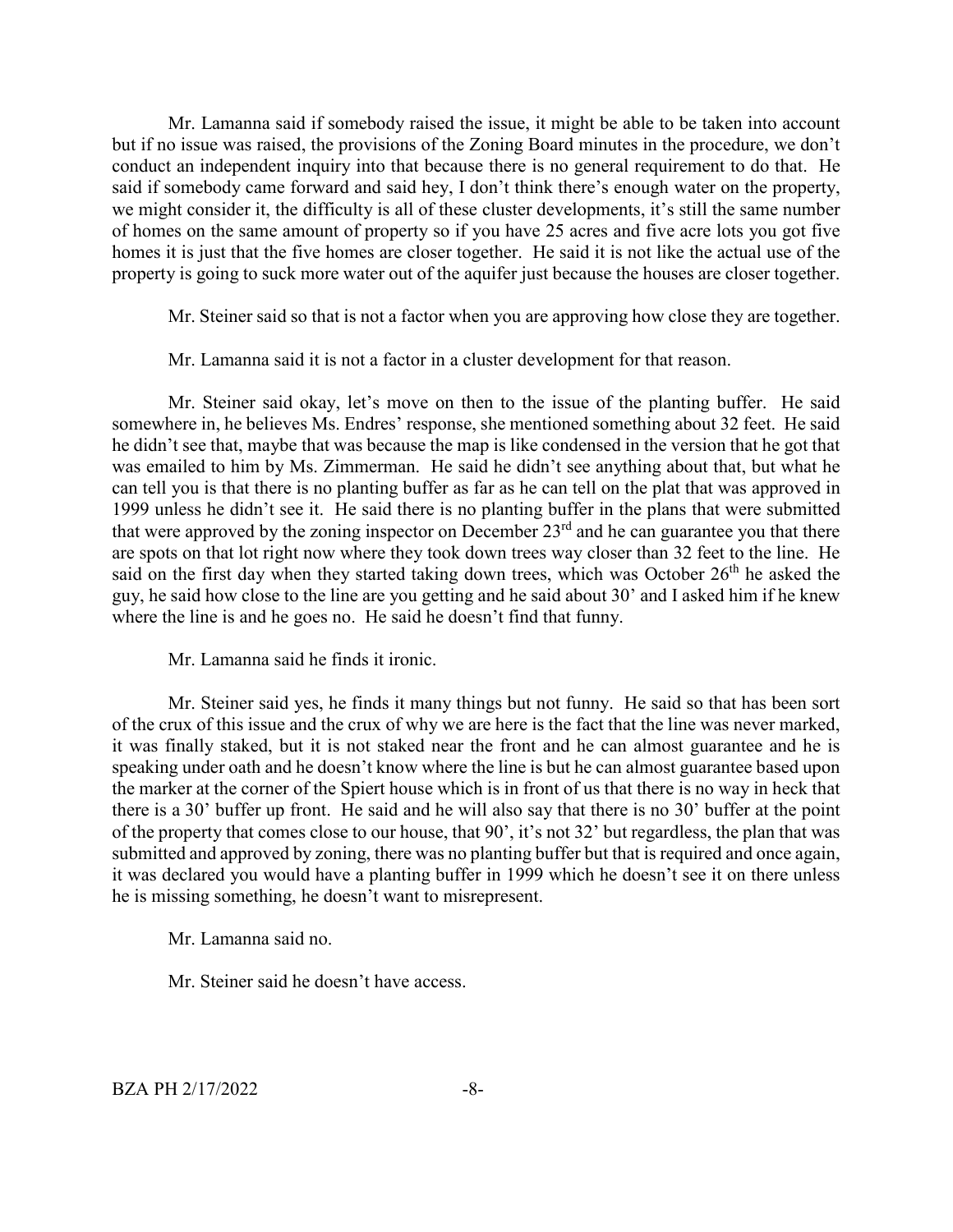Mr. Lamanna said if somebody raised the issue, it might be able to be taken into account but if no issue was raised, the provisions of the Zoning Board minutes in the procedure, we don't conduct an independent inquiry into that because there is no general requirement to do that. He said if somebody came forward and said hey, I don't think there's enough water on the property, we might consider it, the difficulty is all of these cluster developments, it's still the same number of homes on the same amount of property so if you have 25 acres and five acre lots you got five homes it is just that the five homes are closer together. He said it is not like the actual use of the property is going to suck more water out of the aquifer just because the houses are closer together.

Mr. Steiner said so that is not a factor when you are approving how close they are together.

Mr. Lamanna said it is not a factor in a cluster development for that reason.

Mr. Steiner said okay, let's move on then to the issue of the planting buffer. He said somewhere in, he believes Ms. Endres' response, she mentioned something about 32 feet. He said he didn't see that, maybe that was because the map is like condensed in the version that he got that was emailed to him by Ms. Zimmerman. He said he didn't see anything about that, but what he can tell you is that there is no planting buffer as far as he can tell on the plat that was approved in 1999 unless he didn't see it. He said there is no planting buffer in the plans that were submitted that were approved by the zoning inspector on December 23rd and he can guarantee you that there are spots on that lot right now where they took down trees way closer than 32 feet to the line. He said on the first day when they started taking down trees, which was October 26th he asked the guy, he said how close to the line are you getting and he said about 30' and I asked him if he knew where the line is and he goes no. He said he doesn't find that funny.

Mr. Lamanna said he finds it ironic.

Mr. Steiner said yes, he finds it many things but not funny. He said so that has been sort of the crux of this issue and the crux of why we are here is the fact that the line was never marked, it was finally staked, but it is not staked near the front and he can almost guarantee and he is speaking under oath and he doesn't know where the line is but he can almost guarantee based upon the marker at the corner of the Spiert house which is in front of us that there is no way in heck that there is a 30' buffer up front. He said and he will also say that there is no 30' buffer at the point of the property that comes close to our house, that 90', it's not 32' but regardless, the plan that was submitted and approved by zoning, there was no planting buffer but that is required and once again, it was declared you would have a planting buffer in 1999 which he doesn't see it on there unless he is missing something, he doesn't want to misrepresent.

Mr. Lamanna said no.

Mr. Steiner said he doesn't have access.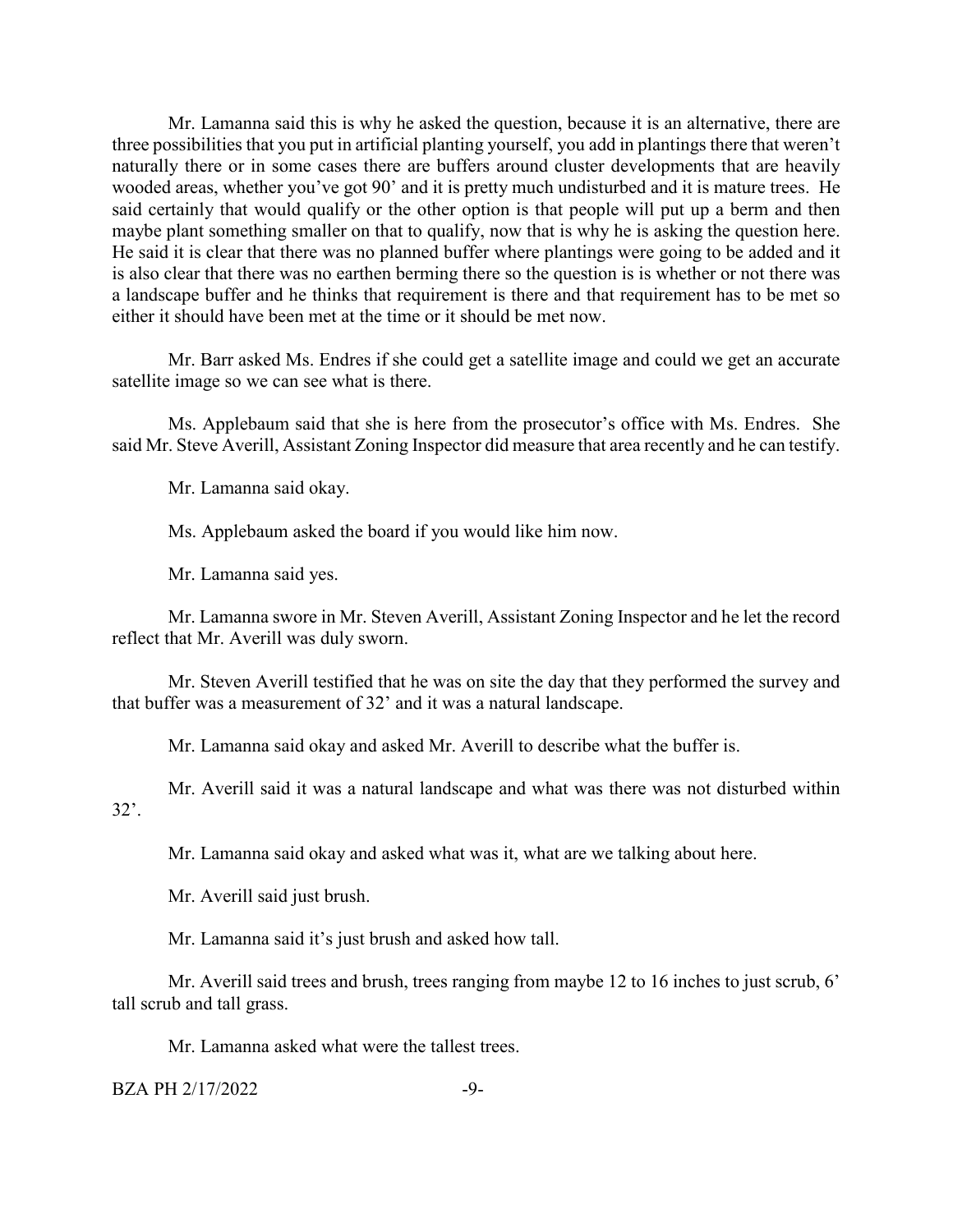Mr. Lamanna said this is why he asked the question, because it is an alternative, there are three possibilities that you put in artificial planting yourself, you add in plantings there that weren't naturally there or in some cases there are buffers around cluster developments that are heavily wooded areas, whether you've got 90' and it is pretty much undisturbed and it is mature trees. He said certainly that would qualify or the other option is that people will put up a berm and then maybe plant something smaller on that to qualify, now that is why he is asking the question here. He said it is clear that there was no planned buffer where plantings were going to be added and it is also clear that there was no earthen berming there so the question is is whether or not there was a landscape buffer and he thinks that requirement is there and that requirement has to be met so either it should have been met at the time or it should be met now.

Mr. Barr asked Ms. Endres if she could get a satellite image and could we get an accurate satellite image so we can see what is there.

Ms. Applebaum said that she is here from the prosecutor's office with Ms. Endres. She said Mr. Steve Averill, Assistant Zoning Inspector did measure that area recently and he can testify.

Mr. Lamanna said okay.

Ms. Applebaum asked the board if you would like him now.

Mr. Lamanna said yes.

Mr. Lamanna swore in Mr. Steven Averill, Assistant Zoning Inspector and he let the record reflect that Mr. Averill was duly sworn.

Mr. Steven Averill testified that he was on site the day that they performed the survey and that buffer was a measurement of 32' and it was a natural landscape.

Mr. Lamanna said okay and asked Mr. Averill to describe what the buffer is.

Mr. Averill said it was a natural landscape and what was there was not disturbed within 32'.

Mr. Lamanna said okay and asked what was it, what are we talking about here.

Mr. Averill said just brush.

Mr. Lamanna said it's just brush and asked how tall.

Mr. Averill said trees and brush, trees ranging from maybe 12 to 16 inches to just scrub, 6' tall scrub and tall grass.

Mr. Lamanna asked what were the tallest trees.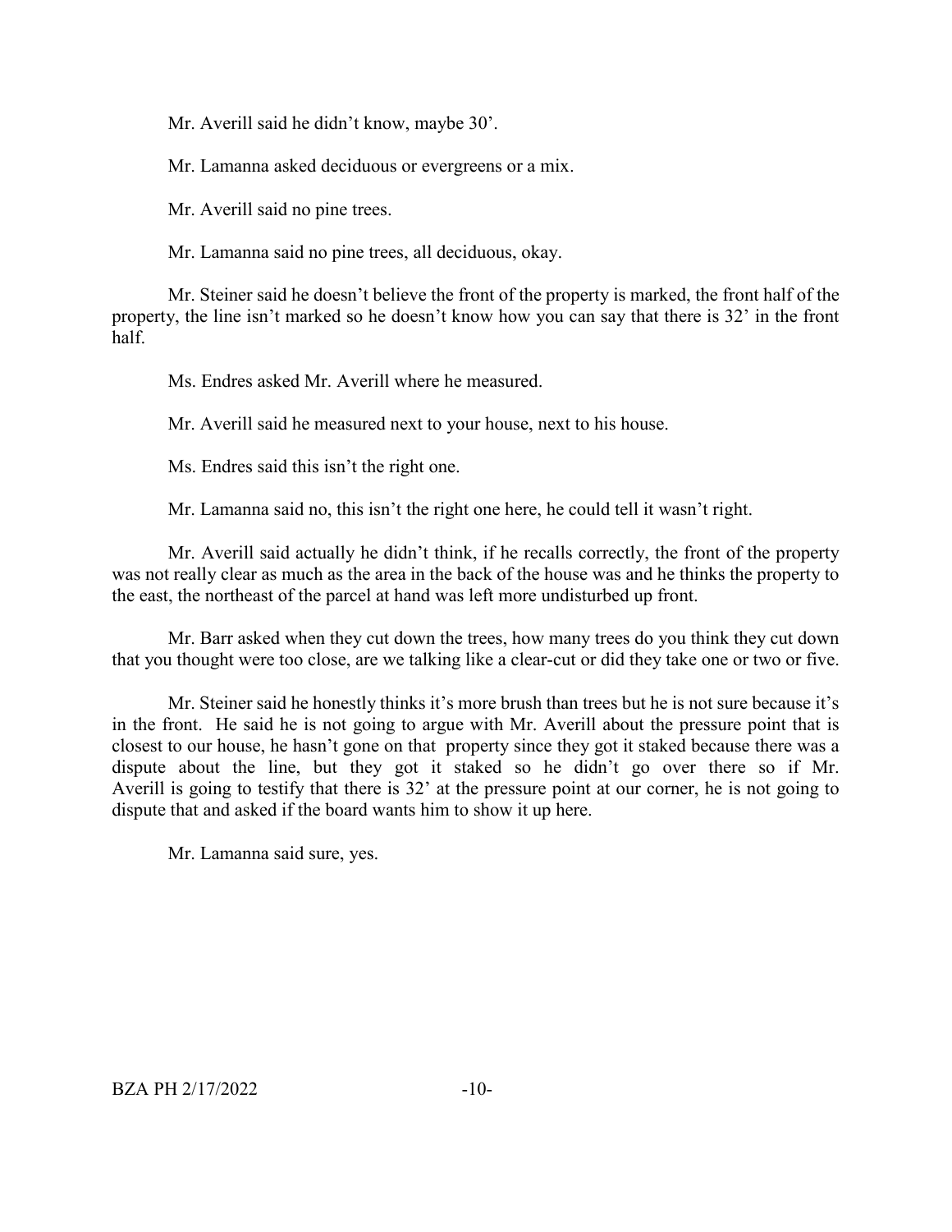Mr. Averill said he didn't know, maybe 30'.

Mr. Lamanna asked deciduous or evergreens or a mix.

Mr. Averill said no pine trees.

Mr. Lamanna said no pine trees, all deciduous, okay.

Mr. Steiner said he doesn't believe the front of the property is marked, the front half of the property, the line isn't marked so he doesn't know how you can say that there is 32' in the front half.

Ms. Endres asked Mr. Averill where he measured.

Mr. Averill said he measured next to your house, next to his house.

Ms. Endres said this isn't the right one.

Mr. Lamanna said no, this isn't the right one here, he could tell it wasn't right.

Mr. Averill said actually he didn't think, if he recalls correctly, the front of the property was not really clear as much as the area in the back of the house was and he thinks the property to the east, the northeast of the parcel at hand was left more undisturbed up front.

Mr. Barr asked when they cut down the trees, how many trees do you think they cut down that you thought were too close, are we talking like a clear-cut or did they take one or two or five.

Mr. Steiner said he honestly thinks it's more brush than trees but he is not sure because it's in the front. He said he is not going to argue with Mr. Averill about the pressure point that is closest to our house, he hasn't gone on that property since they got it staked because there was a dispute about the line, but they got it staked so he didn't go over there so if Mr. Averill is going to testify that there is 32' at the pressure point at our corner, he is not going to dispute that and asked if the board wants him to show it up here.

Mr. Lamanna said sure, yes.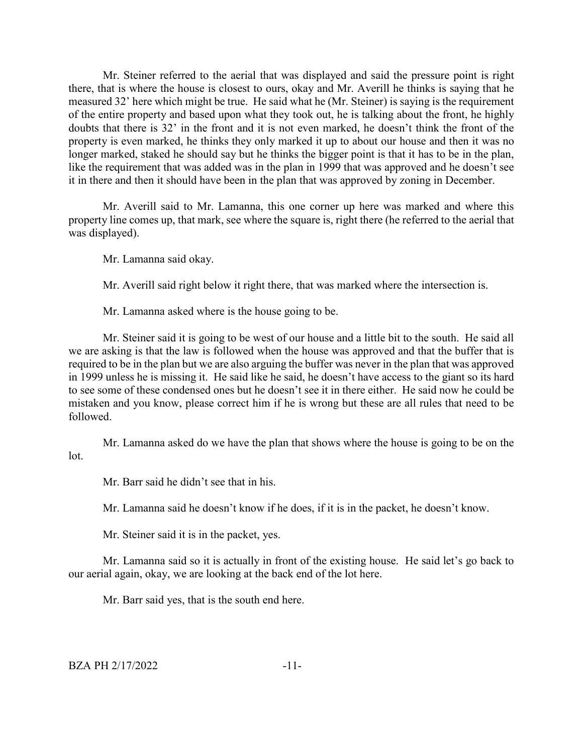Mr. Steiner referred to the aerial that was displayed and said the pressure point is right there, that is where the house is closest to ours, okay and Mr. Averill he thinks is saying that he measured 32' here which might be true. He said what he (Mr. Steiner) is saying is the requirement of the entire property and based upon what they took out, he is talking about the front, he highly doubts that there is 32' in the front and it is not even marked, he doesn't think the front of the property is even marked, he thinks they only marked it up to about our house and then it was no longer marked, staked he should say but he thinks the bigger point is that it has to be in the plan, like the requirement that was added was in the plan in 1999 that was approved and he doesn't see it in there and then it should have been in the plan that was approved by zoning in December.

Mr. Averill said to Mr. Lamanna, this one corner up here was marked and where this property line comes up, that mark, see where the square is, right there (he referred to the aerial that was displayed).

Mr. Lamanna said okay.

Mr. Averill said right below it right there, that was marked where the intersection is.

Mr. Lamanna asked where is the house going to be.

Mr. Steiner said it is going to be west of our house and a little bit to the south. He said all we are asking is that the law is followed when the house was approved and that the buffer that is required to be in the plan but we are also arguing the buffer was never in the plan that was approved in 1999 unless he is missing it. He said like he said, he doesn't have access to the giant so its hard to see some of these condensed ones but he doesn't see it in there either. He said now he could be mistaken and you know, please correct him if he is wrong but these are all rules that need to be followed.

Mr. Lamanna asked do we have the plan that shows where the house is going to be on the lot.

Mr. Barr said he didn't see that in his.

Mr. Lamanna said he doesn't know if he does, if it is in the packet, he doesn't know.

Mr. Steiner said it is in the packet, yes.

Mr. Lamanna said so it is actually in front of the existing house. He said let's go back to our aerial again, okay, we are looking at the back end of the lot here.

Mr. Barr said yes, that is the south end here.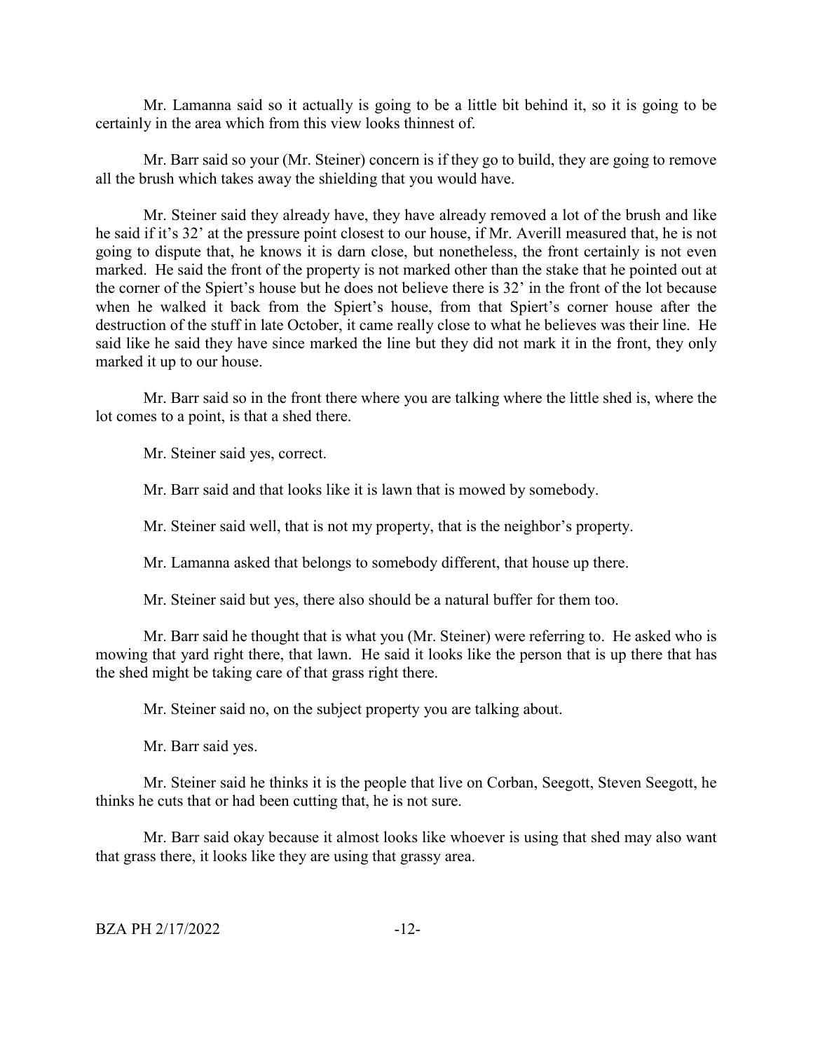Mr. Lamanna said so it actually is going to be a little bit behind it, so it is going to be certainly in the area which from this view looks thinnest of.

Mr. Barr said so your (Mr. Steiner) concern is if they go to build, they are going to remove all the brush which takes away the shielding that you would have.

Mr. Steiner said they already have, they have already removed a lot of the brush and like he said if it's 32' at the pressure point closest to our house, if Mr. Averill measured that, he is not going to dispute that, he knows it is darn close, but nonetheless, the front certainly is not even marked. He said the front of the property is not marked other than the stake that he pointed out at the corner of the Spiert's house but he does not believe there is 32' in the front of the lot because when he walked it back from the Spiert's house, from that Spiert's corner house after the destruction of the stuff in late October, it came really close to what he believes was their line. He said like he said they have since marked the line but they did not mark it in the front, they only marked it up to our house.

Mr. Barr said so in the front there where you are talking where the little shed is, where the lot comes to a point, is that a shed there.

Mr. Steiner said yes, correct.

Mr. Barr said and that looks like it is lawn that is mowed by somebody.

Mr. Steiner said well, that is not my property, that is the neighbor's property.

Mr. Lamanna asked that belongs to somebody different, that house up there.

Mr. Steiner said but yes, there also should be a natural buffer for them too.

Mr. Barr said he thought that is what you (Mr. Steiner) were referring to. He asked who is mowing that yard right there, that lawn. He said it looks like the person that is up there that has the shed might be taking care of that grass right there.

Mr. Steiner said no, on the subject property you are talking about.

Mr. Barr said yes.

Mr. Steiner said he thinks it is the people that live on Corban, Seegott, Steven Seegott, he thinks he cuts that or had been cutting that, he is not sure.

Mr. Barr said okay because it almost looks like whoever is using that shed may also want that grass there, it looks like they are using that grassy area.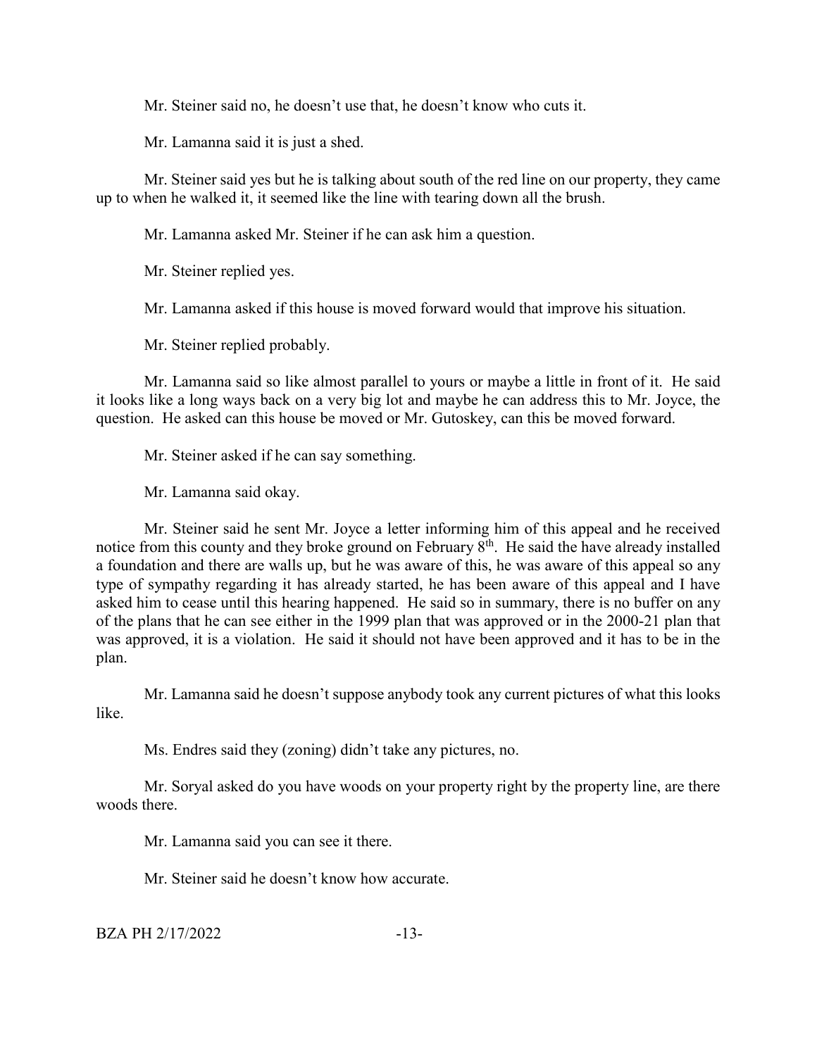Mr. Steiner said no, he doesn't use that, he doesn't know who cuts it.

Mr. Lamanna said it is just a shed.

Mr. Steiner said yes but he is talking about south of the red line on our property, they came up to when he walked it, it seemed like the line with tearing down all the brush.

Mr. Lamanna asked Mr. Steiner if he can ask him a question.

Mr. Steiner replied yes.

Mr. Lamanna asked if this house is moved forward would that improve his situation.

Mr. Steiner replied probably.

Mr. Lamanna said so like almost parallel to yours or maybe a little in front of it. He said it looks like a long ways back on a very big lot and maybe he can address this to Mr. Joyce, the question. He asked can this house be moved or Mr. Gutoskey, can this be moved forward.

Mr. Steiner asked if he can say something.

Mr. Lamanna said okay.

Mr. Steiner said he sent Mr. Joyce a letter informing him of this appeal and he received notice from this county and they broke ground on February 8th. He said the have already installed a foundation and there are walls up, but he was aware of this, he was aware of this appeal so any type of sympathy regarding it has already started, he has been aware of this appeal and I have asked him to cease until this hearing happened. He said so in summary, there is no buffer on any of the plans that he can see either in the 1999 plan that was approved or in the 2000-21 plan that was approved, it is a violation. He said it should not have been approved and it has to be in the plan.

Mr. Lamanna said he doesn't suppose anybody took any current pictures of what this looks like.

Ms. Endres said they (zoning) didn't take any pictures, no.

Mr. Soryal asked do you have woods on your property right by the property line, are there woods there.

Mr. Lamanna said you can see it there.

Mr. Steiner said he doesn't know how accurate.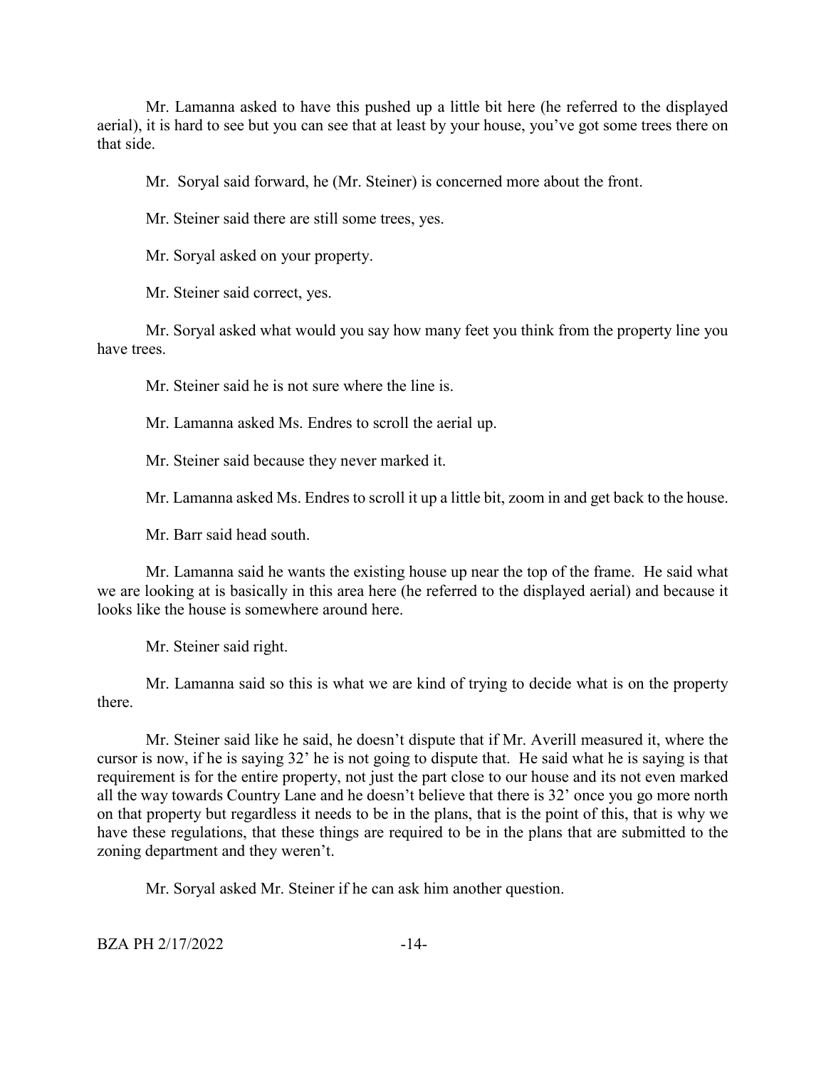Mr. Lamanna asked to have this pushed up a little bit here (he referred to the displayed aerial), it is hard to see but you can see that at least by your house, you've got some trees there on that side.

Mr. Soryal said forward, he (Mr. Steiner) is concerned more about the front.

Mr. Steiner said there are still some trees, yes.

Mr. Soryal asked on your property.

Mr. Steiner said correct, yes.

Mr. Soryal asked what would you say how many feet you think from the property line you have trees.

Mr. Steiner said he is not sure where the line is.

Mr. Lamanna asked Ms. Endres to scroll the aerial up.

Mr. Steiner said because they never marked it.

Mr. Lamanna asked Ms. Endres to scroll it up a little bit, zoom in and get back to the house.

Mr. Barr said head south.

Mr. Lamanna said he wants the existing house up near the top of the frame. He said what we are looking at is basically in this area here (he referred to the displayed aerial) and because it looks like the house is somewhere around here.

Mr. Steiner said right.

Mr. Lamanna said so this is what we are kind of trying to decide what is on the property there.

Mr. Steiner said like he said, he doesn't dispute that if Mr. Averill measured it, where the cursor is now, if he is saying 32' he is not going to dispute that. He said what he is saying is that requirement is for the entire property, not just the part close to our house and its not even marked all the way towards Country Lane and he doesn't believe that there is 32' once you go more north on that property but regardless it needs to be in the plans, that is the point of this, that is why we have these regulations, that these things are required to be in the plans that are submitted to the zoning department and they weren't.

Mr. Soryal asked Mr. Steiner if he can ask him another question.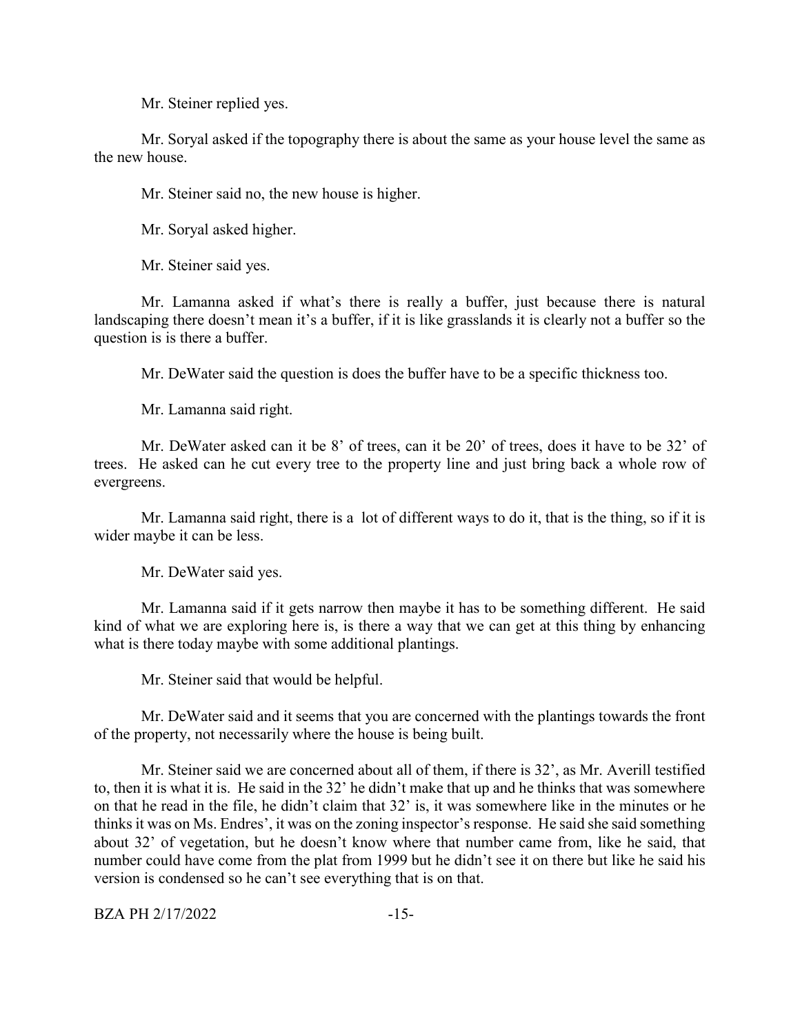Mr. Steiner replied yes.

Mr. Soryal asked if the topography there is about the same as your house level the same as the new house.

Mr. Steiner said no, the new house is higher.

Mr. Soryal asked higher.

Mr. Steiner said yes.

Mr. Lamanna asked if what's there is really a buffer, just because there is natural landscaping there doesn't mean it's a buffer, if it is like grasslands it is clearly not a buffer so the question is is there a buffer.

Mr. DeWater said the question is does the buffer have to be a specific thickness too.

Mr. Lamanna said right.

Mr. DeWater asked can it be 8' of trees, can it be 20' of trees, does it have to be 32' of trees. He asked can he cut every tree to the property line and just bring back a whole row of evergreens.

Mr. Lamanna said right, there is a lot of different ways to do it, that is the thing, so if it is wider maybe it can be less.

Mr. DeWater said yes.

Mr. Lamanna said if it gets narrow then maybe it has to be something different. He said kind of what we are exploring here is, is there a way that we can get at this thing by enhancing what is there today maybe with some additional plantings.

Mr. Steiner said that would be helpful.

Mr. DeWater said and it seems that you are concerned with the plantings towards the front of the property, not necessarily where the house is being built.

Mr. Steiner said we are concerned about all of them, if there is 32', as Mr. Averill testified to, then it is what it is. He said in the 32' he didn't make that up and he thinks that was somewhere on that he read in the file, he didn't claim that 32' is, it was somewhere like in the minutes or he thinks it was on Ms. Endres', it was on the zoning inspector's response. He said she said something about 32' of vegetation, but he doesn't know where that number came from, like he said, that number could have come from the plat from 1999 but he didn't see it on there but like he said his version is condensed so he can't see everything that is on that.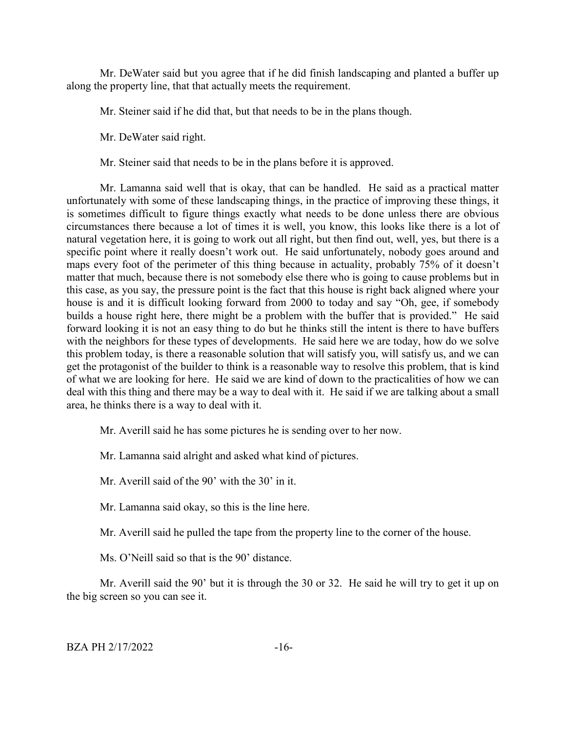Mr. DeWater said but you agree that if he did finish landscaping and planted a buffer up along the property line, that that actually meets the requirement.

Mr. Steiner said if he did that, but that needs to be in the plans though.

Mr. DeWater said right.

Mr. Steiner said that needs to be in the plans before it is approved.

Mr. Lamanna said well that is okay, that can be handled. He said as a practical matter unfortunately with some of these landscaping things, in the practice of improving these things, it is sometimes difficult to figure things exactly what needs to be done unless there are obvious circumstances there because a lot of times it is well, you know, this looks like there is a lot of natural vegetation here, it is going to work out all right, but then find out, well, yes, but there is a specific point where it really doesn't work out. He said unfortunately, nobody goes around and maps every foot of the perimeter of this thing because in actuality, probably 75% of it doesn't matter that much, because there is not somebody else there who is going to cause problems but in this case, as you say, the pressure point is the fact that this house is right back aligned where your house is and it is difficult looking forward from 2000 to today and say "Oh, gee, if somebody builds a house right here, there might be a problem with the buffer that is provided." He said forward looking it is not an easy thing to do but he thinks still the intent is there to have buffers with the neighbors for these types of developments. He said here we are today, how do we solve this problem today, is there a reasonable solution that will satisfy you, will satisfy us, and we can get the protagonist of the builder to think is a reasonable way to resolve this problem, that is kind of what we are looking for here. He said we are kind of down to the practicalities of how we can deal with this thing and there may be a way to deal with it. He said if we are talking about a small area, he thinks there is a way to deal with it.

Mr. Averill said he has some pictures he is sending over to her now.

Mr. Lamanna said alright and asked what kind of pictures.

Mr. Averill said of the 90' with the 30' in it.

Mr. Lamanna said okay, so this is the line here.

Mr. Averill said he pulled the tape from the property line to the corner of the house.

Ms. O'Neill said so that is the 90' distance.

Mr. Averill said the 90' but it is through the 30 or 32. He said he will try to get it up on the big screen so you can see it.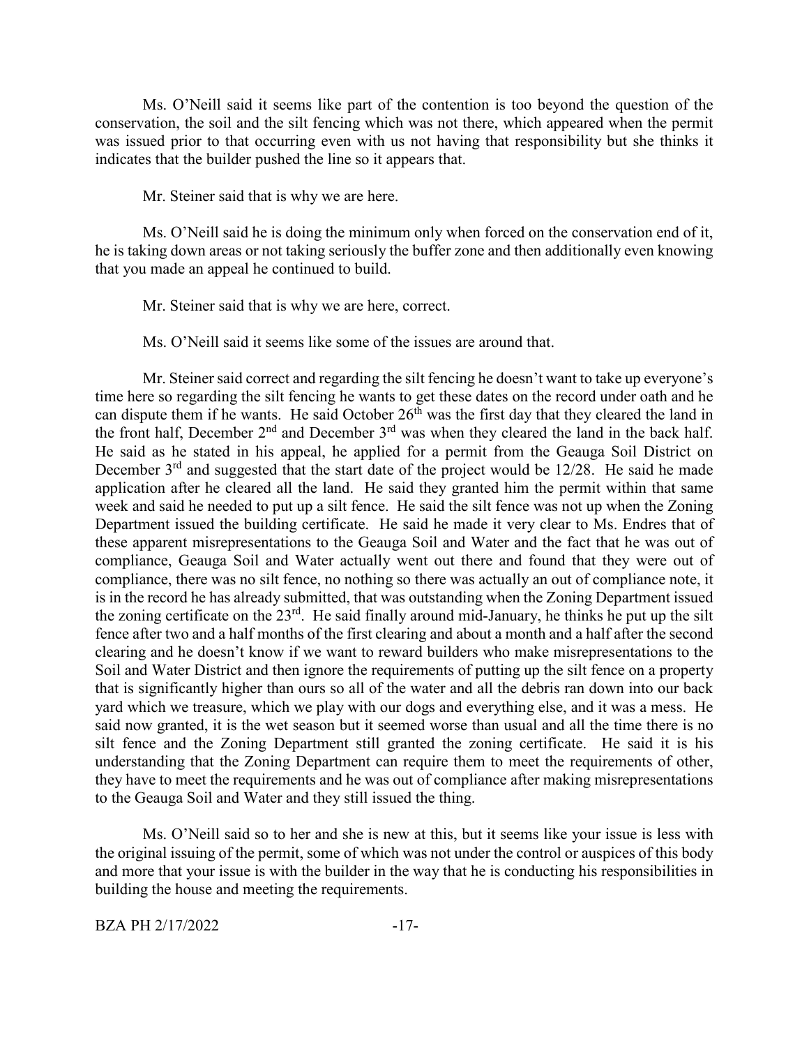Ms. O'Neill said it seems like part of the contention is too beyond the question of the conservation, the soil and the silt fencing which was not there, which appeared when the permit was issued prior to that occurring even with us not having that responsibility but she thinks it indicates that the builder pushed the line so it appears that.

Mr. Steiner said that is why we are here.

Ms. O'Neill said he is doing the minimum only when forced on the conservation end of it, he is taking down areas or not taking seriously the buffer zone and then additionally even knowing that you made an appeal he continued to build.

Mr. Steiner said that is why we are here, correct.

Ms. O'Neill said it seems like some of the issues are around that.

Mr. Steiner said correct and regarding the silt fencing he doesn't want to take up everyone's time here so regarding the silt fencing he wants to get these dates on the record under oath and he can dispute them if he wants. He said October 26th was the first day that they cleared the land in the front half, December 2nd and December 3rd was when they cleared the land in the back half. He said as he stated in his appeal, he applied for a permit from the Geauga Soil District on December 3rd and suggested that the start date of the project would be 12/28. He said he made application after he cleared all the land. He said they granted him the permit within that same week and said he needed to put up a silt fence. He said the silt fence was not up when the Zoning Department issued the building certificate. He said he made it very clear to Ms. Endres that of these apparent misrepresentations to the Geauga Soil and Water and the fact that he was out of compliance, Geauga Soil and Water actually went out there and found that they were out of compliance, there was no silt fence, no nothing so there was actually an out of compliance note, it is in the record he has already submitted, that was outstanding when the Zoning Department issued the zoning certificate on the 23rd. He said finally around mid-January, he thinks he put up the silt fence after two and a half months of the first clearing and about a month and a half after the second clearing and he doesn't know if we want to reward builders who make misrepresentations to the Soil and Water District and then ignore the requirements of putting up the silt fence on a property that is significantly higher than ours so all of the water and all the debris ran down into our back yard which we treasure, which we play with our dogs and everything else, and it was a mess. He said now granted, it is the wet season but it seemed worse than usual and all the time there is no silt fence and the Zoning Department still granted the zoning certificate. He said it is his understanding that the Zoning Department can require them to meet the requirements of other, they have to meet the requirements and he was out of compliance after making misrepresentations to the Geauga Soil and Water and they still issued the thing.

Ms. O'Neill said so to her and she is new at this, but it seems like your issue is less with the original issuing of the permit, some of which was not under the control or auspices of this body and more that your issue is with the builder in the way that he is conducting his responsibilities in building the house and meeting the requirements.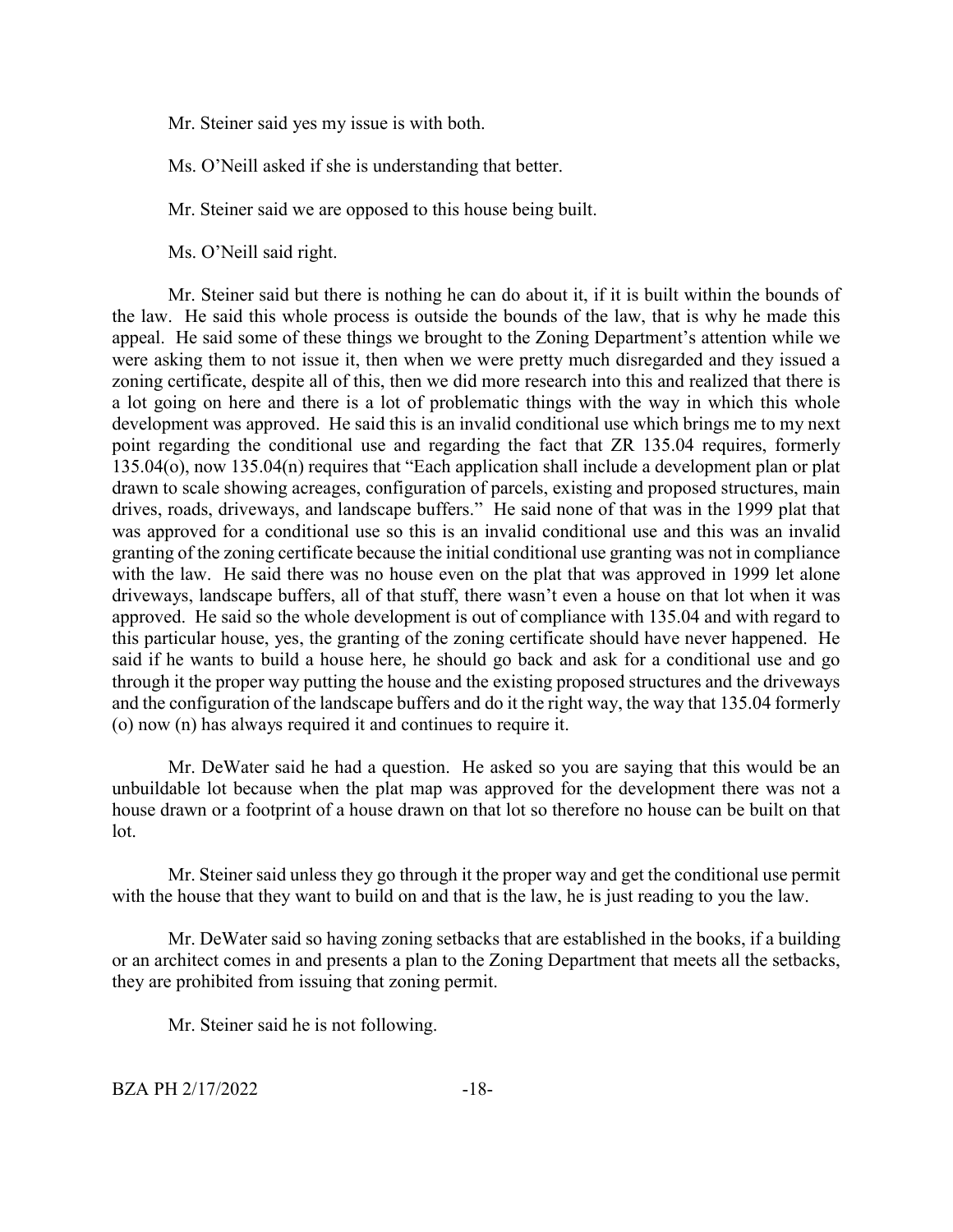Mr. Steiner said yes my issue is with both.

Ms. O'Neill asked if she is understanding that better.

Mr. Steiner said we are opposed to this house being built.

Ms. O'Neill said right.

Mr. Steiner said but there is nothing he can do about it, if it is built within the bounds of the law. He said this whole process is outside the bounds of the law, that is why he made this appeal. He said some of these things we brought to the Zoning Department's attention while we were asking them to not issue it, then when we were pretty much disregarded and they issued a zoning certificate, despite all of this, then we did more research into this and realized that there is a lot going on here and there is a lot of problematic things with the way in which this whole development was approved. He said this is an invalid conditional use which brings me to my next point regarding the conditional use and regarding the fact that ZR 135.04 requires, formerly 135.04(o), now 135.04(n) requires that "Each application shall include a development plan or plat drawn to scale showing acreages, configuration of parcels, existing and proposed structures, main drives, roads, driveways, and landscape buffers." He said none of that was in the 1999 plat that was approved for a conditional use so this is an invalid conditional use and this was an invalid granting of the zoning certificate because the initial conditional use granting was not in compliance with the law. He said there was no house even on the plat that was approved in 1999 let alone driveways, landscape buffers, all of that stuff, there wasn't even a house on that lot when it was approved. He said so the whole development is out of compliance with 135.04 and with regard to this particular house, yes, the granting of the zoning certificate should have never happened. He said if he wants to build a house here, he should go back and ask for a conditional use and go through it the proper way putting the house and the existing proposed structures and the driveways and the configuration of the landscape buffers and do it the right way, the way that 135.04 formerly (o) now (n) has always required it and continues to require it.

Mr. DeWater said he had a question. He asked so you are saying that this would be an unbuildable lot because when the plat map was approved for the development there was not a house drawn or a footprint of a house drawn on that lot so therefore no house can be built on that lot.

Mr. Steiner said unless they go through it the proper way and get the conditional use permit with the house that they want to build on and that is the law, he is just reading to you the law.

Mr. DeWater said so having zoning setbacks that are established in the books, if a building or an architect comes in and presents a plan to the Zoning Department that meets all the setbacks, they are prohibited from issuing that zoning permit.

Mr. Steiner said he is not following.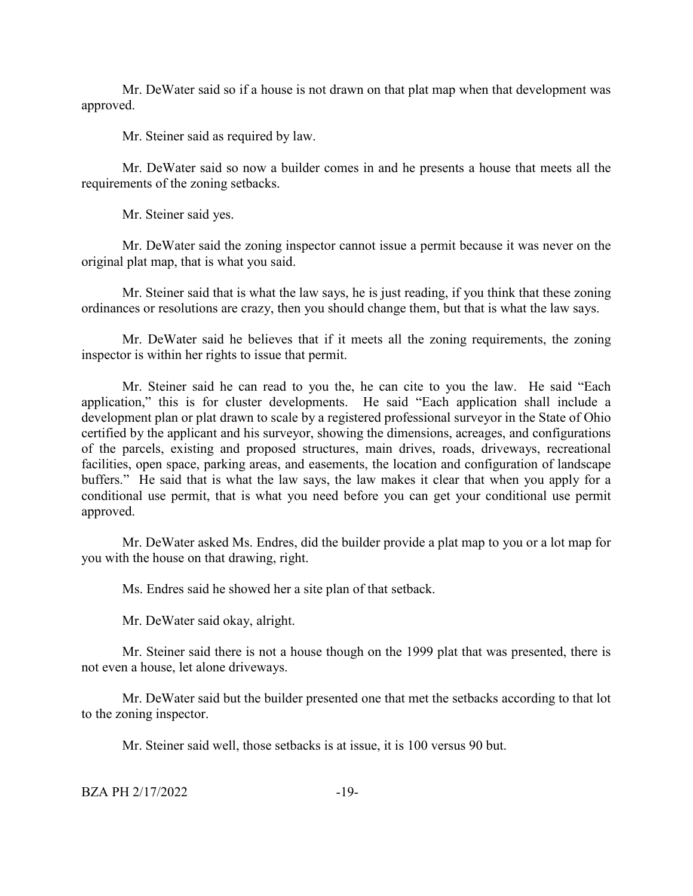Mr. DeWater said so if a house is not drawn on that plat map when that development was approved.

Mr. Steiner said as required by law.

Mr. DeWater said so now a builder comes in and he presents a house that meets all the requirements of the zoning setbacks.

Mr. Steiner said yes.

Mr. DeWater said the zoning inspector cannot issue a permit because it was never on the original plat map, that is what you said.

Mr. Steiner said that is what the law says, he is just reading, if you think that these zoning ordinances or resolutions are crazy, then you should change them, but that is what the law says.

Mr. DeWater said he believes that if it meets all the zoning requirements, the zoning inspector is within her rights to issue that permit.

Mr. Steiner said he can read to you the, he can cite to you the law. He said "Each application," this is for cluster developments. He said "Each application shall include a development plan or plat drawn to scale by a registered professional surveyor in the State of Ohio certified by the applicant and his surveyor, showing the dimensions, acreages, and configurations of the parcels, existing and proposed structures, main drives, roads, driveways, recreational facilities, open space, parking areas, and easements, the location and configuration of landscape buffers." He said that is what the law says, the law makes it clear that when you apply for a conditional use permit, that is what you need before you can get your conditional use permit approved.

Mr. DeWater asked Ms. Endres, did the builder provide a plat map to you or a lot map for you with the house on that drawing, right.

Ms. Endres said he showed her a site plan of that setback.

Mr. DeWater said okay, alright.

Mr. Steiner said there is not a house though on the 1999 plat that was presented, there is not even a house, let alone driveways.

Mr. DeWater said but the builder presented one that met the setbacks according to that lot to the zoning inspector.

Mr. Steiner said well, those setbacks is at issue, it is 100 versus 90 but.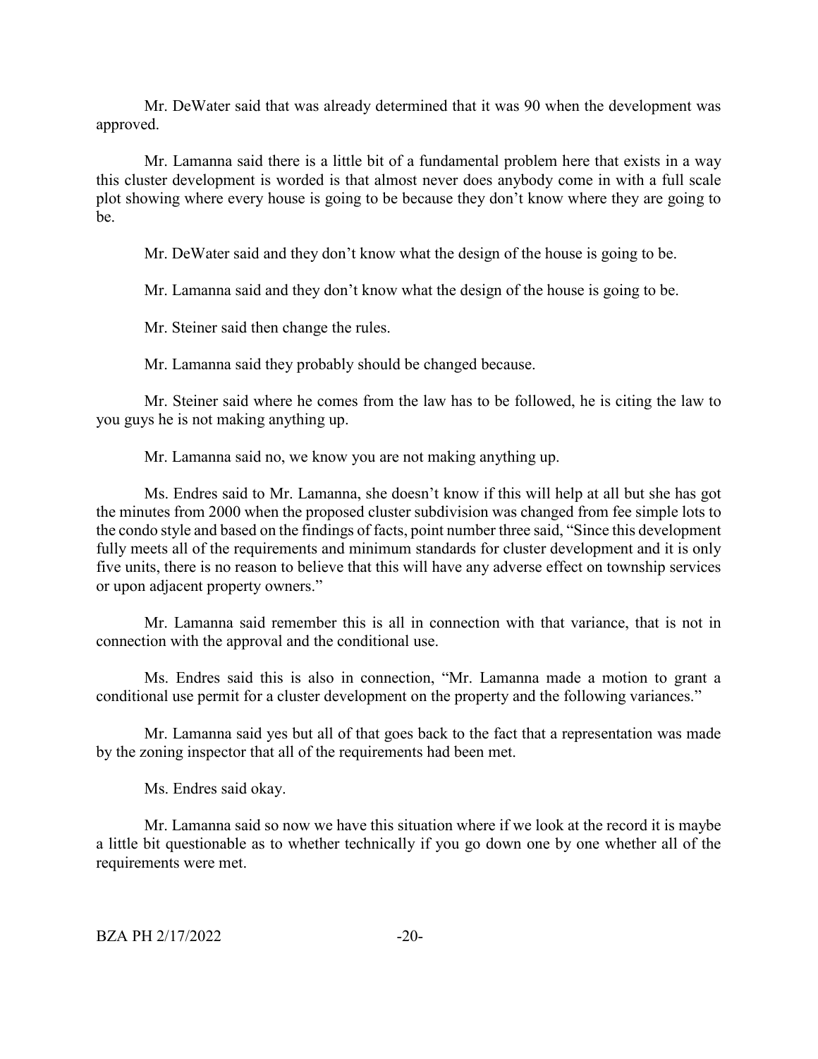Mr. DeWater said that was already determined that it was 90 when the development was approved.

Mr. Lamanna said there is a little bit of a fundamental problem here that exists in a way this cluster development is worded is that almost never does anybody come in with a full scale plot showing where every house is going to be because they don't know where they are going to be.

Mr. DeWater said and they don't know what the design of the house is going to be.

Mr. Lamanna said and they don't know what the design of the house is going to be.

Mr. Steiner said then change the rules.

Mr. Lamanna said they probably should be changed because.

Mr. Steiner said where he comes from the law has to be followed, he is citing the law to you guys he is not making anything up.

Mr. Lamanna said no, we know you are not making anything up.

Ms. Endres said to Mr. Lamanna, she doesn't know if this will help at all but she has got the minutes from 2000 when the proposed cluster subdivision was changed from fee simple lots to the condo style and based on the findings of facts, point number three said, "Since this development fully meets all of the requirements and minimum standards for cluster development and it is only five units, there is no reason to believe that this will have any adverse effect on township services or upon adjacent property owners."

Mr. Lamanna said remember this is all in connection with that variance, that is not in connection with the approval and the conditional use.

Ms. Endres said this is also in connection, "Mr. Lamanna made a motion to grant a conditional use permit for a cluster development on the property and the following variances."

Mr. Lamanna said yes but all of that goes back to the fact that a representation was made by the zoning inspector that all of the requirements had been met.

Ms. Endres said okay.

Mr. Lamanna said so now we have this situation where if we look at the record it is maybe a little bit questionable as to whether technically if you go down one by one whether all of the requirements were met.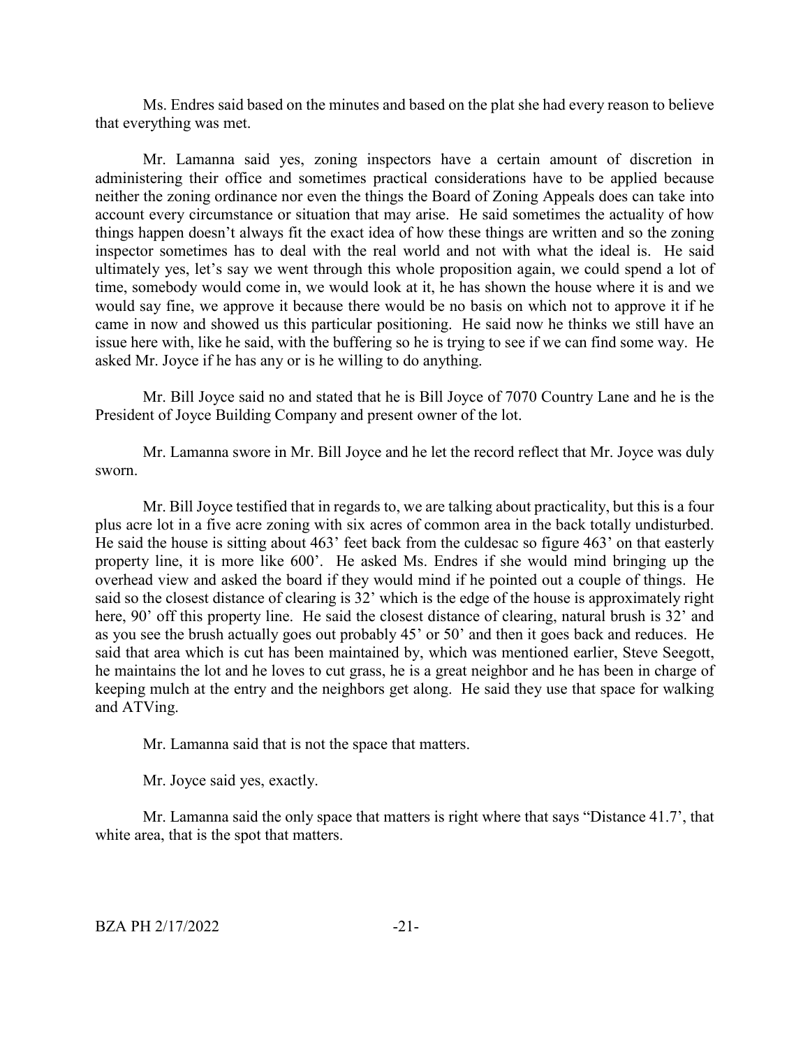Ms. Endres said based on the minutes and based on the plat she had every reason to believe that everything was met.

Mr. Lamanna said yes, zoning inspectors have a certain amount of discretion in administering their office and sometimes practical considerations have to be applied because neither the zoning ordinance nor even the things the Board of Zoning Appeals does can take into account every circumstance or situation that may arise. He said sometimes the actuality of how things happen doesn't always fit the exact idea of how these things are written and so the zoning inspector sometimes has to deal with the real world and not with what the ideal is. He said ultimately yes, let's say we went through this whole proposition again, we could spend a lot of time, somebody would come in, we would look at it, he has shown the house where it is and we would say fine, we approve it because there would be no basis on which not to approve it if he came in now and showed us this particular positioning. He said now he thinks we still have an issue here with, like he said, with the buffering so he is trying to see if we can find some way. He asked Mr. Joyce if he has any or is he willing to do anything.

Mr. Bill Joyce said no and stated that he is Bill Joyce of 7070 Country Lane and he is the President of Joyce Building Company and present owner of the lot.

Mr. Lamanna swore in Mr. Bill Joyce and he let the record reflect that Mr. Joyce was duly sworn.

Mr. Bill Joyce testified that in regards to, we are talking about practicality, but this is a four plus acre lot in a five acre zoning with six acres of common area in the back totally undisturbed. He said the house is sitting about 463' feet back from the culdesac so figure 463' on that easterly property line, it is more like 600'. He asked Ms. Endres if she would mind bringing up the overhead view and asked the board if they would mind if he pointed out a couple of things. He said so the closest distance of clearing is 32' which is the edge of the house is approximately right here, 90' off this property line. He said the closest distance of clearing, natural brush is 32' and as you see the brush actually goes out probably 45' or 50' and then it goes back and reduces. He said that area which is cut has been maintained by, which was mentioned earlier, Steve Seegott, he maintains the lot and he loves to cut grass, he is a great neighbor and he has been in charge of keeping mulch at the entry and the neighbors get along. He said they use that space for walking and ATVing.

Mr. Lamanna said that is not the space that matters.

Mr. Joyce said yes, exactly.

Mr. Lamanna said the only space that matters is right where that says "Distance 41.7', that white area, that is the spot that matters.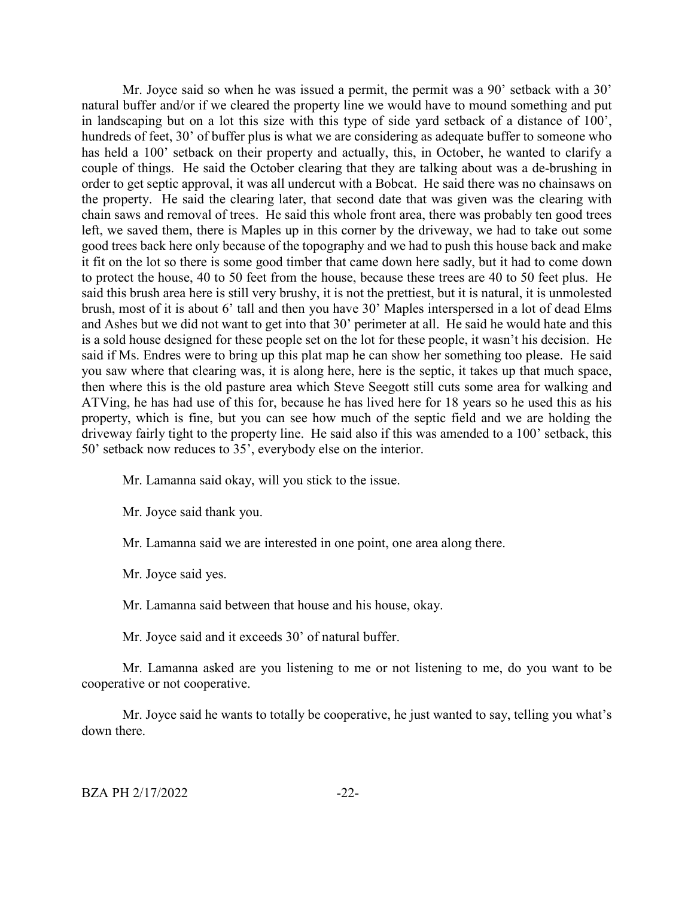Mr. Joyce said so when he was issued a permit, the permit was a 90' setback with a 30' natural buffer and/or if we cleared the property line we would have to mound something and put in landscaping but on a lot this size with this type of side yard setback of a distance of 100', hundreds of feet, 30' of buffer plus is what we are considering as adequate buffer to someone who has held a 100' setback on their property and actually, this, in October, he wanted to clarify a couple of things. He said the October clearing that they are talking about was a de-brushing in order to get septic approval, it was all undercut with a Bobcat. He said there was no chainsaws on the property. He said the clearing later, that second date that was given was the clearing with chain saws and removal of trees. He said this whole front area, there was probably ten good trees left, we saved them, there is Maples up in this corner by the driveway, we had to take out some good trees back here only because of the topography and we had to push this house back and make it fit on the lot so there is some good timber that came down here sadly, but it had to come down to protect the house, 40 to 50 feet from the house, because these trees are 40 to 50 feet plus. He said this brush area here is still very brushy, it is not the prettiest, but it is natural, it is unmolested brush, most of it is about 6' tall and then you have 30' Maples interspersed in a lot of dead Elms and Ashes but we did not want to get into that 30' perimeter at all. He said he would hate and this is a sold house designed for these people set on the lot for these people, it wasn't his decision. He said if Ms. Endres were to bring up this plat map he can show her something too please. He said you saw where that clearing was, it is along here, here is the septic, it takes up that much space, then where this is the old pasture area which Steve Seegott still cuts some area for walking and ATVing, he has had use of this for, because he has lived here for 18 years so he used this as his property, which is fine, but you can see how much of the septic field and we are holding the driveway fairly tight to the property line. He said also if this was amended to a 100' setback, this 50' setback now reduces to 35', everybody else on the interior.

Mr. Lamanna said okay, will you stick to the issue.

Mr. Joyce said thank you.

Mr. Lamanna said we are interested in one point, one area along there.

Mr. Joyce said yes.

Mr. Lamanna said between that house and his house, okay.

Mr. Joyce said and it exceeds 30' of natural buffer.

Mr. Lamanna asked are you listening to me or not listening to me, do you want to be cooperative or not cooperative.

Mr. Joyce said he wants to totally be cooperative, he just wanted to say, telling you what's down there.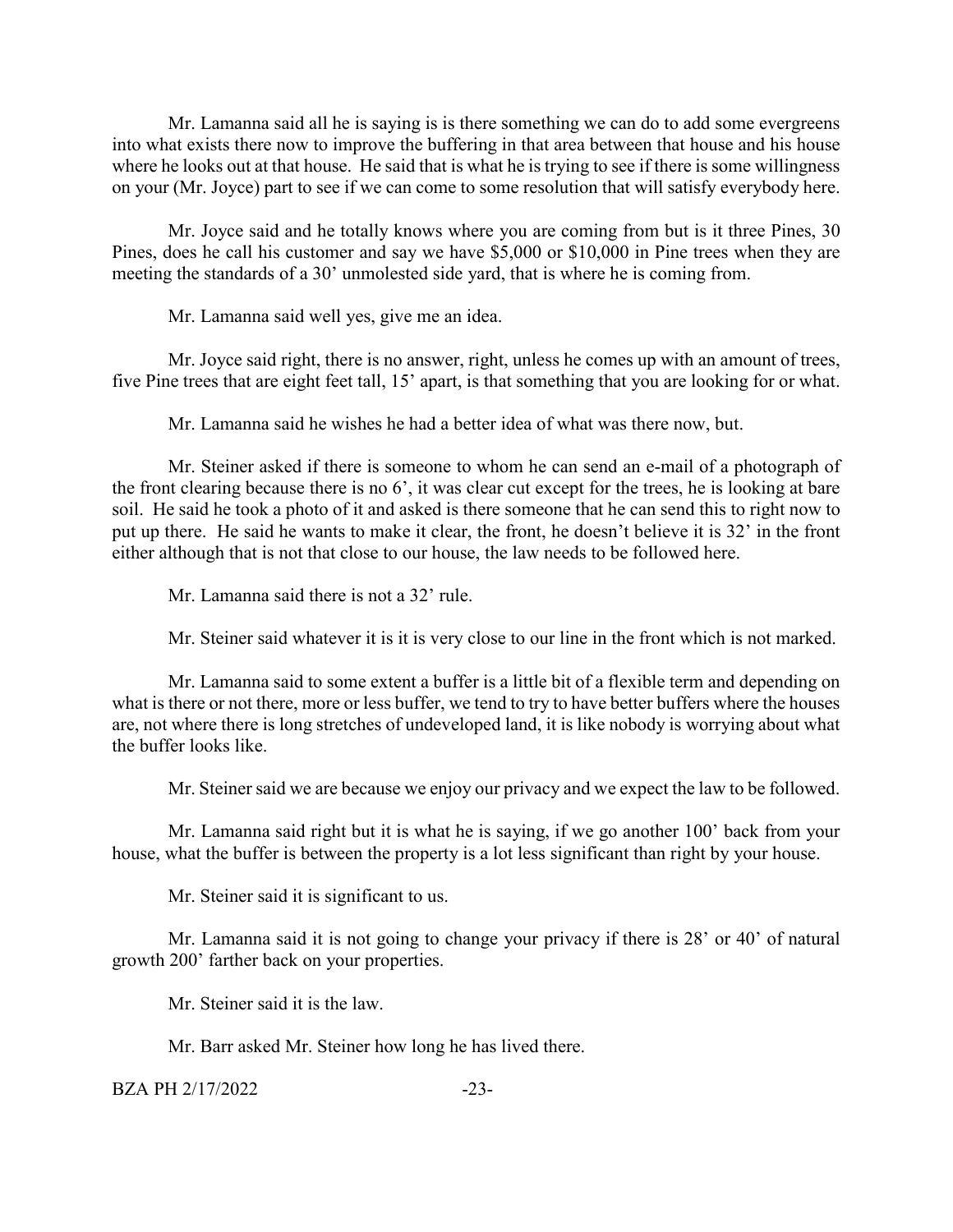Mr. Lamanna said all he is saying is is there something we can do to add some evergreens into what exists there now to improve the buffering in that area between that house and his house where he looks out at that house. He said that is what he is trying to see if there is some willingness on your (Mr. Joyce) part to see if we can come to some resolution that will satisfy everybody here.

Mr. Joyce said and he totally knows where you are coming from but is it three Pines, 30 Pines, does he call his customer and say we have $5,000 or $10,000 in Pine trees when they are meeting the standards of a 30' unmolested side yard, that is where he is coming from.

Mr. Lamanna said well yes, give me an idea.

Mr. Joyce said right, there is no answer, right, unless he comes up with an amount of trees, five Pine trees that are eight feet tall, 15' apart, is that something that you are looking for or what.

Mr. Lamanna said he wishes he had a better idea of what was there now, but.

Mr. Steiner asked if there is someone to whom he can send an e-mail of a photograph of the front clearing because there is no 6', it was clear cut except for the trees, he is looking at bare soil. He said he took a photo of it and asked is there someone that he can send this to right now to put up there. He said he wants to make it clear, the front, he doesn't believe it is 32' in the front either although that is not that close to our house, the law needs to be followed here.

Mr. Lamanna said there is not a 32' rule.

Mr. Steiner said whatever it is it is very close to our line in the front which is not marked.

Mr. Lamanna said to some extent a buffer is a little bit of a flexible term and depending on what is there or not there, more or less buffer, we tend to try to have better buffers where the houses are, not where there is long stretches of undeveloped land, it is like nobody is worrying about what the buffer looks like.

Mr. Steiner said we are because we enjoy our privacy and we expect the law to be followed.

Mr. Lamanna said right but it is what he is saying, if we go another 100' back from your house, what the buffer is between the property is a lot less significant than right by your house.

Mr. Steiner said it is significant to us.

Mr. Lamanna said it is not going to change your privacy if there is 28' or 40' of natural growth 200' farther back on your properties.

Mr. Steiner said it is the law.

Mr. Barr asked Mr. Steiner how long he has lived there.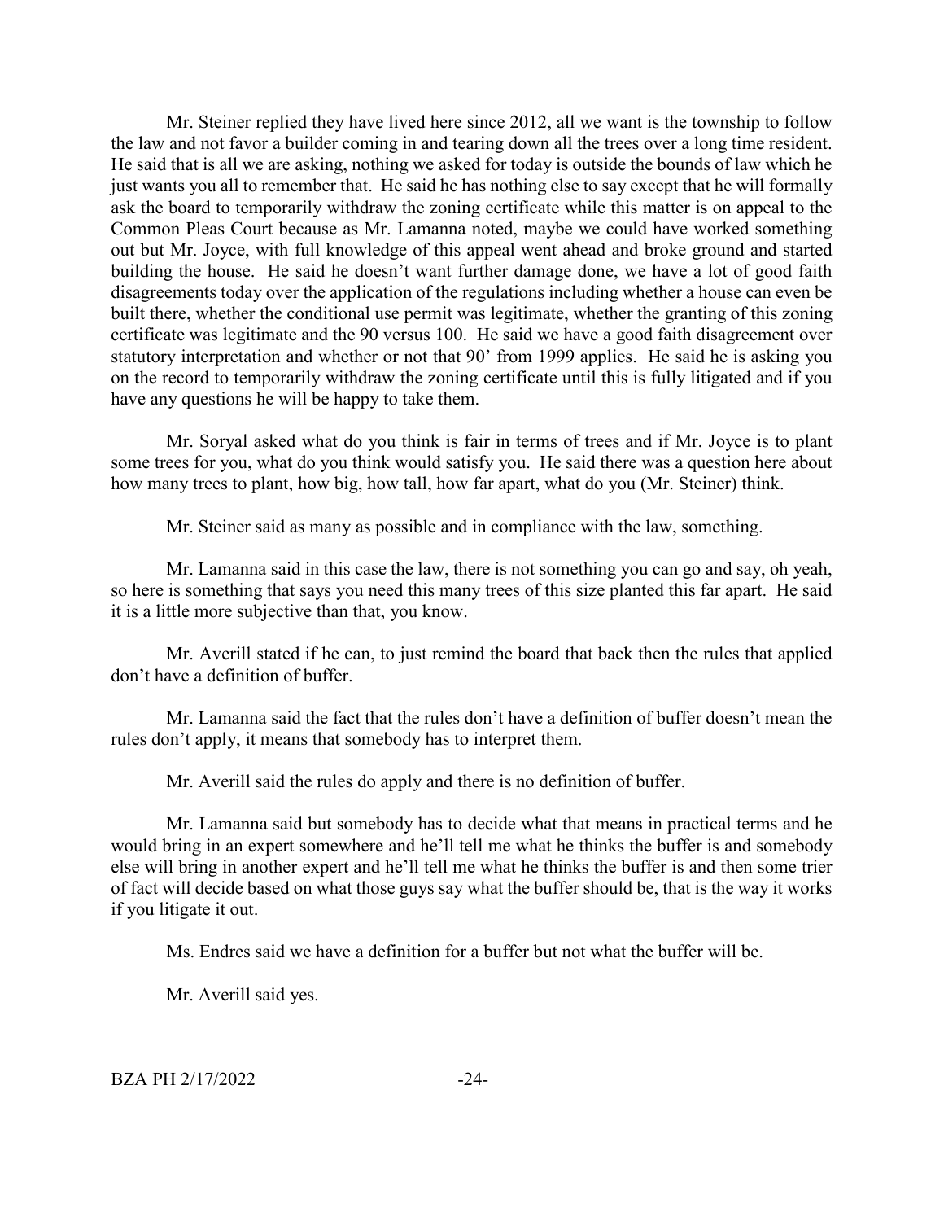Mr. Steiner replied they have lived here since 2012, all we want is the township to follow the law and not favor a builder coming in and tearing down all the trees over a long time resident. He said that is all we are asking, nothing we asked for today is outside the bounds of law which he just wants you all to remember that. He said he has nothing else to say except that he will formally ask the board to temporarily withdraw the zoning certificate while this matter is on appeal to the Common Pleas Court because as Mr. Lamanna noted, maybe we could have worked something out but Mr. Joyce, with full knowledge of this appeal went ahead and broke ground and started building the house. He said he doesn't want further damage done, we have a lot of good faith disagreements today over the application of the regulations including whether a house can even be built there, whether the conditional use permit was legitimate, whether the granting of this zoning certificate was legitimate and the 90 versus 100. He said we have a good faith disagreement over statutory interpretation and whether or not that 90' from 1999 applies. He said he is asking you on the record to temporarily withdraw the zoning certificate until this is fully litigated and if you have any questions he will be happy to take them.

Mr. Soryal asked what do you think is fair in terms of trees and if Mr. Joyce is to plant some trees for you, what do you think would satisfy you. He said there was a question here about how many trees to plant, how big, how tall, how far apart, what do you (Mr. Steiner) think.

Mr. Steiner said as many as possible and in compliance with the law, something.

Mr. Lamanna said in this case the law, there is not something you can go and say, oh yeah, so here is something that says you need this many trees of this size planted this far apart. He said it is a little more subjective than that, you know.

Mr. Averill stated if he can, to just remind the board that back then the rules that applied don't have a definition of buffer.

Mr. Lamanna said the fact that the rules don't have a definition of buffer doesn't mean the rules don't apply, it means that somebody has to interpret them.

Mr. Averill said the rules do apply and there is no definition of buffer.

Mr. Lamanna said but somebody has to decide what that means in practical terms and he would bring in an expert somewhere and he'll tell me what he thinks the buffer is and somebody else will bring in another expert and he'll tell me what he thinks the buffer is and then some trier of fact will decide based on what those guys say what the buffer should be, that is the way it works if you litigate it out.

Ms. Endres said we have a definition for a buffer but not what the buffer will be.

Mr. Averill said yes.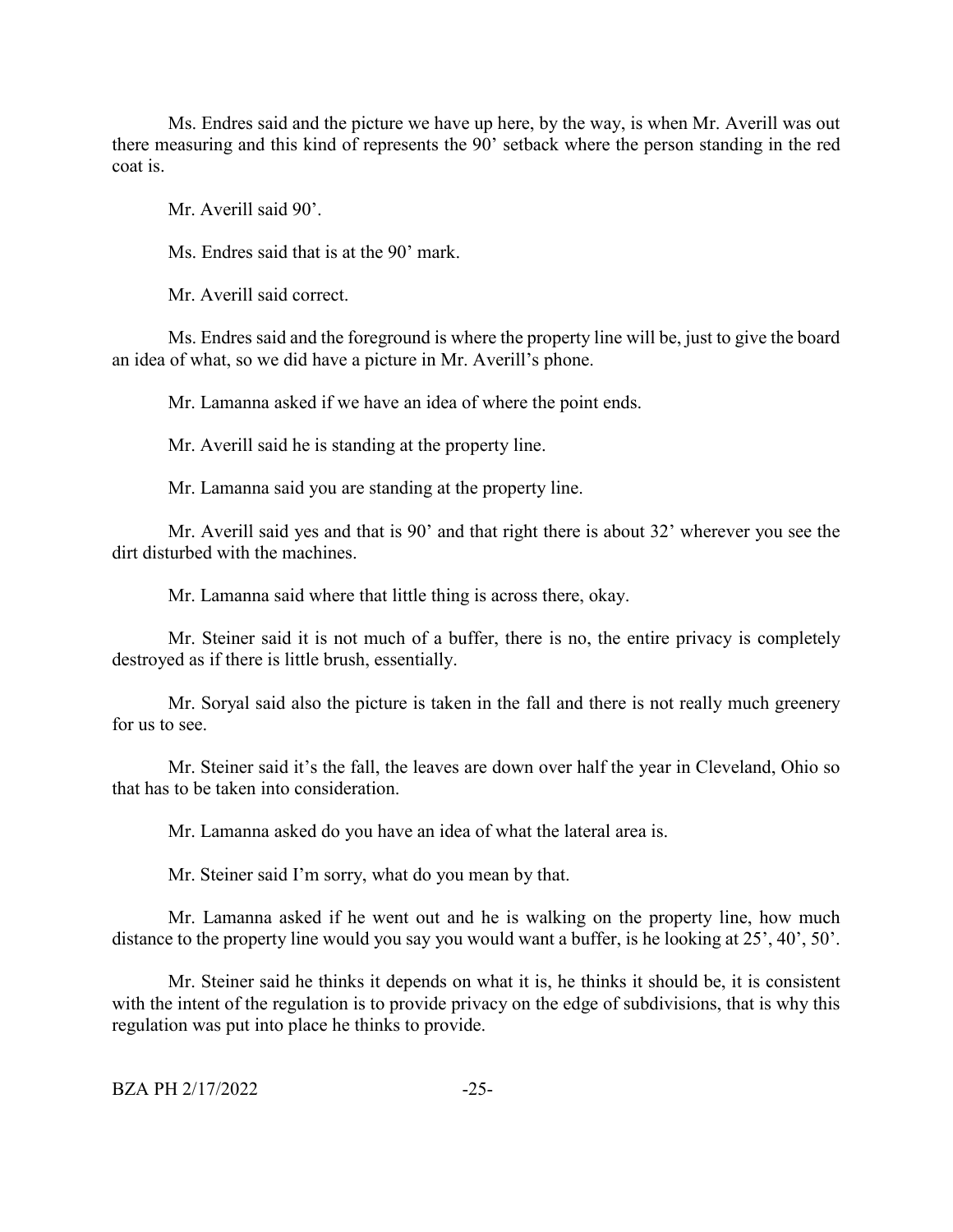Ms. Endres said and the picture we have up here, by the way, is when Mr. Averill was out there measuring and this kind of represents the 90' setback where the person standing in the red coat is.

Mr. Averill said 90'.

Ms. Endres said that is at the 90' mark.

Mr. Averill said correct.

Ms. Endres said and the foreground is where the property line will be, just to give the board an idea of what, so we did have a picture in Mr. Averill's phone.

Mr. Lamanna asked if we have an idea of where the point ends.

Mr. Averill said he is standing at the property line.

Mr. Lamanna said you are standing at the property line.

Mr. Averill said yes and that is 90' and that right there is about 32' wherever you see the dirt disturbed with the machines.

Mr. Lamanna said where that little thing is across there, okay.

Mr. Steiner said it is not much of a buffer, there is no, the entire privacy is completely destroyed as if there is little brush, essentially.

Mr. Soryal said also the picture is taken in the fall and there is not really much greenery for us to see.

Mr. Steiner said it's the fall, the leaves are down over half the year in Cleveland, Ohio so that has to be taken into consideration.

Mr. Lamanna asked do you have an idea of what the lateral area is.

Mr. Steiner said I'm sorry, what do you mean by that.

Mr. Lamanna asked if he went out and he is walking on the property line, how much distance to the property line would you say you would want a buffer, is he looking at 25', 40', 50'.

Mr. Steiner said he thinks it depends on what it is, he thinks it should be, it is consistent with the intent of the regulation is to provide privacy on the edge of subdivisions, that is why this regulation was put into place he thinks to provide.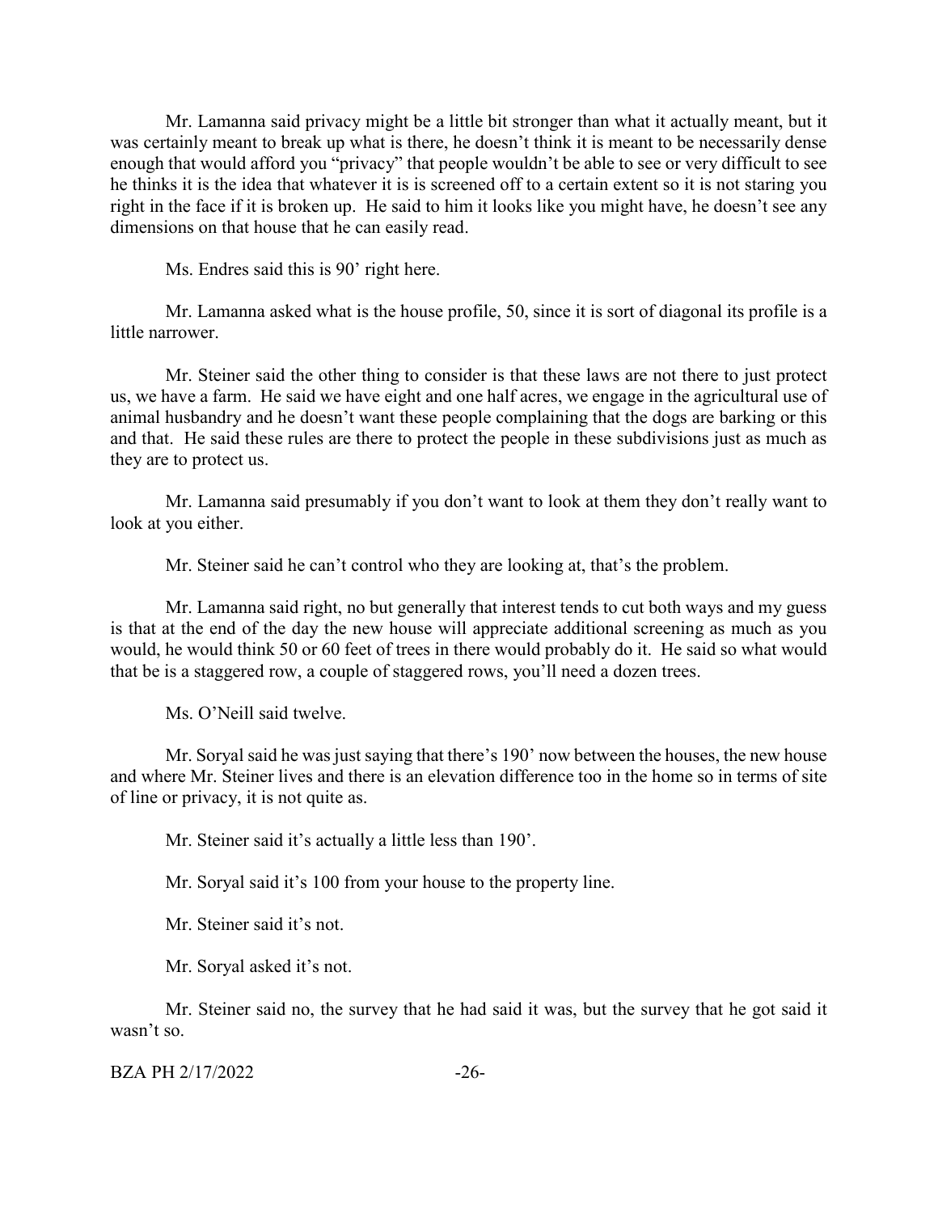Mr. Lamanna said privacy might be a little bit stronger than what it actually meant, but it was certainly meant to break up what is there, he doesn't think it is meant to be necessarily dense enough that would afford you "privacy" that people wouldn't be able to see or very difficult to see he thinks it is the idea that whatever it is is screened off to a certain extent so it is not staring you right in the face if it is broken up. He said to him it looks like you might have, he doesn't see any dimensions on that house that he can easily read.

Ms. Endres said this is 90' right here.

Mr. Lamanna asked what is the house profile, 50, since it is sort of diagonal its profile is a little narrower.

Mr. Steiner said the other thing to consider is that these laws are not there to just protect us, we have a farm. He said we have eight and one half acres, we engage in the agricultural use of animal husbandry and he doesn't want these people complaining that the dogs are barking or this and that. He said these rules are there to protect the people in these subdivisions just as much as they are to protect us.

Mr. Lamanna said presumably if you don't want to look at them they don't really want to look at you either.

Mr. Steiner said he can't control who they are looking at, that's the problem.

Mr. Lamanna said right, no but generally that interest tends to cut both ways and my guess is that at the end of the day the new house will appreciate additional screening as much as you would, he would think 50 or 60 feet of trees in there would probably do it. He said so what would that be is a staggered row, a couple of staggered rows, you'll need a dozen trees.

Ms. O'Neill said twelve.

Mr. Soryal said he was just saying that there's 190' now between the houses, the new house and where Mr. Steiner lives and there is an elevation difference too in the home so in terms of site of line or privacy, it is not quite as.

Mr. Steiner said it's actually a little less than 190'.

Mr. Soryal said it's 100 from your house to the property line.

Mr. Steiner said it's not.

Mr. Soryal asked it's not.

Mr. Steiner said no, the survey that he had said it was, but the survey that he got said it wasn't so.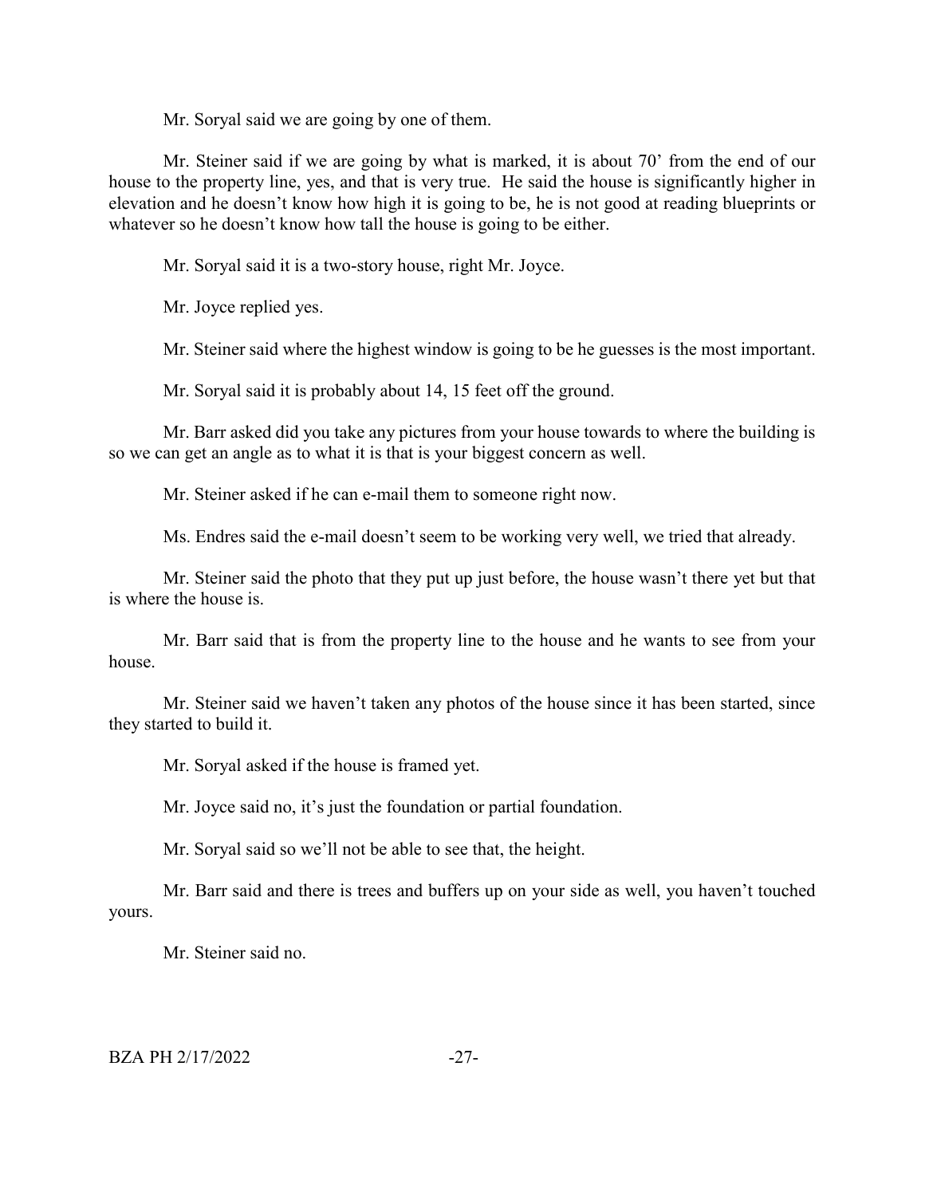Mr. Soryal said we are going by one of them.

Mr. Steiner said if we are going by what is marked, it is about 70' from the end of our house to the property line, yes, and that is very true. He said the house is significantly higher in elevation and he doesn't know how high it is going to be, he is not good at reading blueprints or whatever so he doesn't know how tall the house is going to be either.

Mr. Soryal said it is a two-story house, right Mr. Joyce.

Mr. Joyce replied yes.

Mr. Steiner said where the highest window is going to be he guesses is the most important.

Mr. Soryal said it is probably about 14, 15 feet off the ground.

Mr. Barr asked did you take any pictures from your house towards to where the building is so we can get an angle as to what it is that is your biggest concern as well.

Mr. Steiner asked if he can e-mail them to someone right now.

Ms. Endres said the e-mail doesn't seem to be working very well, we tried that already.

Mr. Steiner said the photo that they put up just before, the house wasn't there yet but that is where the house is.

Mr. Barr said that is from the property line to the house and he wants to see from your house.

Mr. Steiner said we haven't taken any photos of the house since it has been started, since they started to build it.

Mr. Soryal asked if the house is framed yet.

Mr. Joyce said no, it's just the foundation or partial foundation.

Mr. Soryal said so we'll not be able to see that, the height.

Mr. Barr said and there is trees and buffers up on your side as well, you haven't touched yours.

Mr. Steiner said no.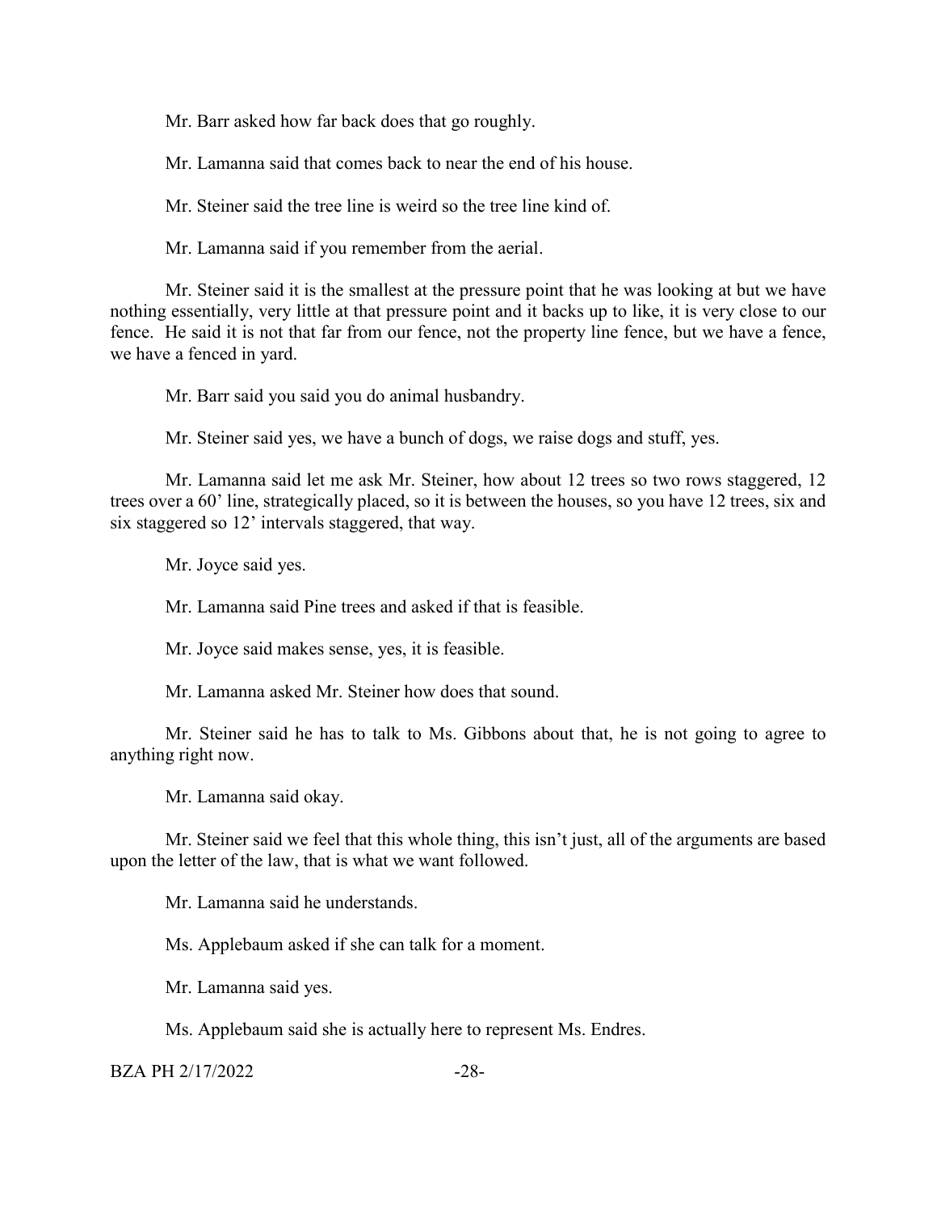Mr. Barr asked how far back does that go roughly.

Mr. Lamanna said that comes back to near the end of his house.

Mr. Steiner said the tree line is weird so the tree line kind of.

Mr. Lamanna said if you remember from the aerial.

Mr. Steiner said it is the smallest at the pressure point that he was looking at but we have nothing essentially, very little at that pressure point and it backs up to like, it is very close to our fence. He said it is not that far from our fence, not the property line fence, but we have a fence, we have a fenced in yard.

Mr. Barr said you said you do animal husbandry.

Mr. Steiner said yes, we have a bunch of dogs, we raise dogs and stuff, yes.

Mr. Lamanna said let me ask Mr. Steiner, how about 12 trees so two rows staggered, 12 trees over a 60' line, strategically placed, so it is between the houses, so you have 12 trees, six and six staggered so 12' intervals staggered, that way.

Mr. Joyce said yes.

Mr. Lamanna said Pine trees and asked if that is feasible.

Mr. Joyce said makes sense, yes, it is feasible.

Mr. Lamanna asked Mr. Steiner how does that sound.

Mr. Steiner said he has to talk to Ms. Gibbons about that, he is not going to agree to anything right now.

Mr. Lamanna said okay.

Mr. Steiner said we feel that this whole thing, this isn't just, all of the arguments are based upon the letter of the law, that is what we want followed.

Mr. Lamanna said he understands.

Ms. Applebaum asked if she can talk for a moment.

Mr. Lamanna said yes.

Ms. Applebaum said she is actually here to represent Ms. Endres.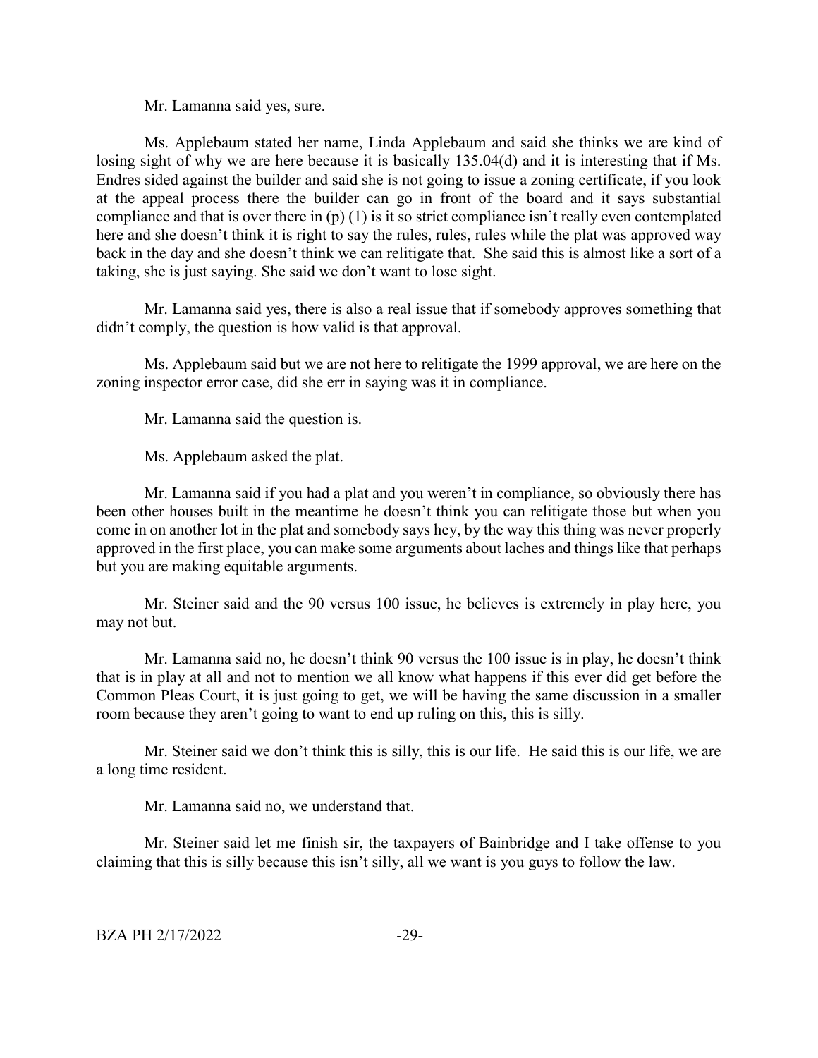Mr. Lamanna said yes, sure.

Ms. Applebaum stated her name, Linda Applebaum and said she thinks we are kind of losing sight of why we are here because it is basically 135.04(d) and it is interesting that if Ms. Endres sided against the builder and said she is not going to issue a zoning certificate, if you look at the appeal process there the builder can go in front of the board and it says substantial compliance and that is over there in (p) (1) is it so strict compliance isn't really even contemplated here and she doesn't think it is right to say the rules, rules, rules while the plat was approved way back in the day and she doesn't think we can relitigate that. She said this is almost like a sort of a taking, she is just saying. She said we don't want to lose sight.

Mr. Lamanna said yes, there is also a real issue that if somebody approves something that didn't comply, the question is how valid is that approval.

Ms. Applebaum said but we are not here to relitigate the 1999 approval, we are here on the zoning inspector error case, did she err in saying was it in compliance.

Mr. Lamanna said the question is.

Ms. Applebaum asked the plat.

Mr. Lamanna said if you had a plat and you weren't in compliance, so obviously there has been other houses built in the meantime he doesn't think you can relitigate those but when you come in on another lot in the plat and somebody says hey, by the way this thing was never properly approved in the first place, you can make some arguments about laches and things like that perhaps but you are making equitable arguments.

Mr. Steiner said and the 90 versus 100 issue, he believes is extremely in play here, you may not but.

Mr. Lamanna said no, he doesn't think 90 versus the 100 issue is in play, he doesn't think that is in play at all and not to mention we all know what happens if this ever did get before the Common Pleas Court, it is just going to get, we will be having the same discussion in a smaller room because they aren't going to want to end up ruling on this, this is silly.

Mr. Steiner said we don't think this is silly, this is our life. He said this is our life, we are a long time resident.

Mr. Lamanna said no, we understand that.

Mr. Steiner said let me finish sir, the taxpayers of Bainbridge and I take offense to you claiming that this is silly because this isn't silly, all we want is you guys to follow the law.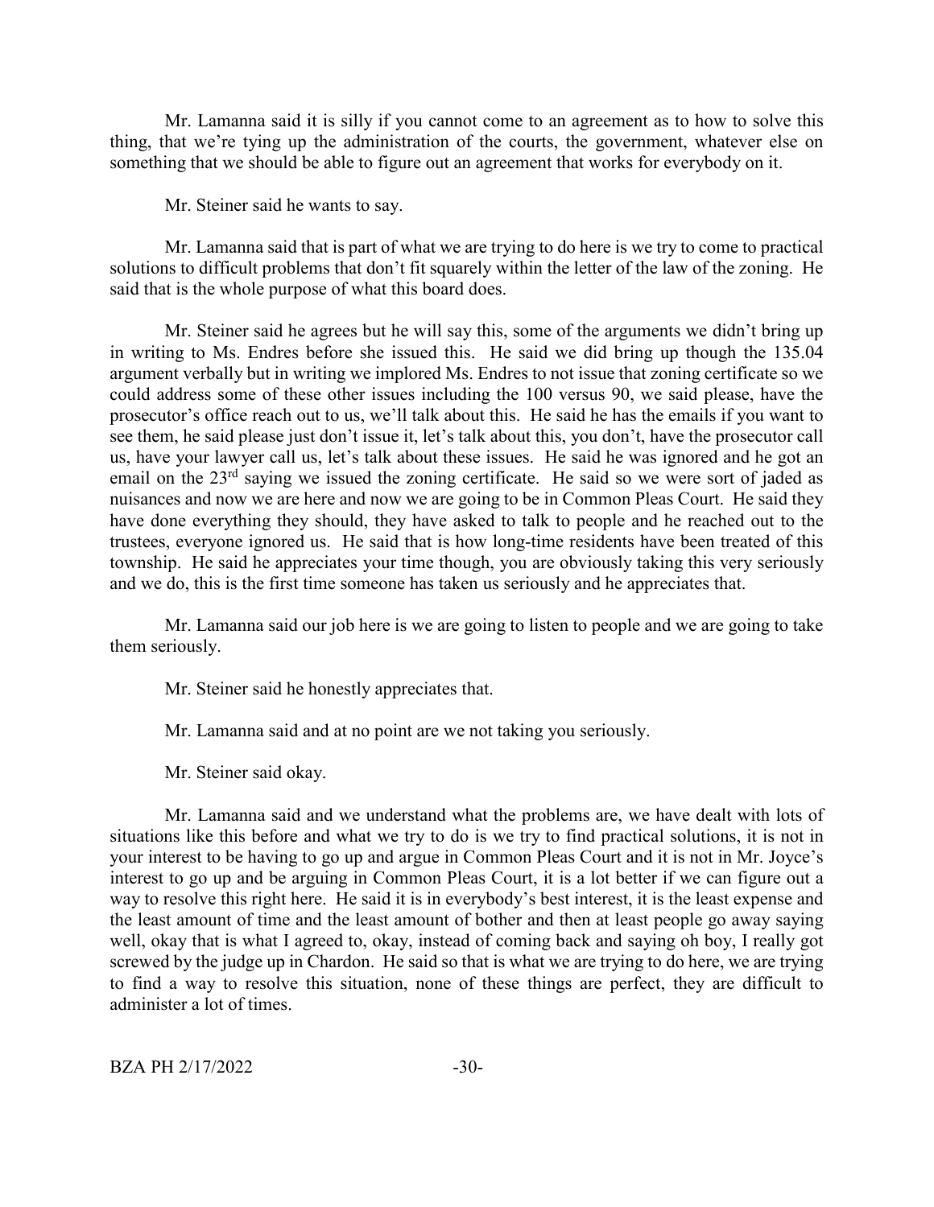Mr. Lamanna said it is silly if you cannot come to an agreement as to how to solve this thing, that we're tying up the administration of the courts, the government, whatever else on something that we should be able to figure out an agreement that works for everybody on it.

Mr. Steiner said he wants to say.

Mr. Lamanna said that is part of what we are trying to do here is we try to come to practical solutions to difficult problems that don't fit squarely within the letter of the law of the zoning. He said that is the whole purpose of what this board does.

Mr. Steiner said he agrees but he will say this, some of the arguments we didn't bring up in writing to Ms. Endres before she issued this. He said we did bring up though the 135.04 argument verbally but in writing we implored Ms. Endres to not issue that zoning certificate so we could address some of these other issues including the 100 versus 90, we said please, have the prosecutor's office reach out to us, we'll talk about this. He said he has the emails if you want to see them, he said please just don't issue it, let's talk about this, you don't, have the prosecutor call us, have your lawyer call us, let's talk about these issues. He said he was ignored and he got an email on the 23rd saying we issued the zoning certificate. He said so we were sort of jaded as nuisances and now we are here and now we are going to be in Common Pleas Court. He said they have done everything they should, they have asked to talk to people and he reached out to the trustees, everyone ignored us. He said that is how long-time residents have been treated of this township. He said he appreciates your time though, you are obviously taking this very seriously and we do, this is the first time someone has taken us seriously and he appreciates that.

Mr. Lamanna said our job here is we are going to listen to people and we are going to take them seriously.

Mr. Steiner said he honestly appreciates that.

Mr. Lamanna said and at no point are we not taking you seriously.

Mr. Steiner said okay.

Mr. Lamanna said and we understand what the problems are, we have dealt with lots of situations like this before and what we try to do is we try to find practical solutions, it is not in your interest to be having to go up and argue in Common Pleas Court and it is not in Mr. Joyce's interest to go up and be arguing in Common Pleas Court, it is a lot better if we can figure out a way to resolve this right here. He said it is in everybody's best interest, it is the least expense and the least amount of time and the least amount of bother and then at least people go away saying well, okay that is what I agreed to, okay, instead of coming back and saying oh boy, I really got screwed by the judge up in Chardon. He said so that is what we are trying to do here, we are trying to find a way to resolve this situation, none of these things are perfect, they are difficult to administer a lot of times.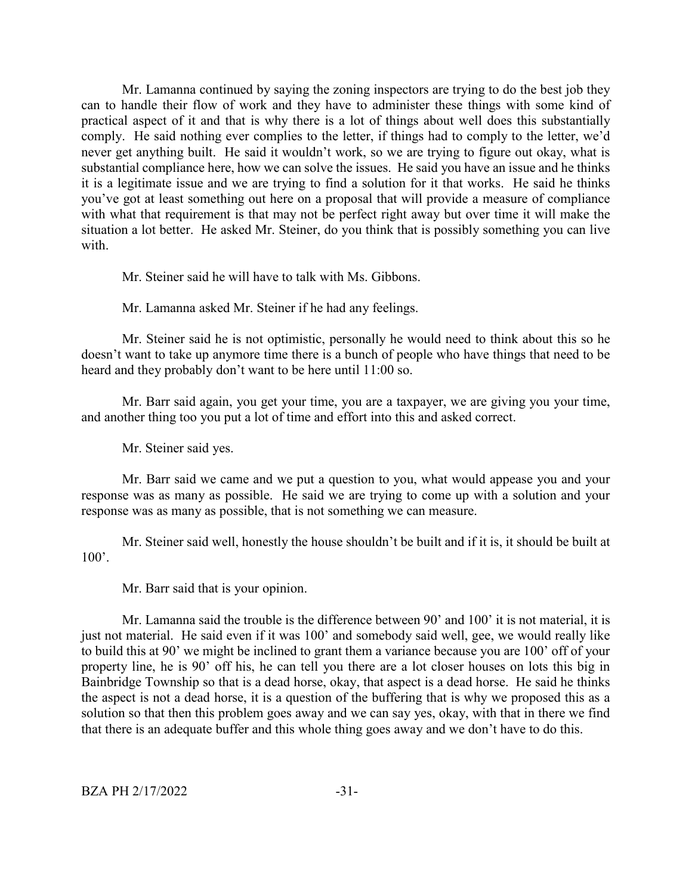Mr. Lamanna continued by saying the zoning inspectors are trying to do the best job they can to handle their flow of work and they have to administer these things with some kind of practical aspect of it and that is why there is a lot of things about well does this substantially comply. He said nothing ever complies to the letter, if things had to comply to the letter, we'd never get anything built. He said it wouldn't work, so we are trying to figure out okay, what is substantial compliance here, how we can solve the issues. He said you have an issue and he thinks it is a legitimate issue and we are trying to find a solution for it that works. He said he thinks you've got at least something out here on a proposal that will provide a measure of compliance with what that requirement is that may not be perfect right away but over time it will make the situation a lot better. He asked Mr. Steiner, do you think that is possibly something you can live with.

Mr. Steiner said he will have to talk with Ms. Gibbons.

Mr. Lamanna asked Mr. Steiner if he had any feelings.

Mr. Steiner said he is not optimistic, personally he would need to think about this so he doesn't want to take up anymore time there is a bunch of people who have things that need to be heard and they probably don't want to be here until 11:00 so.

Mr. Barr said again, you get your time, you are a taxpayer, we are giving you your time, and another thing too you put a lot of time and effort into this and asked correct.

Mr. Steiner said yes.

Mr. Barr said we came and we put a question to you, what would appease you and your response was as many as possible. He said we are trying to come up with a solution and your response was as many as possible, that is not something we can measure.

Mr. Steiner said well, honestly the house shouldn't be built and if it is, it should be built at 100'.

Mr. Barr said that is your opinion.

Mr. Lamanna said the trouble is the difference between 90' and 100' it is not material, it is just not material. He said even if it was 100' and somebody said well, gee, we would really like to build this at 90' we might be inclined to grant them a variance because you are 100' off of your property line, he is 90' off his, he can tell you there are a lot closer houses on lots this big in Bainbridge Township so that is a dead horse, okay, that aspect is a dead horse. He said he thinks the aspect is not a dead horse, it is a question of the buffering that is why we proposed this as a solution so that then this problem goes away and we can say yes, okay, with that in there we find that there is an adequate buffer and this whole thing goes away and we don't have to do this.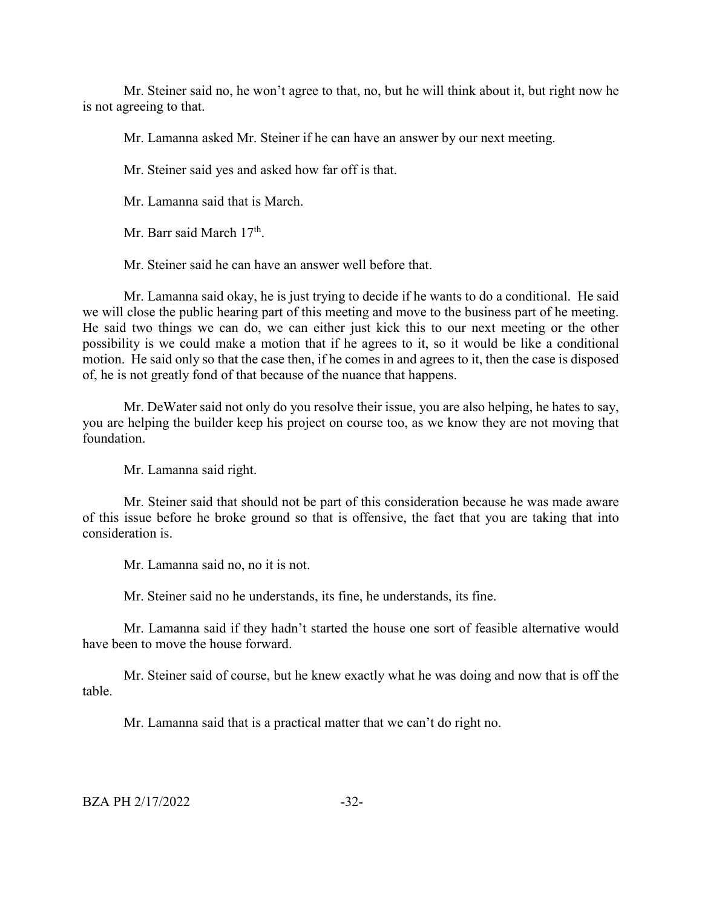Mr. Steiner said no, he won't agree to that, no, but he will think about it, but right now he is not agreeing to that.

Mr. Lamanna asked Mr. Steiner if he can have an answer by our next meeting.

Mr. Steiner said yes and asked how far off is that.

Mr. Lamanna said that is March.

Mr. Barr said March 17th.

Mr. Steiner said he can have an answer well before that.

Mr. Lamanna said okay, he is just trying to decide if he wants to do a conditional. He said we will close the public hearing part of this meeting and move to the business part of he meeting. He said two things we can do, we can either just kick this to our next meeting or the other possibility is we could make a motion that if he agrees to it, so it would be like a conditional motion. He said only so that the case then, if he comes in and agrees to it, then the case is disposed of, he is not greatly fond of that because of the nuance that happens.

Mr. DeWater said not only do you resolve their issue, you are also helping, he hates to say, you are helping the builder keep his project on course too, as we know they are not moving that foundation.

Mr. Lamanna said right.

Mr. Steiner said that should not be part of this consideration because he was made aware of this issue before he broke ground so that is offensive, the fact that you are taking that into consideration is.

Mr. Lamanna said no, no it is not.

Mr. Steiner said no he understands, its fine, he understands, its fine.

Mr. Lamanna said if they hadn't started the house one sort of feasible alternative would have been to move the house forward.

Mr. Steiner said of course, but he knew exactly what he was doing and now that is off the table.

Mr. Lamanna said that is a practical matter that we can't do right no.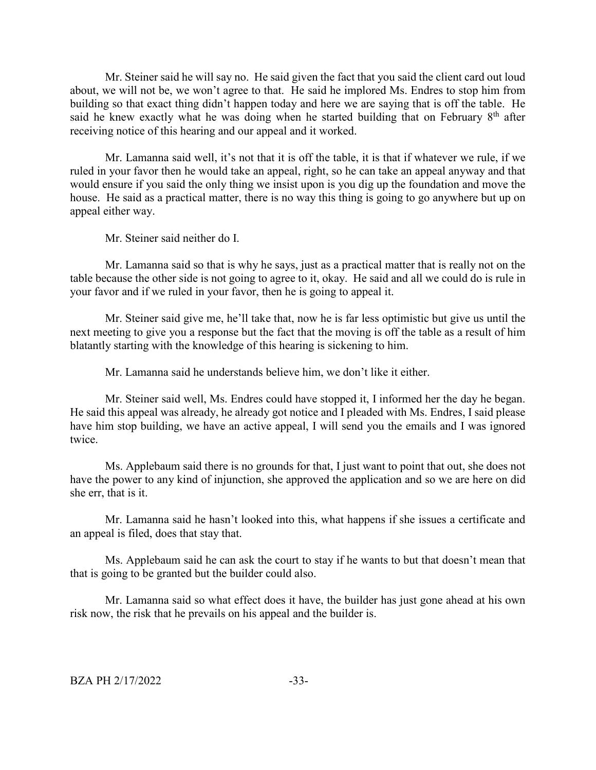Mr. Steiner said he will say no. He said given the fact that you said the client card out loud about, we will not be, we won't agree to that. He said he implored Ms. Endres to stop him from building so that exact thing didn't happen today and here we are saying that is off the table. He said he knew exactly what he was doing when he started building that on February 8th after receiving notice of this hearing and our appeal and it worked.

Mr. Lamanna said well, it's not that it is off the table, it is that if whatever we rule, if we ruled in your favor then he would take an appeal, right, so he can take an appeal anyway and that would ensure if you said the only thing we insist upon is you dig up the foundation and move the house. He said as a practical matter, there is no way this thing is going to go anywhere but up on appeal either way.

Mr. Steiner said neither do I.

Mr. Lamanna said so that is why he says, just as a practical matter that is really not on the table because the other side is not going to agree to it, okay. He said and all we could do is rule in your favor and if we ruled in your favor, then he is going to appeal it.

Mr. Steiner said give me, he'll take that, now he is far less optimistic but give us until the next meeting to give you a response but the fact that the moving is off the table as a result of him blatantly starting with the knowledge of this hearing is sickening to him.

Mr. Lamanna said he understands believe him, we don't like it either.

Mr. Steiner said well, Ms. Endres could have stopped it, I informed her the day he began. He said this appeal was already, he already got notice and I pleaded with Ms. Endres, I said please have him stop building, we have an active appeal, I will send you the emails and I was ignored twice.

Ms. Applebaum said there is no grounds for that, I just want to point that out, she does not have the power to any kind of injunction, she approved the application and so we are here on did she err, that is it.

Mr. Lamanna said he hasn't looked into this, what happens if she issues a certificate and an appeal is filed, does that stay that.

Ms. Applebaum said he can ask the court to stay if he wants to but that doesn't mean that that is going to be granted but the builder could also.

Mr. Lamanna said so what effect does it have, the builder has just gone ahead at his own risk now, the risk that he prevails on his appeal and the builder is.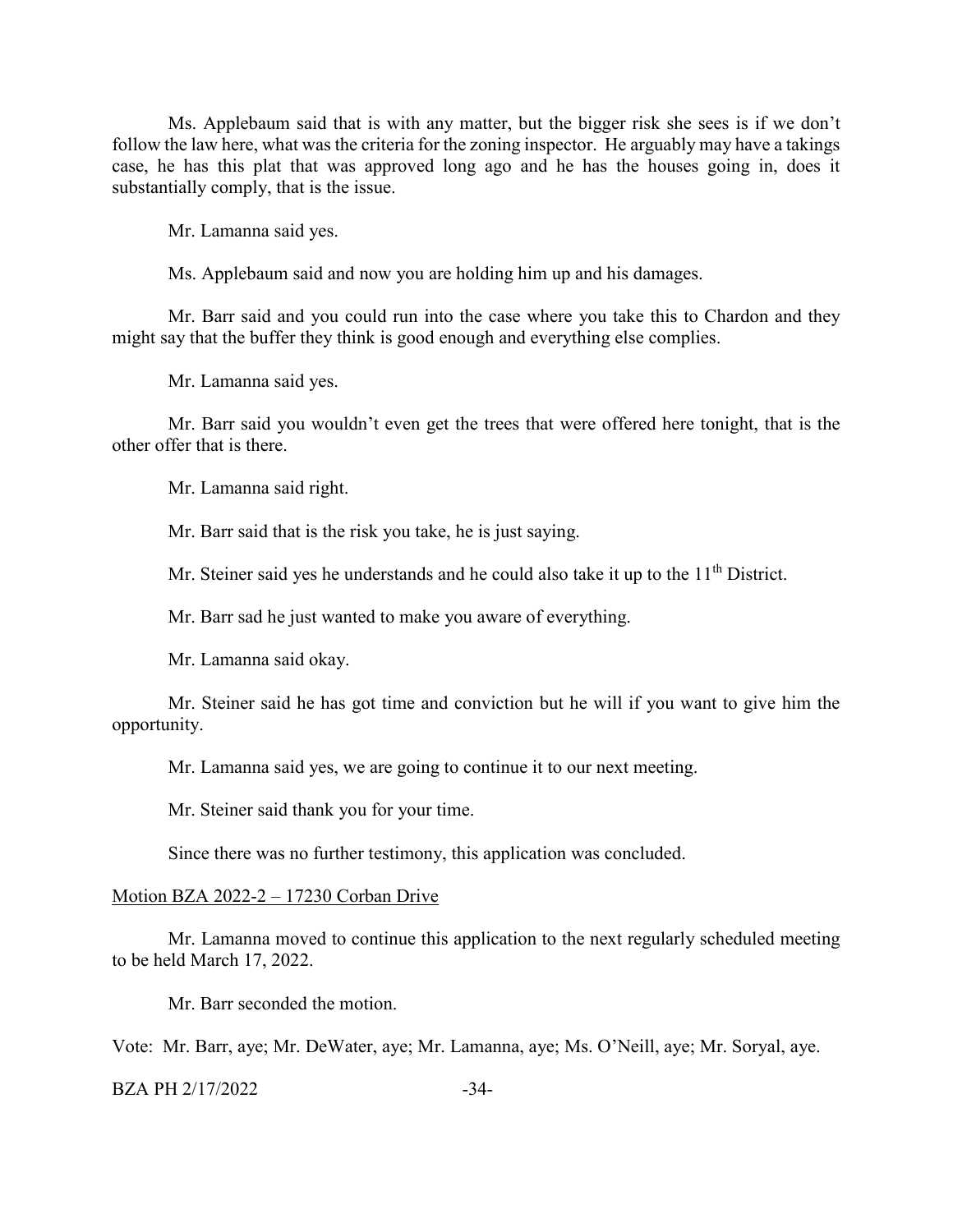Ms. Applebaum said that is with any matter, but the bigger risk she sees is if we don't follow the law here, what was the criteria for the zoning inspector. He arguably may have a takings case, he has this plat that was approved long ago and he has the houses going in, does it substantially comply, that is the issue.

Mr. Lamanna said yes.

Ms. Applebaum said and now you are holding him up and his damages.

Mr. Barr said and you could run into the case where you take this to Chardon and they might say that the buffer they think is good enough and everything else complies.

Mr. Lamanna said yes.

Mr. Barr said you wouldn't even get the trees that were offered here tonight, that is the other offer that is there.

Mr. Lamanna said right.

Mr. Barr said that is the risk you take, he is just saying.

Mr. Steiner said yes he understands and he could also take it up to the 11th District.

Mr. Barr sad he just wanted to make you aware of everything.

Mr. Lamanna said okay.

Mr. Steiner said he has got time and conviction but he will if you want to give him the opportunity.

Mr. Lamanna said yes, we are going to continue it to our next meeting.

Mr. Steiner said thank you for your time.

Since there was no further testimony, this application was concluded.

Motion BZA 2022-2 – 17230 Corban Drive

Mr. Lamanna moved to continue this application to the next regularly scheduled meeting to be held March 17, 2022.

Mr. Barr seconded the motion.

Vote: Mr. Barr, aye; Mr. DeWater, aye; Mr. Lamanna, aye; Ms. O'Neill, aye; Mr. Soryal, aye.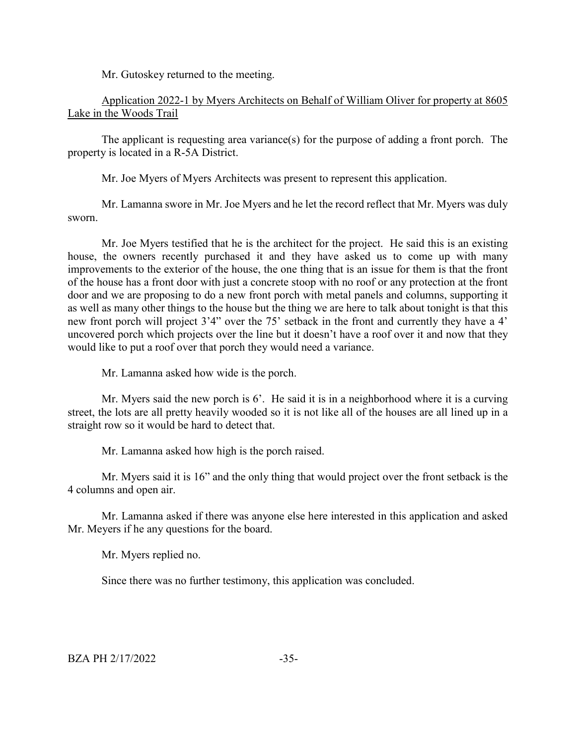Mr. Gutoskey returned to the meeting.

Application 2022-1 by Myers Architects on Behalf of William Oliver for property at 8605 Lake in the Woods Trail

The applicant is requesting area variance(s) for the purpose of adding a front porch. The property is located in a R-5A District.

Mr. Joe Myers of Myers Architects was present to represent this application.

Mr. Lamanna swore in Mr. Joe Myers and he let the record reflect that Mr. Myers was duly sworn.

Mr. Joe Myers testified that he is the architect for the project. He said this is an existing house, the owners recently purchased it and they have asked us to come up with many improvements to the exterior of the house, the one thing that is an issue for them is that the front of the house has a front door with just a concrete stoop with no roof or any protection at the front door and we are proposing to do a new front porch with metal panels and columns, supporting it as well as many other things to the house but the thing we are here to talk about tonight is that this new front porch will project 3'4" over the 75' setback in the front and currently they have a 4' uncovered porch which projects over the line but it doesn't have a roof over it and now that they would like to put a roof over that porch they would need a variance.

Mr. Lamanna asked how wide is the porch.

Mr. Myers said the new porch is 6'. He said it is in a neighborhood where it is a curving street, the lots are all pretty heavily wooded so it is not like all of the houses are all lined up in a straight row so it would be hard to detect that.

Mr. Lamanna asked how high is the porch raised.

Mr. Myers said it is 16" and the only thing that would project over the front setback is the 4 columns and open air.

Mr. Lamanna asked if there was anyone else here interested in this application and asked Mr. Meyers if he any questions for the board.

Mr. Myers replied no.

Since there was no further testimony, this application was concluded.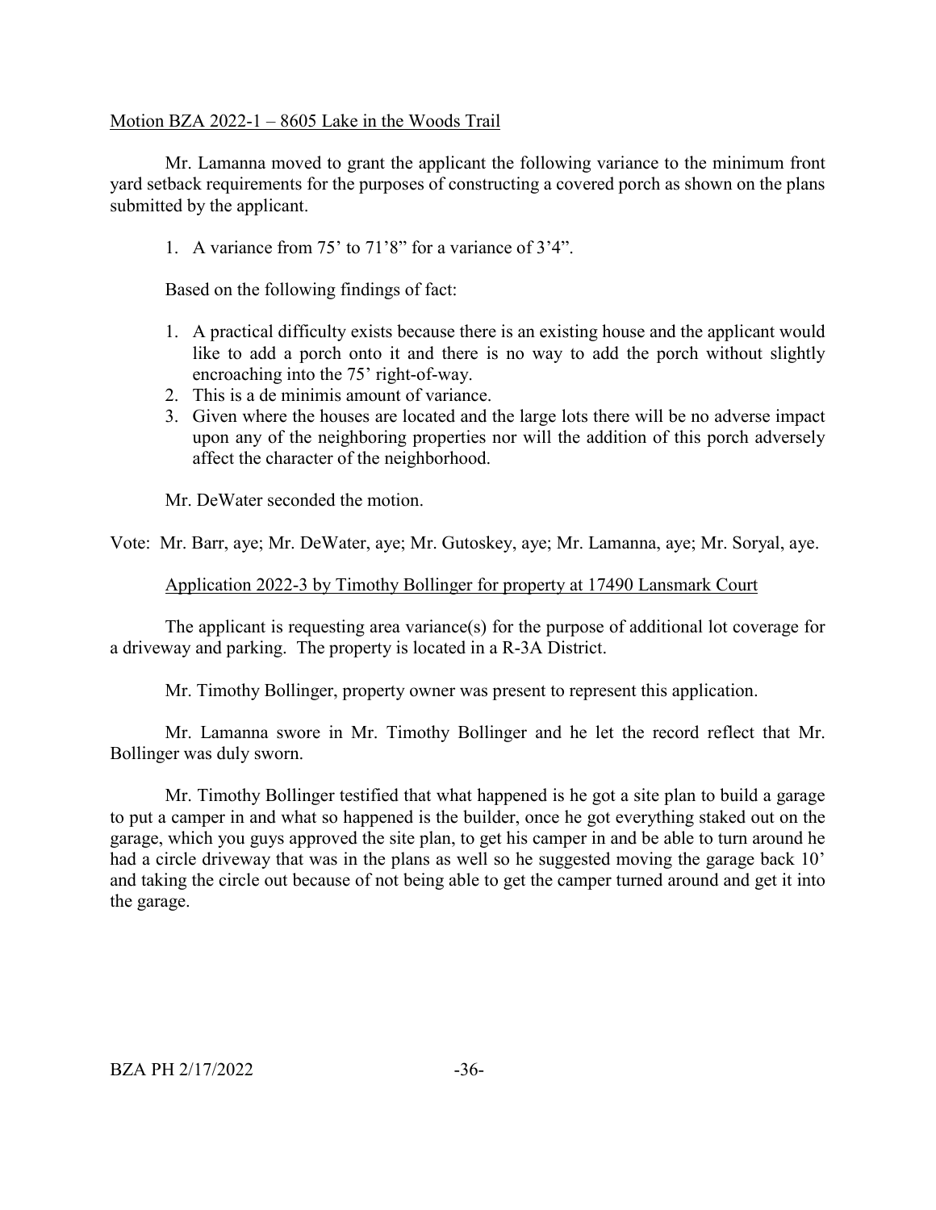Motion BZA 2022-1 – 8605 Lake in the Woods Trail

Mr. Lamanna moved to grant the applicant the following variance to the minimum front yard setback requirements for the purposes of constructing a covered porch as shown on the plans submitted by the applicant.

1. A variance from 75' to 71'8" for a variance of 3'4".

Based on the following findings of fact:

1. A practical difficulty exists because there is an existing house and the applicant would like to add a porch onto it and there is no way to add the porch without slightly encroaching into the 75' right-of-way.
2. This is a de minimis amount of variance.
3. Given where the houses are located and the large lots there will be no adverse impact upon any of the neighboring properties nor will the addition of this porch adversely affect the character of the neighborhood.

Mr. DeWater seconded the motion.

Vote: Mr. Barr, aye; Mr. DeWater, aye; Mr. Gutoskey, aye; Mr. Lamanna, aye; Mr. Soryal, aye.

Application 2022-3 by Timothy Bollinger for property at 17490 Lansmark Court

The applicant is requesting area variance(s) for the purpose of additional lot coverage for a driveway and parking. The property is located in a R-3A District.

Mr. Timothy Bollinger, property owner was present to represent this application.

Mr. Lamanna swore in Mr. Timothy Bollinger and he let the record reflect that Mr. Bollinger was duly sworn.

Mr. Timothy Bollinger testified that what happened is he got a site plan to build a garage to put a camper in and what so happened is the builder, once he got everything staked out on the garage, which you guys approved the site plan, to get his camper in and be able to turn around he had a circle driveway that was in the plans as well so he suggested moving the garage back 10' and taking the circle out because of not being able to get the camper turned around and get it into the garage.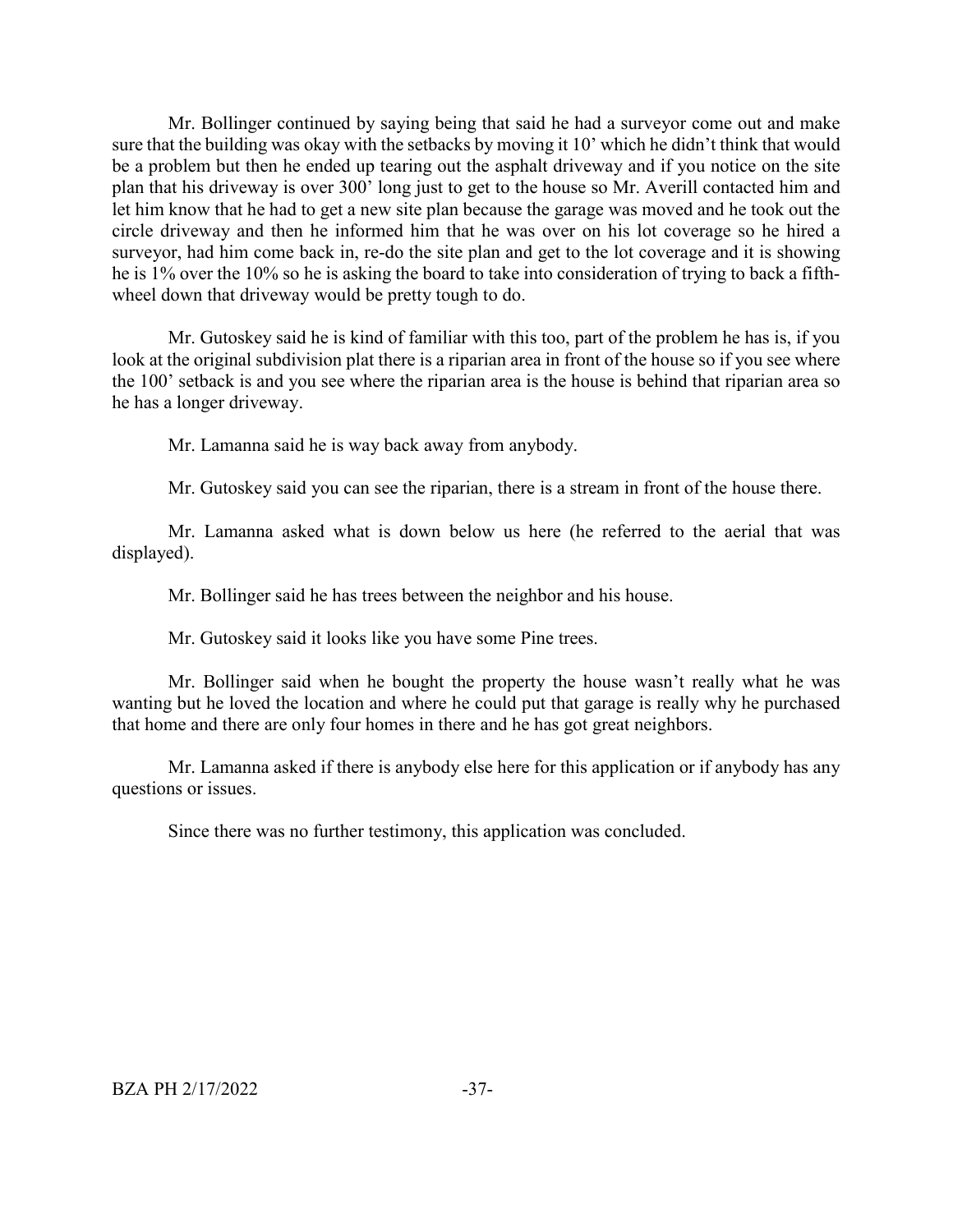Mr. Bollinger continued by saying being that said he had a surveyor come out and make sure that the building was okay with the setbacks by moving it 10' which he didn't think that would be a problem but then he ended up tearing out the asphalt driveway and if you notice on the site plan that his driveway is over 300' long just to get to the house so Mr. Averill contacted him and let him know that he had to get a new site plan because the garage was moved and he took out the circle driveway and then he informed him that he was over on his lot coverage so he hired a surveyor, had him come back in, re-do the site plan and get to the lot coverage and it is showing he is 1% over the 10% so he is asking the board to take into consideration of trying to back a fifth-wheel down that driveway would be pretty tough to do.

Mr. Gutoskey said he is kind of familiar with this too, part of the problem he has is, if you look at the original subdivision plat there is a riparian area in front of the house so if you see where the 100' setback is and you see where the riparian area is the house is behind that riparian area so he has a longer driveway.

Mr. Lamanna said he is way back away from anybody.

Mr. Gutoskey said you can see the riparian, there is a stream in front of the house there.

Mr. Lamanna asked what is down below us here (he referred to the aerial that was displayed).

Mr. Bollinger said he has trees between the neighbor and his house.

Mr. Gutoskey said it looks like you have some Pine trees.

Mr. Bollinger said when he bought the property the house wasn't really what he was wanting but he loved the location and where he could put that garage is really why he purchased that home and there are only four homes in there and he has got great neighbors.

Mr. Lamanna asked if there is anybody else here for this application or if anybody has any questions or issues.

Since there was no further testimony, this application was concluded.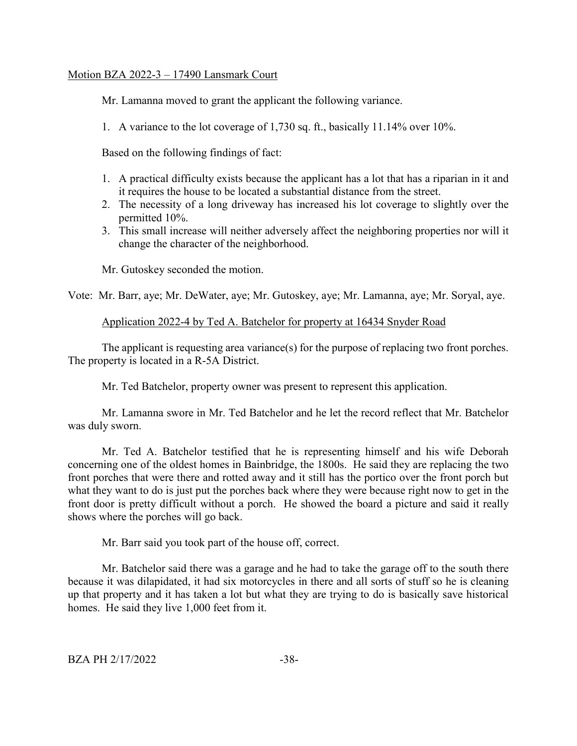Motion BZA 2022-3 – 17490 Lansmark Court

Mr. Lamanna moved to grant the applicant the following variance.

1. A variance to the lot coverage of 1,730 sq. ft., basically 11.14% over 10%.

Based on the following findings of fact:

1. A practical difficulty exists because the applicant has a lot that has a riparian in it and it requires the house to be located a substantial distance from the street.
2. The necessity of a long driveway has increased his lot coverage to slightly over the permitted 10%.
3. This small increase will neither adversely affect the neighboring properties nor will it change the character of the neighborhood.

Mr. Gutoskey seconded the motion.

Vote: Mr. Barr, aye; Mr. DeWater, aye; Mr. Gutoskey, aye; Mr. Lamanna, aye; Mr. Soryal, aye.

Application 2022-4 by Ted A. Batchelor for property at 16434 Snyder Road

The applicant is requesting area variance(s) for the purpose of replacing two front porches. The property is located in a R-5A District.

Mr. Ted Batchelor, property owner was present to represent this application.

Mr. Lamanna swore in Mr. Ted Batchelor and he let the record reflect that Mr. Batchelor was duly sworn.

Mr. Ted A. Batchelor testified that he is representing himself and his wife Deborah concerning one of the oldest homes in Bainbridge, the 1800s. He said they are replacing the two front porches that were there and rotted away and it still has the portico over the front porch but what they want to do is just put the porches back where they were because right now to get in the front door is pretty difficult without a porch. He showed the board a picture and said it really shows where the porches will go back.

Mr. Barr said you took part of the house off, correct.

Mr. Batchelor said there was a garage and he had to take the garage off to the south there because it was dilapidated, it had six motorcycles in there and all sorts of stuff so he is cleaning up that property and it has taken a lot but what they are trying to do is basically save historical homes. He said they live 1,000 feet from it.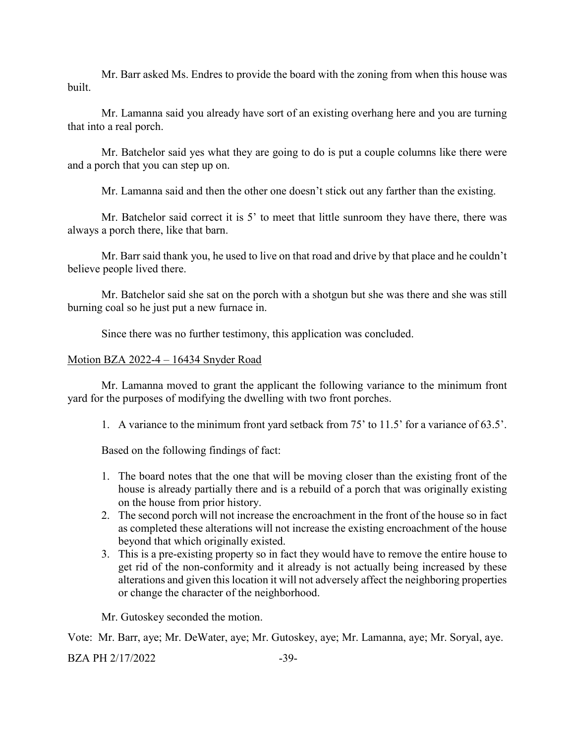Mr. Barr asked Ms. Endres to provide the board with the zoning from when this house was built.

Mr. Lamanna said you already have sort of an existing overhang here and you are turning that into a real porch.

Mr. Batchelor said yes what they are going to do is put a couple columns like there were and a porch that you can step up on.

Mr. Lamanna said and then the other one doesn't stick out any farther than the existing.

Mr. Batchelor said correct it is 5' to meet that little sunroom they have there, there was always a porch there, like that barn.

Mr. Barr said thank you, he used to live on that road and drive by that place and he couldn't believe people lived there.

Mr. Batchelor said she sat on the porch with a shotgun but she was there and she was still burning coal so he just put a new furnace in.

Since there was no further testimony, this application was concluded.

Motion BZA 2022-4 – 16434 Snyder Road

Mr. Lamanna moved to grant the applicant the following variance to the minimum front yard for the purposes of modifying the dwelling with two front porches.

1. A variance to the minimum front yard setback from 75' to 11.5' for a variance of 63.5'.

Based on the following findings of fact:

1. The board notes that the one that will be moving closer than the existing front of the house is already partially there and is a rebuild of a porch that was originally existing on the house from prior history.
2. The second porch will not increase the encroachment in the front of the house so in fact as completed these alterations will not increase the existing encroachment of the house beyond that which originally existed.
3. This is a pre-existing property so in fact they would have to remove the entire house to get rid of the non-conformity and it already is not actually being increased by these alterations and given this location it will not adversely affect the neighboring properties or change the character of the neighborhood.

Mr. Gutoskey seconded the motion.

Vote: Mr. Barr, aye; Mr. DeWater, aye; Mr. Gutoskey, aye; Mr. Lamanna, aye; Mr. Soryal, aye.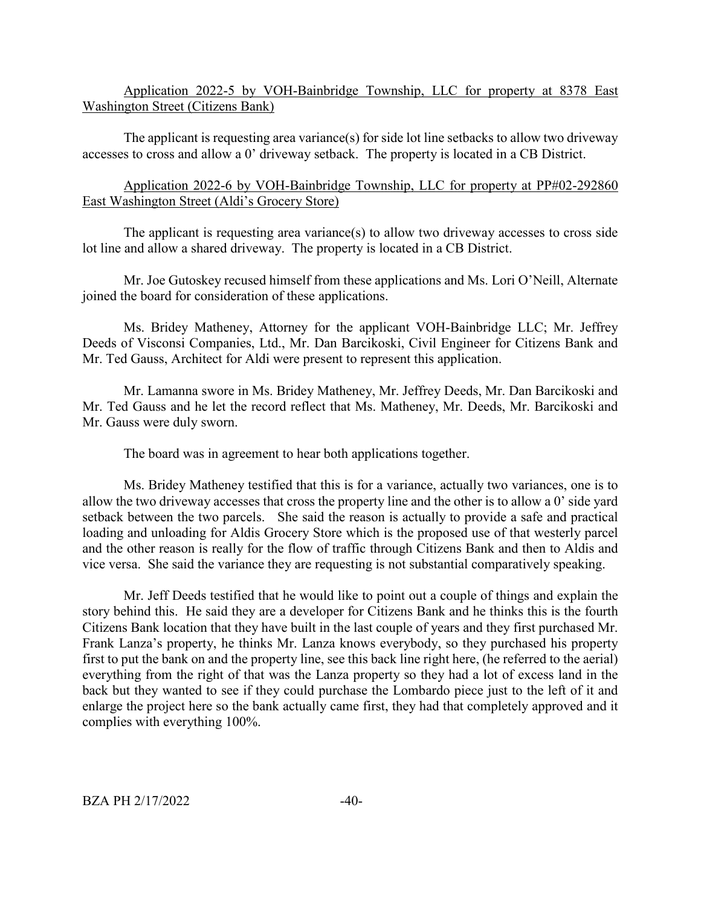Application 2022-5 by VOH-Bainbridge Township, LLC for property at 8378 East Washington Street (Citizens Bank)

The applicant is requesting area variance(s) for side lot line setbacks to allow two driveway accesses to cross and allow a 0' driveway setback. The property is located in a CB District.

Application 2022-6 by VOH-Bainbridge Township, LLC for property at PP#02-292860 East Washington Street (Aldi's Grocery Store)

The applicant is requesting area variance(s) to allow two driveway accesses to cross side lot line and allow a shared driveway. The property is located in a CB District.

Mr. Joe Gutoskey recused himself from these applications and Ms. Lori O'Neill, Alternate joined the board for consideration of these applications.

Ms. Bridey Matheney, Attorney for the applicant VOH-Bainbridge LLC; Mr. Jeffrey Deeds of Visconsi Companies, Ltd., Mr. Dan Barcikoski, Civil Engineer for Citizens Bank and Mr. Ted Gauss, Architect for Aldi were present to represent this application.

Mr. Lamanna swore in Ms. Bridey Matheney, Mr. Jeffrey Deeds, Mr. Dan Barcikoski and Mr. Ted Gauss and he let the record reflect that Ms. Matheney, Mr. Deeds, Mr. Barcikoski and Mr. Gauss were duly sworn.

The board was in agreement to hear both applications together.

Ms. Bridey Matheney testified that this is for a variance, actually two variances, one is to allow the two driveway accesses that cross the property line and the other is to allow a 0' side yard setback between the two parcels. She said the reason is actually to provide a safe and practical loading and unloading for Aldis Grocery Store which is the proposed use of that westerly parcel and the other reason is really for the flow of traffic through Citizens Bank and then to Aldis and vice versa. She said the variance they are requesting is not substantial comparatively speaking.

Mr. Jeff Deeds testified that he would like to point out a couple of things and explain the story behind this. He said they are a developer for Citizens Bank and he thinks this is the fourth Citizens Bank location that they have built in the last couple of years and they first purchased Mr. Frank Lanza's property, he thinks Mr. Lanza knows everybody, so they purchased his property first to put the bank on and the property line, see this back line right here, (he referred to the aerial) everything from the right of that was the Lanza property so they had a lot of excess land in the back but they wanted to see if they could purchase the Lombardo piece just to the left of it and enlarge the project here so the bank actually came first, they had that completely approved and it complies with everything 100%.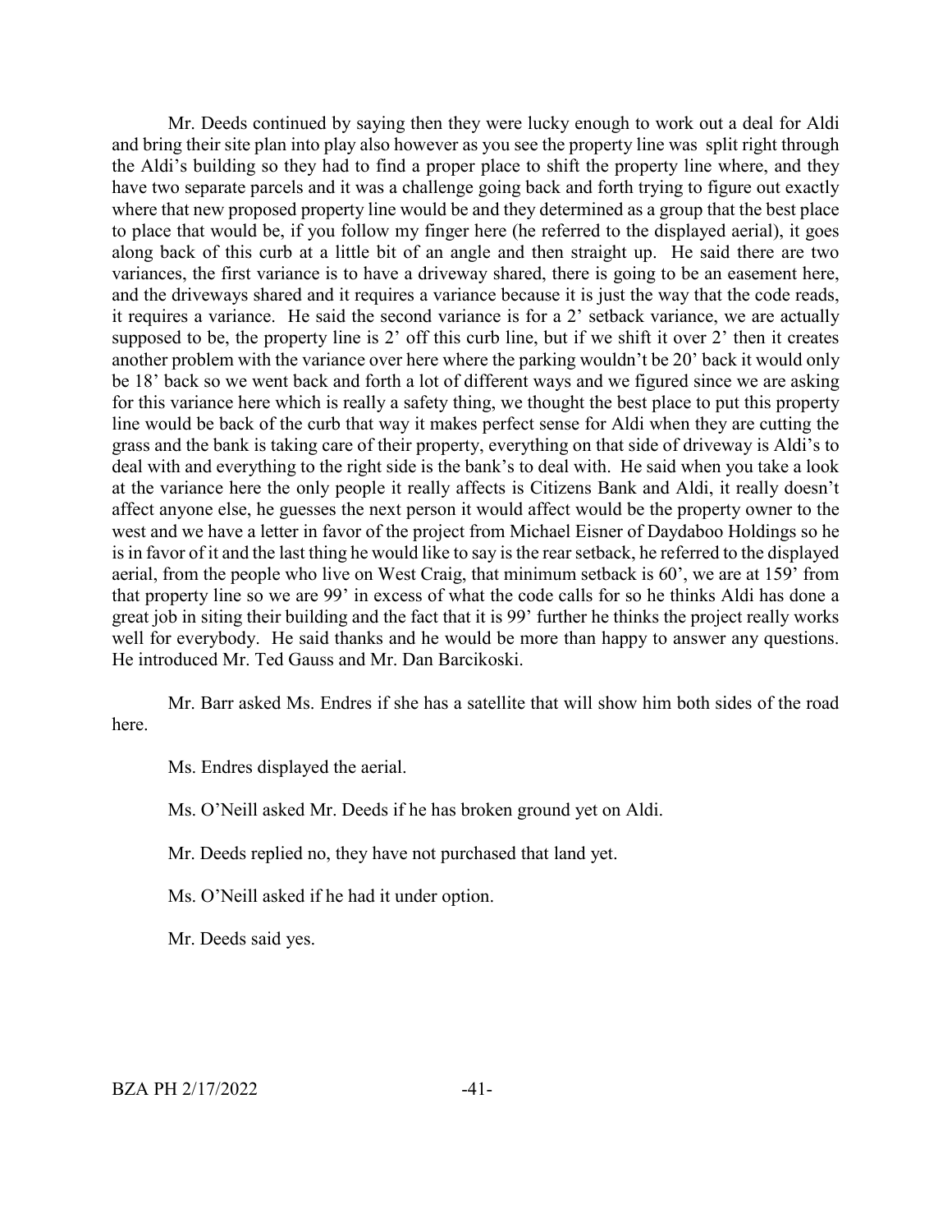Mr. Deeds continued by saying then they were lucky enough to work out a deal for Aldi and bring their site plan into play also however as you see the property line was split right through the Aldi's building so they had to find a proper place to shift the property line where, and they have two separate parcels and it was a challenge going back and forth trying to figure out exactly where that new proposed property line would be and they determined as a group that the best place to place that would be, if you follow my finger here (he referred to the displayed aerial), it goes along back of this curb at a little bit of an angle and then straight up. He said there are two variances, the first variance is to have a driveway shared, there is going to be an easement here, and the driveways shared and it requires a variance because it is just the way that the code reads, it requires a variance. He said the second variance is for a 2' setback variance, we are actually supposed to be, the property line is 2' off this curb line, but if we shift it over 2' then it creates another problem with the variance over here where the parking wouldn't be 20' back it would only be 18' back so we went back and forth a lot of different ways and we figured since we are asking for this variance here which is really a safety thing, we thought the best place to put this property line would be back of the curb that way it makes perfect sense for Aldi when they are cutting the grass and the bank is taking care of their property, everything on that side of driveway is Aldi's to deal with and everything to the right side is the bank's to deal with. He said when you take a look at the variance here the only people it really affects is Citizens Bank and Aldi, it really doesn't affect anyone else, he guesses the next person it would affect would be the property owner to the west and we have a letter in favor of the project from Michael Eisner of Daydaboo Holdings so he is in favor of it and the last thing he would like to say is the rear setback, he referred to the displayed aerial, from the people who live on West Craig, that minimum setback is 60', we are at 159' from that property line so we are 99' in excess of what the code calls for so he thinks Aldi has done a great job in siting their building and the fact that it is 99' further he thinks the project really works well for everybody. He said thanks and he would be more than happy to answer any questions. He introduced Mr. Ted Gauss and Mr. Dan Barcikoski.

Mr. Barr asked Ms. Endres if she has a satellite that will show him both sides of the road here.

Ms. Endres displayed the aerial.

Ms. O'Neill asked Mr. Deeds if he has broken ground yet on Aldi.

Mr. Deeds replied no, they have not purchased that land yet.

Ms. O'Neill asked if he had it under option.

Mr. Deeds said yes.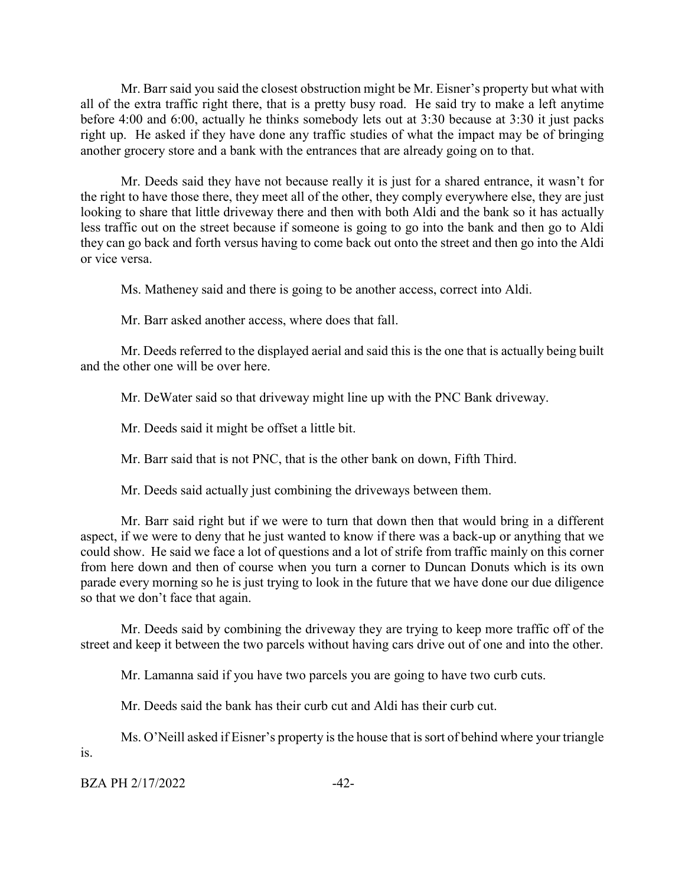Mr. Barr said you said the closest obstruction might be Mr. Eisner's property but what with all of the extra traffic right there, that is a pretty busy road. He said try to make a left anytime before 4:00 and 6:00, actually he thinks somebody lets out at 3:30 because at 3:30 it just packs right up. He asked if they have done any traffic studies of what the impact may be of bringing another grocery store and a bank with the entrances that are already going on to that.

Mr. Deeds said they have not because really it is just for a shared entrance, it wasn't for the right to have those there, they meet all of the other, they comply everywhere else, they are just looking to share that little driveway there and then with both Aldi and the bank so it has actually less traffic out on the street because if someone is going to go into the bank and then go to Aldi they can go back and forth versus having to come back out onto the street and then go into the Aldi or vice versa.

Ms. Matheney said and there is going to be another access, correct into Aldi.

Mr. Barr asked another access, where does that fall.

Mr. Deeds referred to the displayed aerial and said this is the one that is actually being built and the other one will be over here.

Mr. DeWater said so that driveway might line up with the PNC Bank driveway.

Mr. Deeds said it might be offset a little bit.

Mr. Barr said that is not PNC, that is the other bank on down, Fifth Third.

Mr. Deeds said actually just combining the driveways between them.

Mr. Barr said right but if we were to turn that down then that would bring in a different aspect, if we were to deny that he just wanted to know if there was a back-up or anything that we could show. He said we face a lot of questions and a lot of strife from traffic mainly on this corner from here down and then of course when you turn a corner to Duncan Donuts which is its own parade every morning so he is just trying to look in the future that we have done our due diligence so that we don't face that again.

Mr. Deeds said by combining the driveway they are trying to keep more traffic off of the street and keep it between the two parcels without having cars drive out of one and into the other.

Mr. Lamanna said if you have two parcels you are going to have two curb cuts.

Mr. Deeds said the bank has their curb cut and Aldi has their curb cut.

Ms. O'Neill asked if Eisner's property is the house that is sort of behind where your triangle is.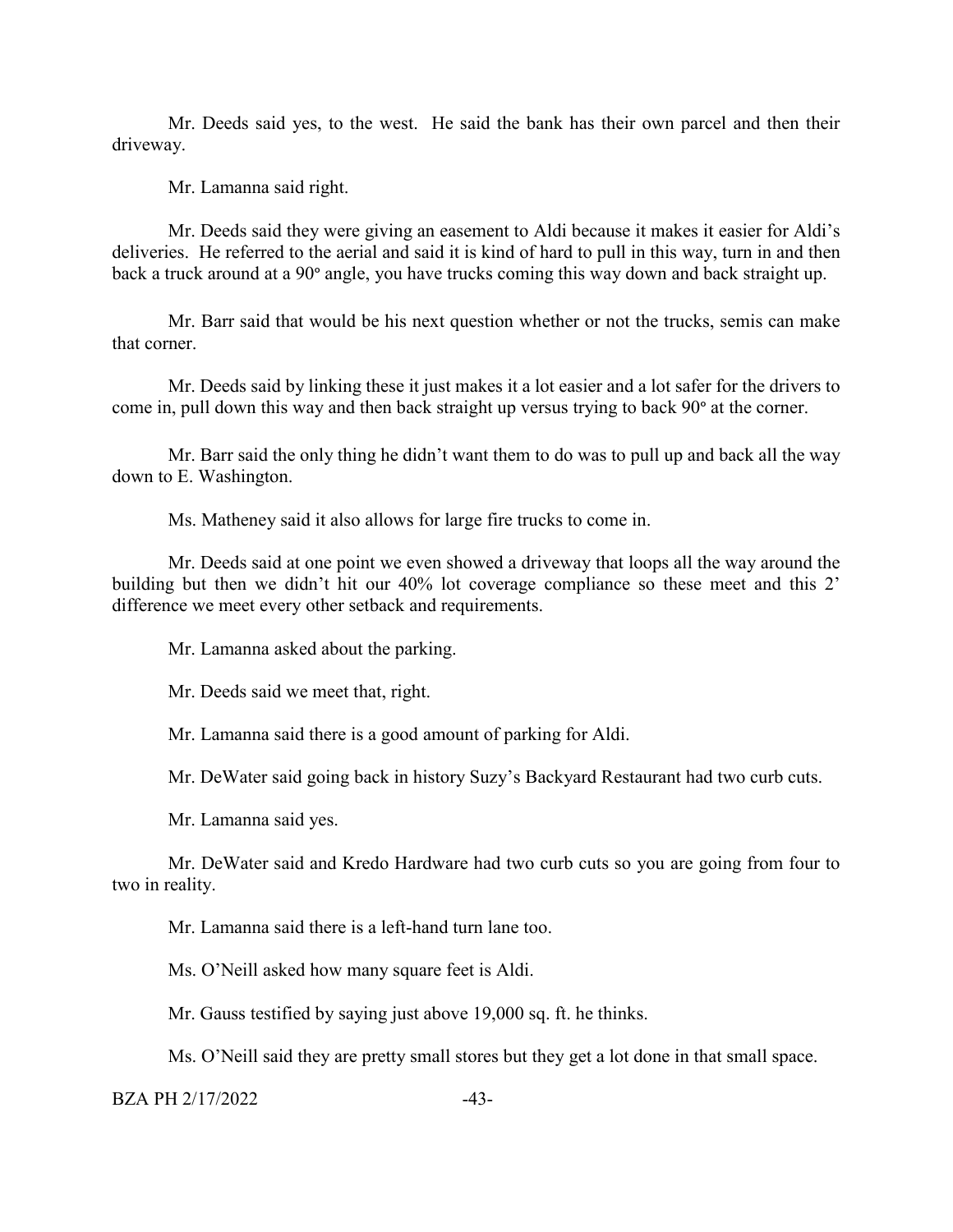Mr. Deeds said yes, to the west. He said the bank has their own parcel and then their driveway.

Mr. Lamanna said right.

Mr. Deeds said they were giving an easement to Aldi because it makes it easier for Aldi's deliveries. He referred to the aerial and said it is kind of hard to pull in this way, turn in and then back a truck around at a 90° angle, you have trucks coming this way down and back straight up.

Mr. Barr said that would be his next question whether or not the trucks, semis can make that corner.

Mr. Deeds said by linking these it just makes it a lot easier and a lot safer for the drivers to come in, pull down this way and then back straight up versus trying to back 90° at the corner.

Mr. Barr said the only thing he didn't want them to do was to pull up and back all the way down to E. Washington.

Ms. Matheney said it also allows for large fire trucks to come in.

Mr. Deeds said at one point we even showed a driveway that loops all the way around the building but then we didn't hit our 40% lot coverage compliance so these meet and this 2' difference we meet every other setback and requirements.

Mr. Lamanna asked about the parking.

Mr. Deeds said we meet that, right.

Mr. Lamanna said there is a good amount of parking for Aldi.

Mr. DeWater said going back in history Suzy's Backyard Restaurant had two curb cuts.

Mr. Lamanna said yes.

Mr. DeWater said and Kredo Hardware had two curb cuts so you are going from four to two in reality.

Mr. Lamanna said there is a left-hand turn lane too.

Ms. O'Neill asked how many square feet is Aldi.

Mr. Gauss testified by saying just above 19,000 sq. ft. he thinks.

Ms. O'Neill said they are pretty small stores but they get a lot done in that small space.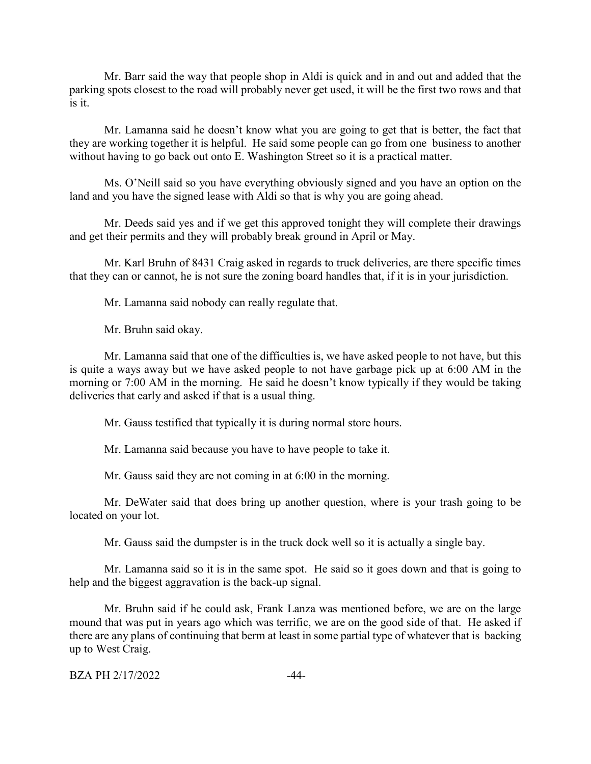Mr. Barr said the way that people shop in Aldi is quick and in and out and added that the parking spots closest to the road will probably never get used, it will be the first two rows and that is it.

Mr. Lamanna said he doesn't know what you are going to get that is better, the fact that they are working together it is helpful. He said some people can go from one business to another without having to go back out onto E. Washington Street so it is a practical matter.

Ms. O'Neill said so you have everything obviously signed and you have an option on the land and you have the signed lease with Aldi so that is why you are going ahead.

Mr. Deeds said yes and if we get this approved tonight they will complete their drawings and get their permits and they will probably break ground in April or May.

Mr. Karl Bruhn of 8431 Craig asked in regards to truck deliveries, are there specific times that they can or cannot, he is not sure the zoning board handles that, if it is in your jurisdiction.

Mr. Lamanna said nobody can really regulate that.

Mr. Bruhn said okay.

Mr. Lamanna said that one of the difficulties is, we have asked people to not have, but this is quite a ways away but we have asked people to not have garbage pick up at 6:00 AM in the morning or 7:00 AM in the morning. He said he doesn't know typically if they would be taking deliveries that early and asked if that is a usual thing.

Mr. Gauss testified that typically it is during normal store hours.

Mr. Lamanna said because you have to have people to take it.

Mr. Gauss said they are not coming in at 6:00 in the morning.

Mr. DeWater said that does bring up another question, where is your trash going to be located on your lot.

Mr. Gauss said the dumpster is in the truck dock well so it is actually a single bay.

Mr. Lamanna said so it is in the same spot. He said so it goes down and that is going to help and the biggest aggravation is the back-up signal.

Mr. Bruhn said if he could ask, Frank Lanza was mentioned before, we are on the large mound that was put in years ago which was terrific, we are on the good side of that. He asked if there are any plans of continuing that berm at least in some partial type of whatever that is backing up to West Craig.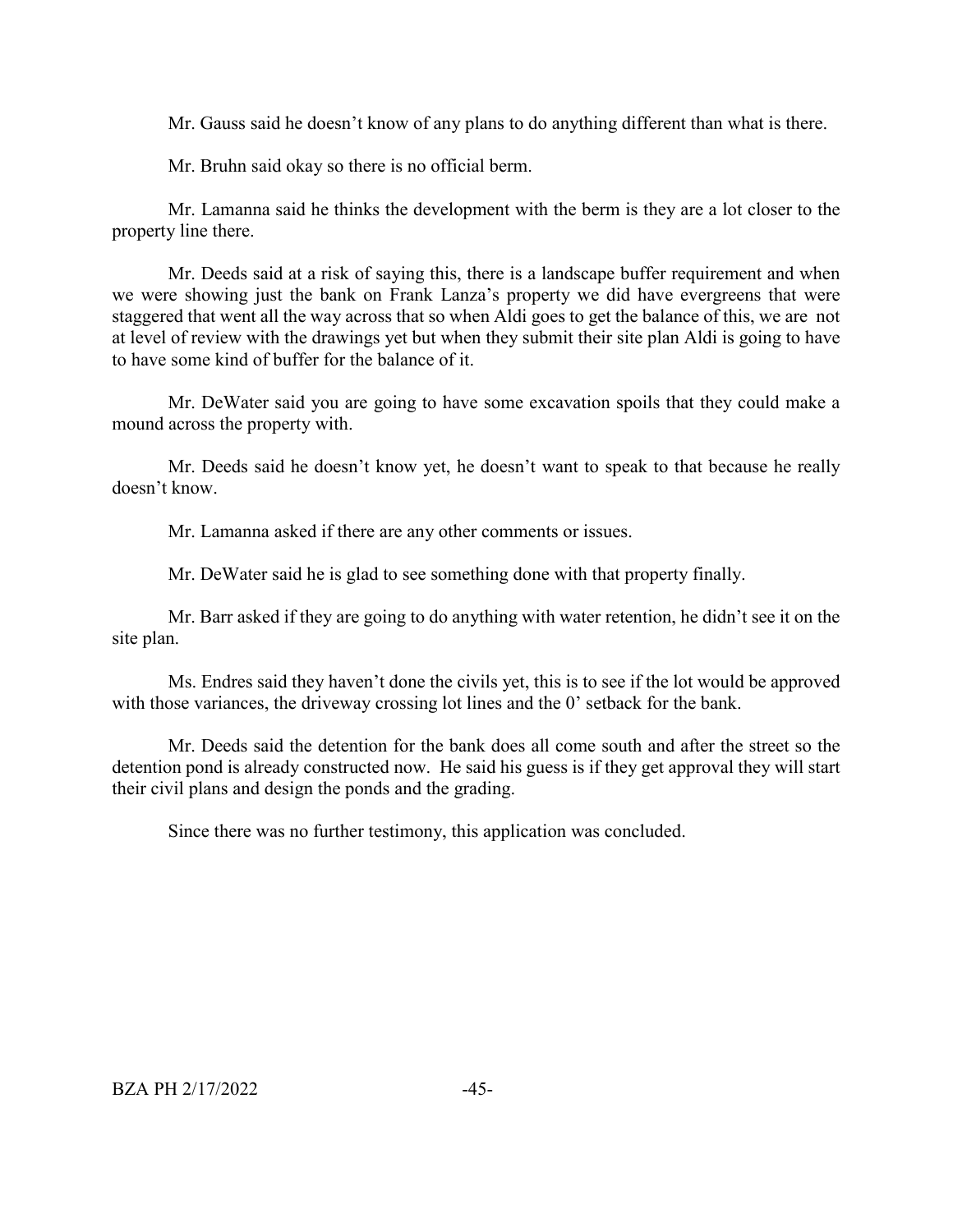Mr. Gauss said he doesn't know of any plans to do anything different than what is there.

Mr. Bruhn said okay so there is no official berm.

Mr. Lamanna said he thinks the development with the berm is they are a lot closer to the property line there.

Mr. Deeds said at a risk of saying this, there is a landscape buffer requirement and when we were showing just the bank on Frank Lanza's property we did have evergreens that were staggered that went all the way across that so when Aldi goes to get the balance of this, we are not at level of review with the drawings yet but when they submit their site plan Aldi is going to have to have some kind of buffer for the balance of it.

Mr. DeWater said you are going to have some excavation spoils that they could make a mound across the property with.

Mr. Deeds said he doesn't know yet, he doesn't want to speak to that because he really doesn't know.

Mr. Lamanna asked if there are any other comments or issues.

Mr. DeWater said he is glad to see something done with that property finally.

Mr. Barr asked if they are going to do anything with water retention, he didn't see it on the site plan.

Ms. Endres said they haven't done the civils yet, this is to see if the lot would be approved with those variances, the driveway crossing lot lines and the 0' setback for the bank.

Mr. Deeds said the detention for the bank does all come south and after the street so the detention pond is already constructed now. He said his guess is if they get approval they will start their civil plans and design the ponds and the grading.

Since there was no further testimony, this application was concluded.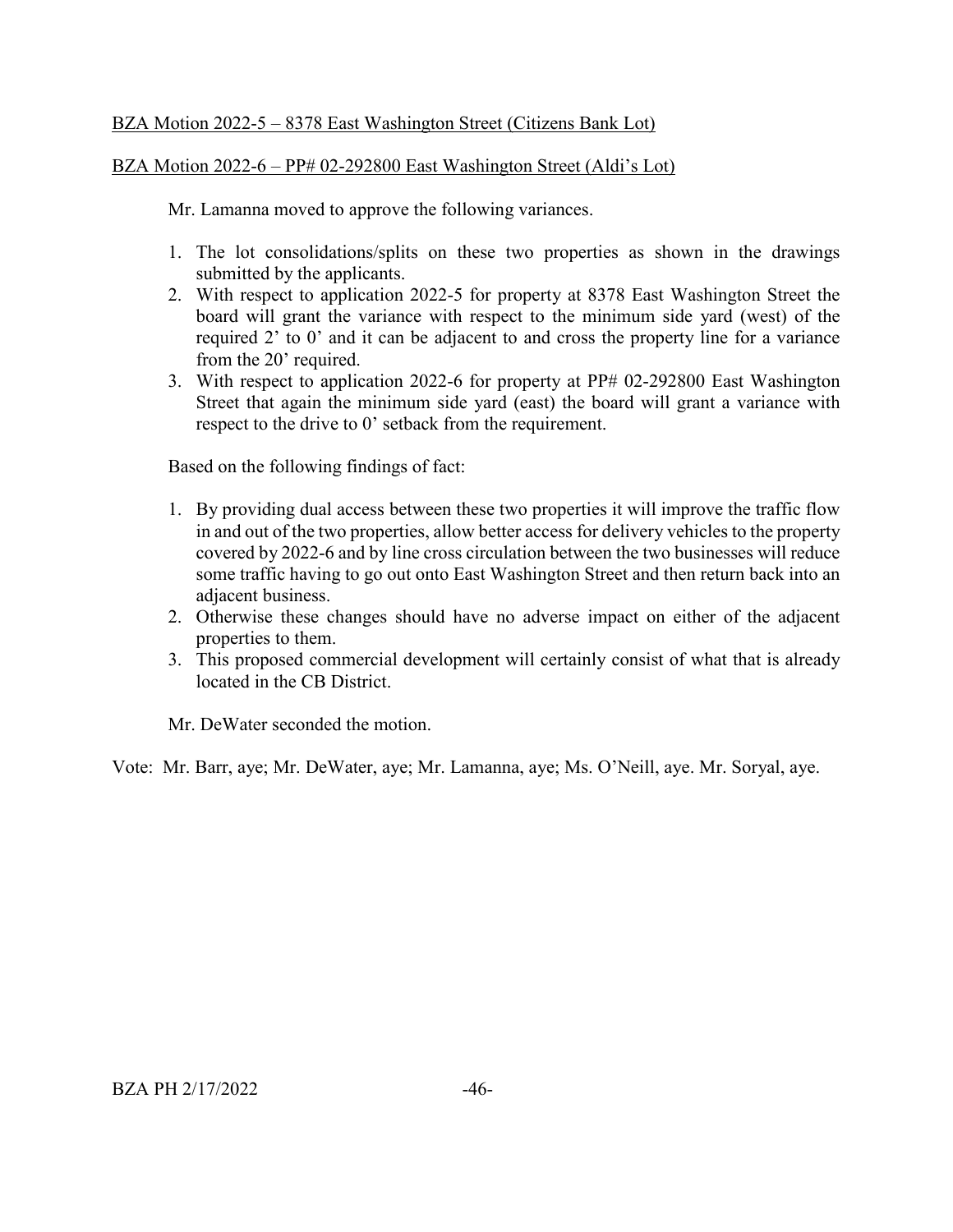BZA Motion 2022-5 – 8378 East Washington Street (Citizens Bank Lot)

BZA Motion 2022-6 – PP# 02-292800 East Washington Street (Aldi's Lot)

Mr. Lamanna moved to approve the following variances.

1. The lot consolidations/splits on these two properties as shown in the drawings submitted by the applicants.
2. With respect to application 2022-5 for property at 8378 East Washington Street the board will grant the variance with respect to the minimum side yard (west) of the required 2' to 0' and it can be adjacent to and cross the property line for a variance from the 20' required.
3. With respect to application 2022-6 for property at PP# 02-292800 East Washington Street that again the minimum side yard (east) the board will grant a variance with respect to the drive to 0' setback from the requirement.

Based on the following findings of fact:

1. By providing dual access between these two properties it will improve the traffic flow in and out of the two properties, allow better access for delivery vehicles to the property covered by 2022-6 and by line cross circulation between the two businesses will reduce some traffic having to go out onto East Washington Street and then return back into an adjacent business.
2. Otherwise these changes should have no adverse impact on either of the adjacent properties to them.
3. This proposed commercial development will certainly consist of what that is already located in the CB District.

Mr. DeWater seconded the motion.

Vote: Mr. Barr, aye; Mr. DeWater, aye; Mr. Lamanna, aye; Ms. O'Neill, aye. Mr. Soryal, aye.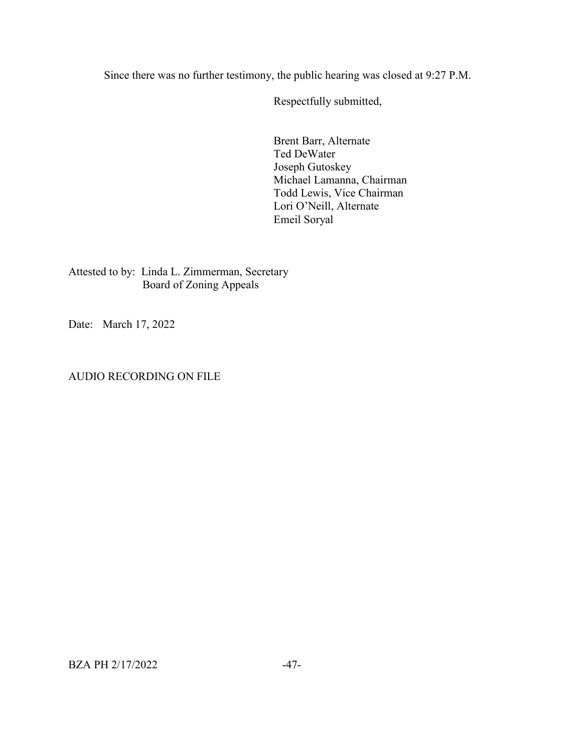Since there was no further testimony, the public hearing was closed at 9:27 P.M.

Respectfully submitted,

Brent Barr, Alternate
Ted DeWater
Joseph Gutoskey
Michael Lamanna, Chairman
Todd Lewis, Vice Chairman
Lori O'Neill, Alternate
Emeil Soryal

Attested to by: Linda L. Zimmerman, Secretary
Board of Zoning Appeals

Date: March 17, 2022

AUDIO RECORDING ON FILE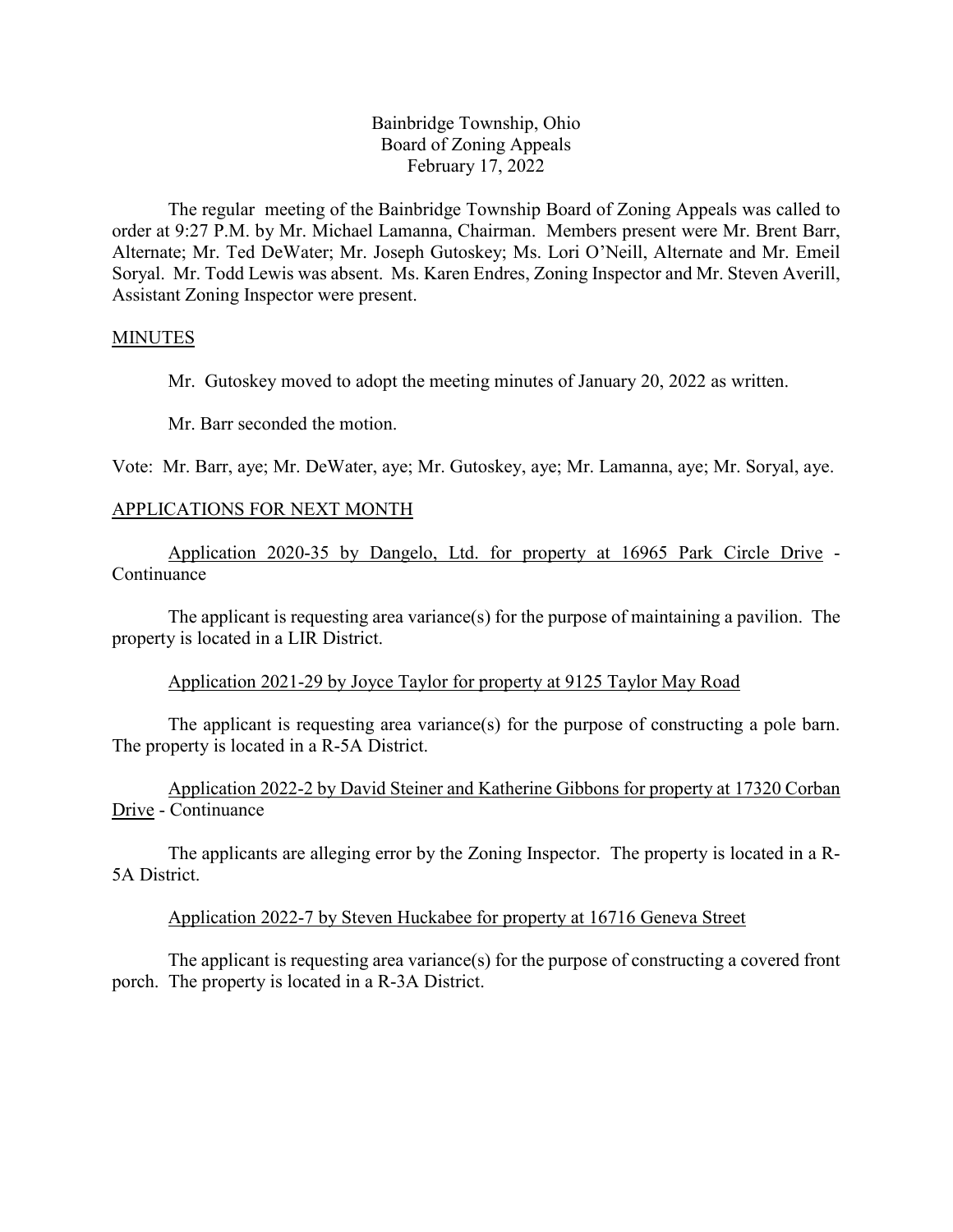Bainbridge Township, Ohio
Board of Zoning Appeals
February 17, 2022

The regular meeting of the Bainbridge Township Board of Zoning Appeals was called to order at 9:27 P.M. by Mr. Michael Lamanna, Chairman. Members present were Mr. Brent Barr, Alternate; Mr. Ted DeWater; Mr. Joseph Gutoskey; Ms. Lori O'Neill, Alternate and Mr. Emeil Soryal. Mr. Todd Lewis was absent. Ms. Karen Endres, Zoning Inspector and Mr. Steven Averill, Assistant Zoning Inspector were present.

## MINUTES

Mr. Gutoskey moved to adopt the meeting minutes of January 20, 2022 as written.

Mr. Barr seconded the motion.

Vote: Mr. Barr, aye; Mr. DeWater, aye; Mr. Gutoskey, aye; Mr. Lamanna, aye; Mr. Soryal, aye.

## APPLICATIONS FOR NEXT MONTH

Application 2020-35 by Dangelo, Ltd. for property at 16965 Park Circle Drive - Continuance

The applicant is requesting area variance(s) for the purpose of maintaining a pavilion. The property is located in a LIR District.

Application 2021-29 by Joyce Taylor for property at 9125 Taylor May Road

The applicant is requesting area variance(s) for the purpose of constructing a pole barn. The property is located in a R-5A District.

Application 2022-2 by David Steiner and Katherine Gibbons for property at 17320 Corban Drive - Continuance

The applicants are alleging error by the Zoning Inspector. The property is located in a R-5A District.

Application 2022-7 by Steven Huckabee for property at 16716 Geneva Street

The applicant is requesting area variance(s) for the purpose of constructing a covered front porch. The property is located in a R-3A District.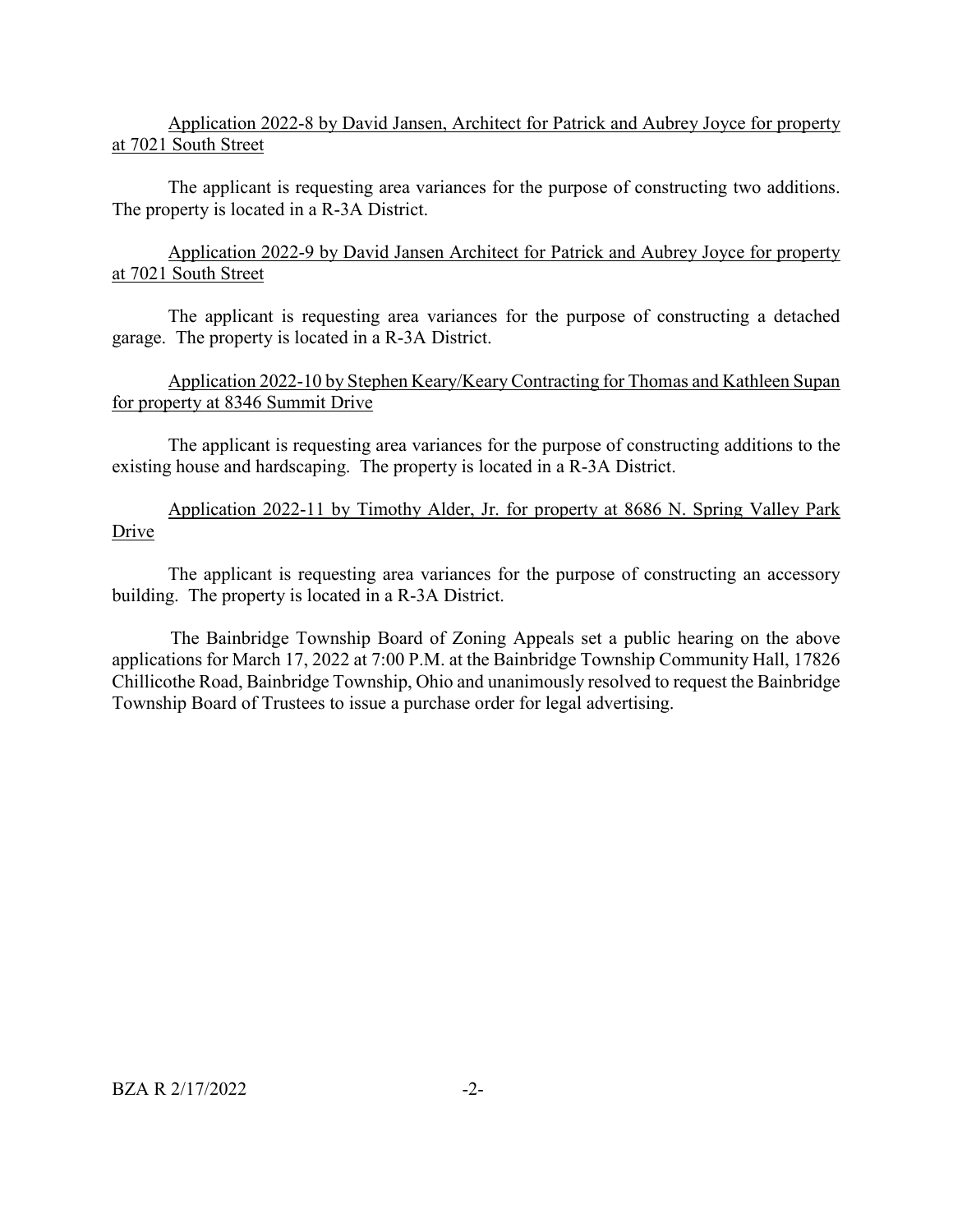<u>Application 2022-8 by David Jansen, Architect for Patrick and Aubrey Joyce for property at 7021 South Street</u>

The applicant is requesting area variances for the purpose of constructing two additions. The property is located in a R-3A District.

<u>Application 2022-9 by David Jansen Architect for Patrick and Aubrey Joyce for property at 7021 South Street</u>

The applicant is requesting area variances for the purpose of constructing a detached garage. The property is located in a R-3A District.

<u>Application 2022-10 by Stephen Keary/Keary Contracting for Thomas and Kathleen Supan for property at 8346 Summit Drive</u>

The applicant is requesting area variances for the purpose of constructing additions to the existing house and hardscaping. The property is located in a R-3A District.

<u>Application 2022-11 by Timothy Alder, Jr. for property at 8686 N. Spring Valley Park Drive</u>

The applicant is requesting area variances for the purpose of constructing an accessory building. The property is located in a R-3A District.

The Bainbridge Township Board of Zoning Appeals set a public hearing on the above applications for March 17, 2022 at 7:00 P.M. at the Bainbridge Township Community Hall, 17826 Chillicothe Road, Bainbridge Township, Ohio and unanimously resolved to request the Bainbridge Township Board of Trustees to issue a purchase order for legal advertising.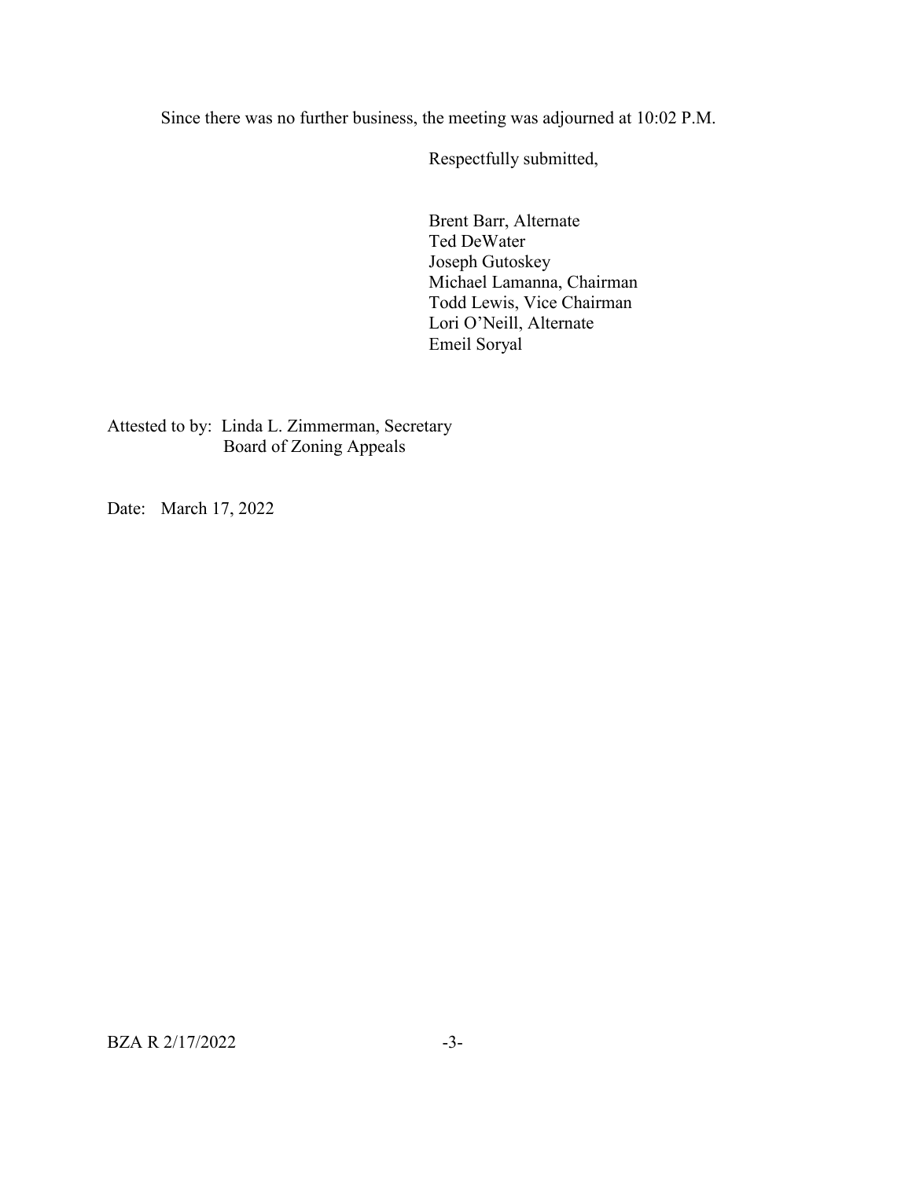Since there was no further business, the meeting was adjourned at 10:02 P.M.

Respectfully submitted,

Brent Barr, Alternate
Ted DeWater
Joseph Gutoskey
Michael Lamanna, Chairman
Todd Lewis, Vice Chairman
Lori O'Neill, Alternate
Emeil Soryal

Attested to by: Linda L. Zimmerman, Secretary
Board of Zoning Appeals

Date: March 17, 2022